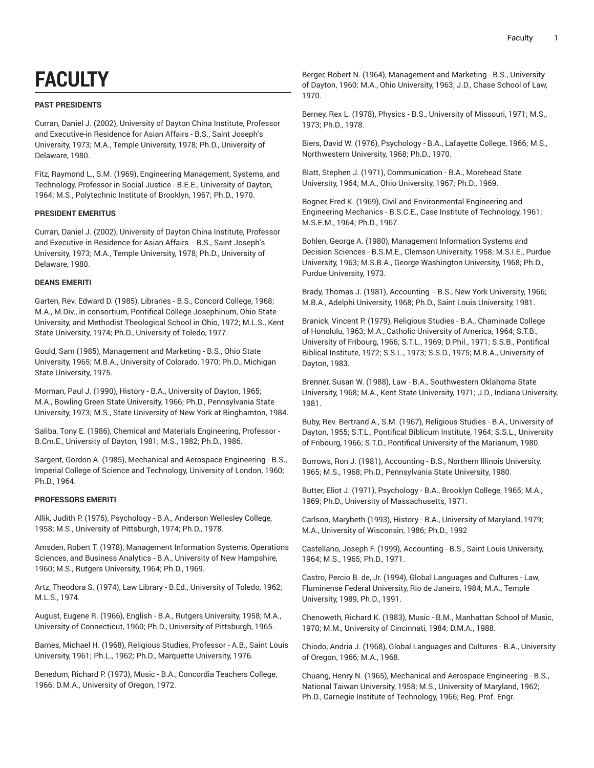# FACULTY

### PAST PRESIDENTS

Curran, Daniel J. (2002), University of Dayton China Institute, Professor and Executive-in Residence for Asian Affairs - B.S., Saint Joseph's University, 1973; M.A., Temple University, 1978; Ph.D., University of Delaware, 1980.

Fitz, Raymond L., S.M. (1969), Engineering Management, Systems, and Technology, Professor in Social Justice - B.E.E., University of Dayton, 1964; M.S., Polytechnic Institute of Brooklyn, 1967; Ph.D., 1970.

### PRESIDENT EMERITUS

Curran, Daniel J. (2002), University of Dayton China Institute, Professor and Executive-in Residence for Asian Affairs - B.S., Saint Joseph's University, 1973; M.A., Temple University, 1978; Ph.D., University of Delaware, 1980.

### DEANS EMERITI

Garten, Rev. Edward D. (1985), Libraries - B.S., Concord College, 1968; M.A., M.Div., in consortium, Pontifical College Josephinum, Ohio State University, and Methodist Theological School in Ohio, 1972; M.L.S., Kent State University, 1974; Ph.D., University of Toledo, 1977.

Gould, Sam (1985), Management and Marketing - B.S., Ohio State University, 1965; M.B.A., University of Colorado, 1970; Ph.D., Michigan State University, 1975.

Morman, Paul J. (1990), History - B.A., University of Dayton, 1965; M.A., Bowling Green State University, 1966; Ph.D., Pennsylvania State University, 1973; M.S., State University of New York at Binghamton, 1984.

Saliba, Tony E. (1986), Chemical and Materials Engineering, Professor - B.Cm.E., University of Dayton, 1981; M.S., 1982; Ph.D., 1986.

Sargent, Gordon A. (1985), Mechanical and Aerospace Engineering - B.S., Imperial College of Science and Technology, University of London, 1960; Ph.D., 1964.

### PROFESSORS EMERITI

Allik, Judith P. (1976), Psychology - B.A., Anderson Wellesley College, 1958; M.S., University of Pittsburgh, 1974; Ph.D., 1978.

Amsden, Robert T. (1978), Management Information Systems, Operations Sciences, and Business Analytics - B.A., University of New Hampshire, 1960; M.S., Rutgers University, 1964; Ph.D., 1969.

Artz, Theodora S. (1974), Law Library - B.Ed., University of Toledo, 1962; M.L.S., 1974.

August, Eugene R. (1966), English - B.A., Rutgers University, 1958; M.A., University of Connecticut, 1960; Ph.D., University of Pittsburgh, 1965.

Barnes, Michael H. (1968), Religious Studies, Professor - A.B., Saint Louis University, 1961; Ph.L., 1962; Ph.D., Marquette University, 1976.

Benedum, Richard P. (1973), Music - B.A., Concordia Teachers College, 1966; D.M.A., University of Oregon, 1972.

Berger, Robert N. (1964), Management and Marketing - B.S., University of Dayton, 1960; M.A., Ohio University, 1963; J.D., Chase School of Law, 1970.

Berney, Rex L. (1978), Physics - B.S., University of Missouri, 1971; M.S., 1973; Ph.D., 1978.

Biers, David W. (1976), Psychology - B.A., Lafayette College, 1966; M.S., Northwestern University, 1968; Ph.D., 1970.

Blatt, Stephen J. (1971), Communication - B.A., Morehead State University, 1964; M.A., Ohio University, 1967; Ph.D., 1969.

Bogner, Fred K. (1969), Civil and Environmental Engineering and Engineering Mechanics - B.S.C.E., Case Institute of Technology, 1961; M.S.E.M., 1964; Ph.D., 1967.

Bohlen, George A. (1980), Management Information Systems and Decision Sciences - B.S.M.E., Clemson University, 1958; M.S.I.E., Purdue University, 1963; M.S.B.A., George Washington University, 1968; Ph.D., Purdue University, 1973.

Brady, Thomas J. (1981), Accounting - B.S., New York University, 1966; M.B.A., Adelphi University, 1968; Ph.D., Saint Louis University, 1981.

Branick, Vincent P. (1979), Religious Studies - B.A., Chaminade College of Honolulu, 1963; M.A., Catholic University of America, 1964; S.T.B., University of Fribourg, 1966; S.T.L., 1969; D.Phil., 1971; S.S.B., Pontifical Biblical Institute, 1972; S.S.L., 1973; S.S.D., 1975; M.B.A., University of Dayton, 1983.

Brenner, Susan W. (1988), Law - B.A., Southwestern Oklahoma State University, 1968; M.A., Kent State University, 1971; J.D., Indiana University, 1981.

Buby, Rev. Bertrand A., S.M. (1967), Religious Studies - B.A., University of Dayton, 1955; S.T.L., Pontifical Biblicum Institute, 1964; S.S.L., University of Fribourg, 1966; S.T.D., Pontifical University of the Marianum, 1980.

Burrows, Ron J. (1981), Accounting - B.S., Northern Illinois University, 1965; M.S., 1968; Ph.D., Pennsylvania State University, 1980.

Butter, Eliot J. (1971), Psychology - B.A., Brooklyn College, 1965; M.A., 1969; Ph.D., University of Massachusetts, 1971.

Carlson, Marybeth (1993), History - B.A., University of Maryland, 1979; M.A., University of Wisconsin, 1986; Ph.D., 1992

Castellano, Joseph F. (1999), Accounting - B.S., Saint Louis University, 1964; M.S., 1965; Ph.D., 1971.

Castro, Percio B. de, Jr. (1994), Global Languages and Cultures - Law, Fluminense Federal University, Rio de Janeiro, 1984; M.A., Temple University, 1989, Ph.D., 1991.

Chenoweth, Richard K. (1983), Music - B.M., Manhattan School of Music, 1970; M.M., University of Cincinnati, 1984; D.M.A., 1988.

Chiodo, Andria J. (1968), Global Languages and Cultures - B.A., University of Oregon, 1966; M.A., 1968.

Chuang, Henry N. (1965), Mechanical and Aerospace Engineering - B.S., National Taiwan University, 1958; M.S., University of Maryland, 1962; Ph.D., Carnegie Institute of Technology, 1966; Reg. Prof. Engr.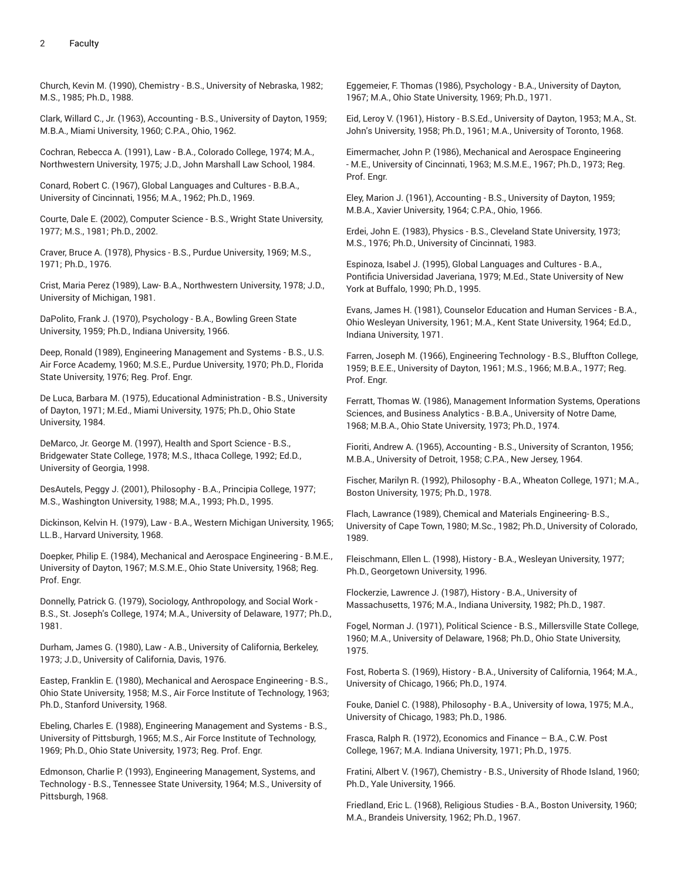Church, Kevin M. (1990), Chemistry - B.S., University of Nebraska, 1982; M.S., 1985; Ph.D., 1988.

Clark, Willard C., Jr. (1963), Accounting - B.S., University of Dayton, 1959; M.B.A., Miami University, 1960; C.P.A., Ohio, 1962.

Cochran, Rebecca A. (1991), Law - B.A., Colorado College, 1974; M.A., Northwestern University, 1975; J.D., John Marshall Law School, 1984.

Conard, Robert C. (1967), Global Languages and Cultures - B.B.A., University of Cincinnati, 1956; M.A., 1962; Ph.D., 1969.

Courte, Dale E. (2002), Computer Science - B.S., Wright State University, 1977; M.S., 1981; Ph.D., 2002.

Craver, Bruce A. (1978), Physics - B.S., Purdue University, 1969; M.S., 1971; Ph.D., 1976.

Crist, Maria Perez (1989), Law- B.A., Northwestern University, 1978; J.D., University of Michigan, 1981.

DaPolito, Frank J. (1970), Psychology - B.A., Bowling Green State University, 1959; Ph.D., Indiana University, 1966.

Deep, Ronald (1989), Engineering Management and Systems - B.S., U.S. Air Force Academy, 1960; M.S.E., Purdue University, 1970; Ph.D., Florida State University, 1976; Reg. Prof. Engr.

De Luca, Barbara M. (1975), Educational Administration - B.S., University of Dayton, 1971; M.Ed., Miami University, 1975; Ph.D., Ohio State University, 1984.

DeMarco, Jr. George M. (1997), Health and Sport Science - B.S., Bridgewater State College, 1978; M.S., Ithaca College, 1992; Ed.D., University of Georgia, 1998.

DesAutels, Peggy J. (2001), Philosophy - B.A., Principia College, 1977; M.S., Washington University, 1988; M.A., 1993; Ph.D., 1995.

Dickinson, Kelvin H. (1979), Law - B.A., Western Michigan University, 1965; LL.B., Harvard University, 1968.

Doepker, Philip E. (1984), Mechanical and Aerospace Engineering - B.M.E., University of Dayton, 1967; M.S.M.E., Ohio State University, 1968; Reg. Prof. Engr.

Donnelly, Patrick G. (1979), Sociology, Anthropology, and Social Work - B.S., St. Joseph's College, 1974; M.A., University of Delaware, 1977; Ph.D., 1981.

Durham, James G. (1980), Law - A.B., University of California, Berkeley, 1973; J.D., University of California, Davis, 1976.

Eastep, Franklin E. (1980), Mechanical and Aerospace Engineering - B.S., Ohio State University, 1958; M.S., Air Force Institute of Technology, 1963; Ph.D., Stanford University, 1968.

Ebeling, Charles E. (1988), Engineering Management and Systems - B.S., University of Pittsburgh, 1965; M.S., Air Force Institute of Technology, 1969; Ph.D., Ohio State University, 1973; Reg. Prof. Engr.

Edmonson, Charlie P. (1993), Engineering Management, Systems, and Technology - B.S., Tennessee State University, 1964; M.S., University of Pittsburgh, 1968.

Eggemeier, F. Thomas (1986), Psychology - B.A., University of Dayton, 1967; M.A., Ohio State University, 1969; Ph.D., 1971.

Eid, Leroy V. (1961), History - B.S.Ed., University of Dayton, 1953; M.A., St. John's University, 1958; Ph.D., 1961; M.A., University of Toronto, 1968.

Eimermacher, John P. (1986), Mechanical and Aerospace Engineering - M.E., University of Cincinnati, 1963; M.S.M.E., 1967; Ph.D., 1973; Reg. Prof. Engr.

Eley, Marion J. (1961), Accounting - B.S., University of Dayton, 1959; M.B.A., Xavier University, 1964; C.P.A., Ohio, 1966.

Erdei, John E. (1983), Physics - B.S., Cleveland State University, 1973; M.S., 1976; Ph.D., University of Cincinnati, 1983.

Espinoza, Isabel J. (1995), Global Languages and Cultures - B.A., Pontificia Universidad Javeriana, 1979; M.Ed., State University of New York at Buffalo, 1990; Ph.D., 1995.

Evans, James H. (1981), Counselor Education and Human Services - B.A., Ohio Wesleyan University, 1961; M.A., Kent State University, 1964; Ed.D., Indiana University, 1971.

Farren, Joseph M. (1966), Engineering Technology - B.S., Bluffton College, 1959; B.E.E., University of Dayton, 1961; M.S., 1966; M.B.A., 1977; Reg. Prof. Engr.

Ferratt, Thomas W. (1986), Management Information Systems, Operations Sciences, and Business Analytics - B.B.A., University of Notre Dame, 1968; M.B.A., Ohio State University, 1973; Ph.D., 1974.

Fioriti, Andrew A. (1965), Accounting - B.S., University of Scranton, 1956; M.B.A., University of Detroit, 1958; C.P.A., New Jersey, 1964.

Fischer, Marilyn R. (1992), Philosophy - B.A., Wheaton College, 1971; M.A., Boston University, 1975; Ph.D., 1978.

Flach, Lawrance (1989), Chemical and Materials Engineering- B.S., University of Cape Town, 1980; M.Sc., 1982; Ph.D., University of Colorado, 1989.

Fleischmann, Ellen L. (1998), History - B.A., Wesleyan University, 1977; Ph.D., Georgetown University, 1996.

Flockerzie, Lawrence J. (1987), History - B.A., University of Massachusetts, 1976; M.A., Indiana University, 1982; Ph.D., 1987.

Fogel, Norman J. (1971), Political Science - B.S., Millersville State College, 1960; M.A., University of Delaware, 1968; Ph.D., Ohio State University, 1975.

Fost, Roberta S. (1969), History - B.A., University of California, 1964; M.A., University of Chicago, 1966; Ph.D., 1974.

Fouke, Daniel C. (1988), Philosophy - B.A., University of Iowa, 1975; M.A., University of Chicago, 1983; Ph.D., 1986.

Frasca, Ralph R. (1972), Economics and Finance – B.A., C.W. Post College, 1967; M.A. Indiana University, 1971; Ph.D., 1975.

Fratini, Albert V. (1967), Chemistry - B.S., University of Rhode Island, 1960; Ph.D., Yale University, 1966.

Friedland, Eric L. (1968), Religious Studies - B.A., Boston University, 1960; M.A., Brandeis University, 1962; Ph.D., 1967.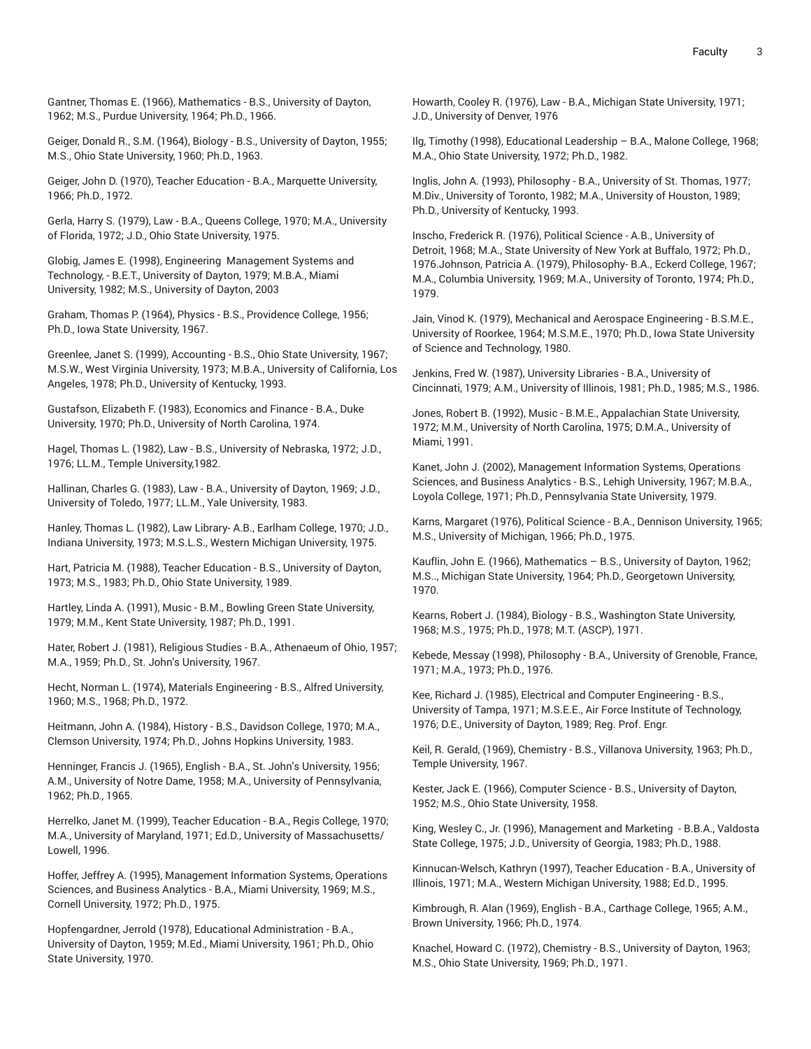Gantner, Thomas E. (1966), Mathematics - B.S., University of Dayton, 1962; M.S., Purdue University, 1964; Ph.D., 1966.

Geiger, Donald R., S.M. (1964), Biology - B.S., University of Dayton, 1955; M.S., Ohio State University, 1960; Ph.D., 1963.

Geiger, John D. (1970), Teacher Education - B.A., Marquette University, 1966; Ph.D., 1972.

Gerla, Harry S. (1979), Law - B.A., Queens College, 1970; M.A., University of Florida, 1972; J.D., Ohio State University, 1975.

Globig, James E. (1998), Engineering Management Systems and Technology, - B.E.T., University of Dayton, 1979; M.B.A., Miami University, 1982; M.S., University of Dayton, 2003

Graham, Thomas P. (1964), Physics - B.S., Providence College, 1956; Ph.D., Iowa State University, 1967.

Greenlee, Janet S. (1999), Accounting - B.S., Ohio State University, 1967; M.S.W., West Virginia University, 1973; M.B.A., University of California, Los Angeles, 1978; Ph.D., University of Kentucky, 1993.

Gustafson, Elizabeth F. (1983), Economics and Finance - B.A., Duke University, 1970; Ph.D., University of North Carolina, 1974.

Hagel, Thomas L. (1982), Law - B.S., University of Nebraska, 1972; J.D., 1976; LL.M., Temple University,1982.

Hallinan, Charles G. (1983), Law - B.A., University of Dayton, 1969; J.D., University of Toledo, 1977; LL.M., Yale University, 1983.

Hanley, Thomas L. (1982), Law Library- A.B., Earlham College, 1970; J.D., Indiana University, 1973; M.S.L.S., Western Michigan University, 1975.

Hart, Patricia M. (1988), Teacher Education - B.S., University of Dayton, 1973; M.S., 1983; Ph.D., Ohio State University, 1989.

Hartley, Linda A. (1991), Music - B.M., Bowling Green State University, 1979; M.M., Kent State University, 1987; Ph.D., 1991.

Hater, Robert J. (1981), Religious Studies - B.A., Athenaeum of Ohio, 1957; M.A., 1959; Ph.D., St. John's University, 1967.

Hecht, Norman L. (1974), Materials Engineering - B.S., Alfred University, 1960; M.S., 1968; Ph.D., 1972.

Heitmann, John A. (1984), History - B.S., Davidson College, 1970; M.A., Clemson University, 1974; Ph.D., Johns Hopkins University, 1983.

Henninger, Francis J. (1965), English - B.A., St. John's University, 1956; A.M., University of Notre Dame, 1958; M.A., University of Pennsylvania, 1962; Ph.D., 1965.

Herrelko, Janet M. (1999), Teacher Education - B.A., Regis College, 1970; M.A., University of Maryland, 1971; Ed.D., University of Massachusetts/Lowell, 1996.

Hoffer, Jeffrey A. (1995), Management Information Systems, Operations Sciences, and Business Analytics - B.A., Miami University, 1969; M.S., Cornell University, 1972; Ph.D., 1975.

Hopfengardner, Jerrold (1978), Educational Administration - B.A., University of Dayton, 1959; M.Ed., Miami University, 1961; Ph.D., Ohio State University, 1970.

Howarth, Cooley R. (1976), Law - B.A., Michigan State University, 1971; J.D., University of Denver, 1976

Ilg, Timothy (1998), Educational Leadership – B.A., Malone College, 1968; M.A., Ohio State University, 1972; Ph.D., 1982.

Inglis, John A. (1993), Philosophy - B.A., University of St. Thomas, 1977; M.Div., University of Toronto, 1982; M.A., University of Houston, 1989; Ph.D., University of Kentucky, 1993.

Inscho, Frederick R. (1976), Political Science - A.B., University of Detroit, 1968; M.A., State University of New York at Buffalo, 1972; Ph.D., 1976.Johnson, Patricia A. (1979), Philosophy- B.A., Eckerd College, 1967; M.A., Columbia University, 1969; M.A., University of Toronto, 1974; Ph.D., 1979.

Jain, Vinod K. (1979), Mechanical and Aerospace Engineering - B.S.M.E., University of Roorkee, 1964; M.S.M.E., 1970; Ph.D., Iowa State University of Science and Technology, 1980.

Jenkins, Fred W. (1987), University Libraries - B.A., University of Cincinnati, 1979; A.M., University of Illinois, 1981; Ph.D., 1985; M.S., 1986.

Jones, Robert B. (1992), Music - B.M.E., Appalachian State University, 1972; M.M., University of North Carolina, 1975; D.M.A., University of Miami, 1991.

Kanet, John J. (2002), Management Information Systems, Operations Sciences, and Business Analytics - B.S., Lehigh University, 1967; M.B.A., Loyola College, 1971; Ph.D., Pennsylvania State University, 1979.

Karns, Margaret (1976), Political Science - B.A., Dennison University, 1965; M.S., University of Michigan, 1966; Ph.D., 1975.

Kauflin, John E. (1966), Mathematics – B.S., University of Dayton, 1962; M.S.., Michigan State University, 1964; Ph.D., Georgetown University, 1970.

Kearns, Robert J. (1984), Biology - B.S., Washington State University, 1968; M.S., 1975; Ph.D., 1978; M.T. (ASCP), 1971.

Kebede, Messay (1998), Philosophy - B.A., University of Grenoble, France, 1971; M.A., 1973; Ph.D., 1976.

Kee, Richard J. (1985), Electrical and Computer Engineering - B.S., University of Tampa, 1971; M.S.E.E., Air Force Institute of Technology, 1976; D.E., University of Dayton, 1989; Reg. Prof. Engr.

Keil, R. Gerald, (1969), Chemistry - B.S., Villanova University, 1963; Ph.D., Temple University, 1967.

Kester, Jack E. (1966), Computer Science - B.S., University of Dayton, 1952; M.S., Ohio State University, 1958.

King, Wesley C., Jr. (1996), Management and Marketing - B.B.A., Valdosta State College, 1975; J.D., University of Georgia, 1983; Ph.D., 1988.

Kinnucan-Welsch, Kathryn (1997), Teacher Education - B.A., University of Illinois, 1971; M.A., Western Michigan University, 1988; Ed.D., 1995.

Kimbrough, R. Alan (1969), English - B.A., Carthage College, 1965; A.M., Brown University, 1966; Ph.D., 1974.

Knachel, Howard C. (1972), Chemistry - B.S., University of Dayton, 1963; M.S., Ohio State University, 1969; Ph.D., 1971.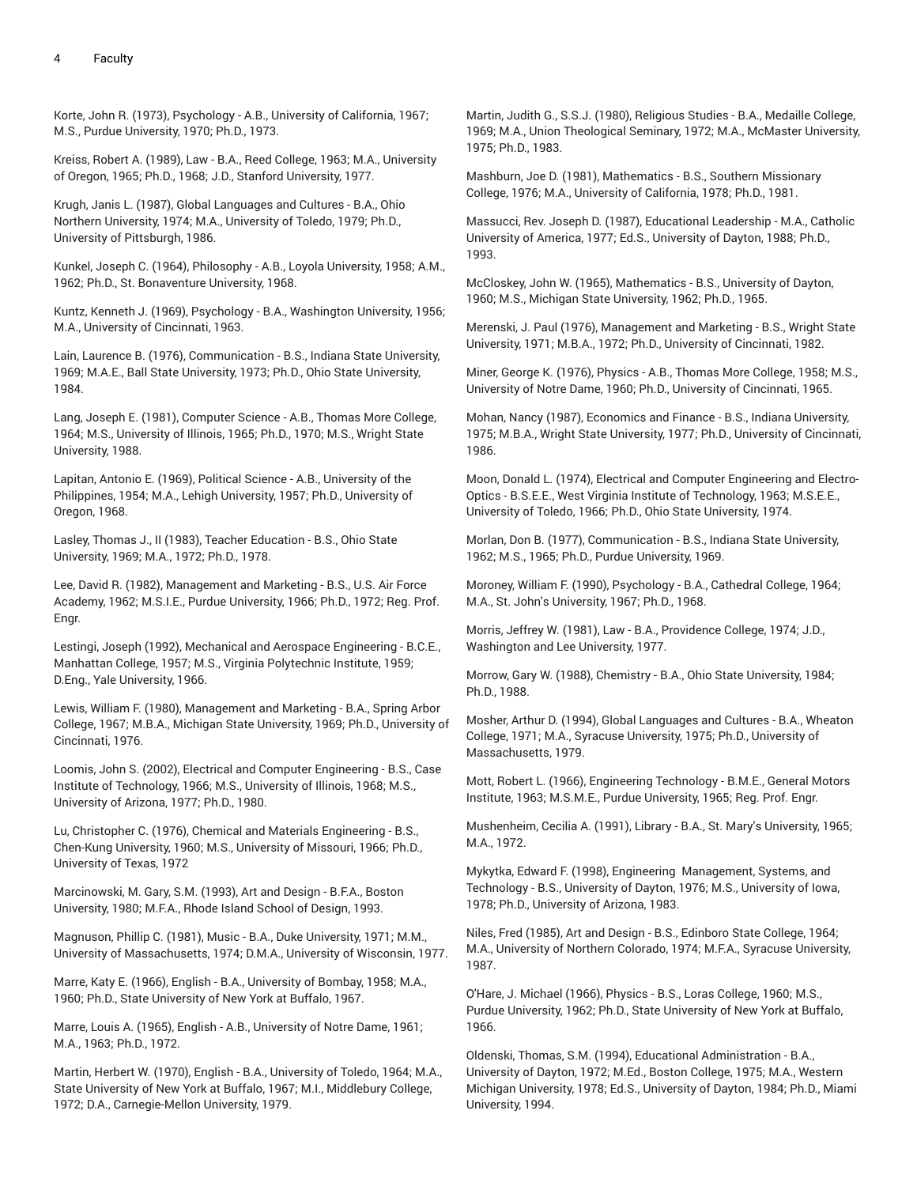Korte, John R. (1973), Psychology - A.B., University of California, 1967; M.S., Purdue University, 1970; Ph.D., 1973.

Kreiss, Robert A. (1989), Law - B.A., Reed College, 1963; M.A., University of Oregon, 1965; Ph.D., 1968; J.D., Stanford University, 1977.

Krugh, Janis L. (1987), Global Languages and Cultures - B.A., Ohio Northern University, 1974; M.A., University of Toledo, 1979; Ph.D., University of Pittsburgh, 1986.

Kunkel, Joseph C. (1964), Philosophy - A.B., Loyola University, 1958; A.M., 1962; Ph.D., St. Bonaventure University, 1968.

Kuntz, Kenneth J. (1969), Psychology - B.A., Washington University, 1956; M.A., University of Cincinnati, 1963.

Lain, Laurence B. (1976), Communication - B.S., Indiana State University, 1969; M.A.E., Ball State University, 1973; Ph.D., Ohio State University, 1984.

Lang, Joseph E. (1981), Computer Science - A.B., Thomas More College, 1964; M.S., University of Illinois, 1965; Ph.D., 1970; M.S., Wright State University, 1988.

Lapitan, Antonio E. (1969), Political Science - A.B., University of the Philippines, 1954; M.A., Lehigh University, 1957; Ph.D., University of Oregon, 1968.

Lasley, Thomas J., II (1983), Teacher Education - B.S., Ohio State University, 1969; M.A., 1972; Ph.D., 1978.

Lee, David R. (1982), Management and Marketing - B.S., U.S. Air Force Academy, 1962; M.S.I.E., Purdue University, 1966; Ph.D., 1972; Reg. Prof. Engr.

Lestingi, Joseph (1992), Mechanical and Aerospace Engineering - B.C.E., Manhattan College, 1957; M.S., Virginia Polytechnic Institute, 1959; D.Eng., Yale University, 1966.

Lewis, William F. (1980), Management and Marketing - B.A., Spring Arbor College, 1967; M.B.A., Michigan State University, 1969; Ph.D., University of Cincinnati, 1976.

Loomis, John S. (2002), Electrical and Computer Engineering - B.S., Case Institute of Technology, 1966; M.S., University of Illinois, 1968; M.S., University of Arizona, 1977; Ph.D., 1980.

Lu, Christopher C. (1976), Chemical and Materials Engineering - B.S., Chen-Kung University, 1960; M.S., University of Missouri, 1966; Ph.D., University of Texas, 1972

Marcinowski, M. Gary, S.M. (1993), Art and Design - B.F.A., Boston University, 1980; M.F.A., Rhode Island School of Design, 1993.

Magnuson, Phillip C. (1981), Music - B.A., Duke University, 1971; M.M., University of Massachusetts, 1974; D.M.A., University of Wisconsin, 1977.

Marre, Katy E. (1966), English - B.A., University of Bombay, 1958; M.A., 1960; Ph.D., State University of New York at Buffalo, 1967.

Marre, Louis A. (1965), English - A.B., University of Notre Dame, 1961; M.A., 1963; Ph.D., 1972.

Martin, Herbert W. (1970), English - B.A., University of Toledo, 1964; M.A., State University of New York at Buffalo, 1967; M.I., Middlebury College, 1972; D.A., Carnegie-Mellon University, 1979.

Martin, Judith G., S.S.J. (1980), Religious Studies - B.A., Medaille College, 1969; M.A., Union Theological Seminary, 1972; M.A., McMaster University, 1975; Ph.D., 1983.

Mashburn, Joe D. (1981), Mathematics - B.S., Southern Missionary College, 1976; M.A., University of California, 1978; Ph.D., 1981.

Massucci, Rev. Joseph D. (1987), Educational Leadership - M.A., Catholic University of America, 1977; Ed.S., University of Dayton, 1988; Ph.D., 1993.

McCloskey, John W. (1965), Mathematics - B.S., University of Dayton, 1960; M.S., Michigan State University, 1962; Ph.D., 1965.

Merenski, J. Paul (1976), Management and Marketing - B.S., Wright State University, 1971; M.B.A., 1972; Ph.D., University of Cincinnati, 1982.

Miner, George K. (1976), Physics - A.B., Thomas More College, 1958; M.S., University of Notre Dame, 1960; Ph.D., University of Cincinnati, 1965.

Mohan, Nancy (1987), Economics and Finance - B.S., Indiana University, 1975; M.B.A., Wright State University, 1977; Ph.D., University of Cincinnati, 1986.

Moon, Donald L. (1974), Electrical and Computer Engineering and Electro-Optics - B.S.E.E., West Virginia Institute of Technology, 1963; M.S.E.E., University of Toledo, 1966; Ph.D., Ohio State University, 1974.

Morlan, Don B. (1977), Communication - B.S., Indiana State University, 1962; M.S., 1965; Ph.D., Purdue University, 1969.

Moroney, William F. (1990), Psychology - B.A., Cathedral College, 1964; M.A., St. John's University, 1967; Ph.D., 1968.

Morris, Jeffrey W. (1981), Law - B.A., Providence College, 1974; J.D., Washington and Lee University, 1977.

Morrow, Gary W. (1988), Chemistry - B.A., Ohio State University, 1984; Ph.D., 1988.

Mosher, Arthur D. (1994), Global Languages and Cultures - B.A., Wheaton College, 1971; M.A., Syracuse University, 1975; Ph.D., University of Massachusetts, 1979.

Mott, Robert L. (1966), Engineering Technology - B.M.E., General Motors Institute, 1963; M.S.M.E., Purdue University, 1965; Reg. Prof. Engr.

Mushenheim, Cecilia A. (1991), Library - B.A., St. Mary's University, 1965; M.A., 1972.

Mykytka, Edward F. (1998), Engineering Management, Systems, and Technology - B.S., University of Dayton, 1976; M.S., University of Iowa, 1978; Ph.D., University of Arizona, 1983.

Niles, Fred (1985), Art and Design - B.S., Edinboro State College, 1964; M.A., University of Northern Colorado, 1974; M.F.A., Syracuse University, 1987.

O'Hare, J. Michael (1966), Physics - B.S., Loras College, 1960; M.S., Purdue University, 1962; Ph.D., State University of New York at Buffalo, 1966.

Oldenski, Thomas, S.M. (1994), Educational Administration - B.A., University of Dayton, 1972; M.Ed., Boston College, 1975; M.A., Western Michigan University, 1978; Ed.S., University of Dayton, 1984; Ph.D., Miami University, 1994.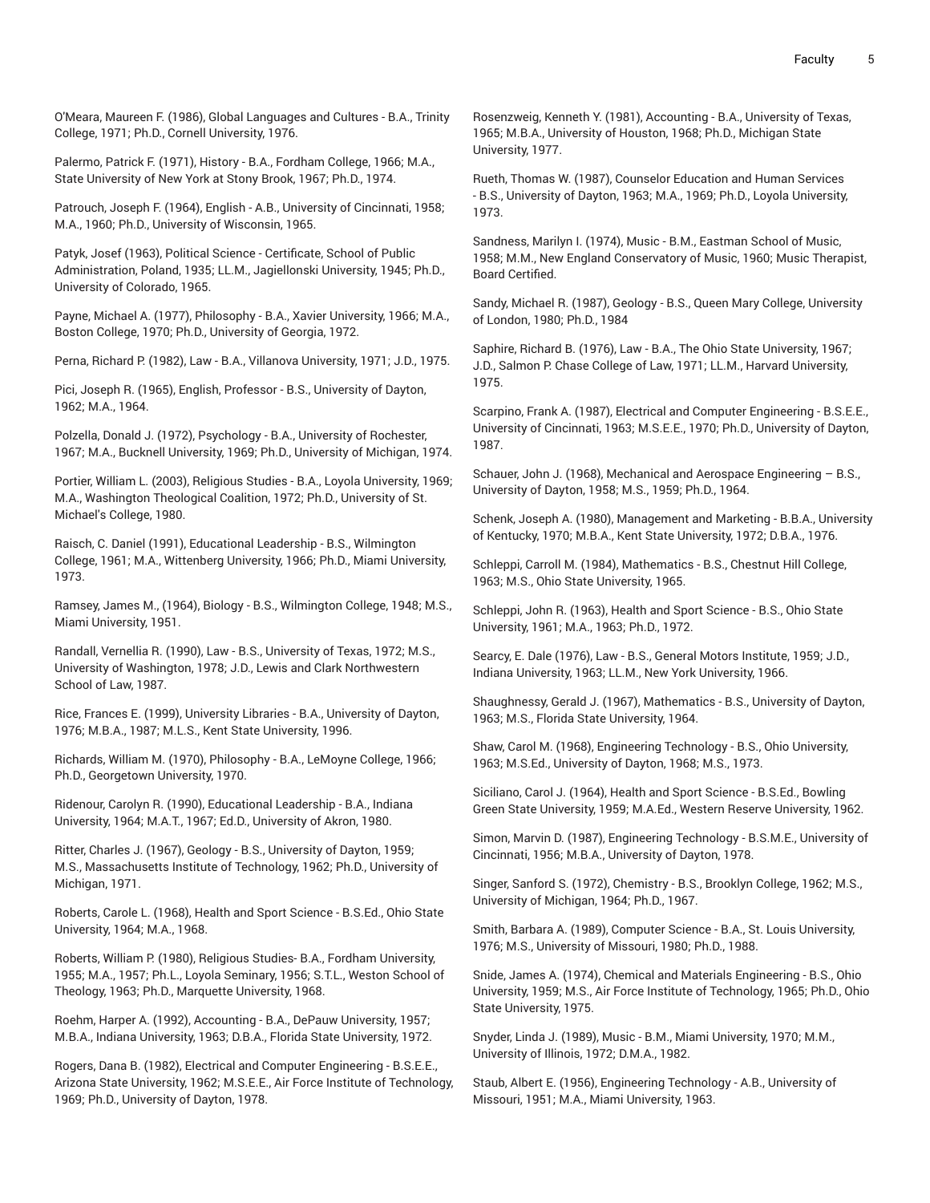O'Meara, Maureen F. (1986), Global Languages and Cultures - B.A., Trinity College, 1971; Ph.D., Cornell University, 1976.

Palermo, Patrick F. (1971), History - B.A., Fordham College, 1966; M.A., State University of New York at Stony Brook, 1967; Ph.D., 1974.

Patrouch, Joseph F. (1964), English - A.B., University of Cincinnati, 1958; M.A., 1960; Ph.D., University of Wisconsin, 1965.

Patyk, Josef (1963), Political Science - Certificate, School of Public Administration, Poland, 1935; LL.M., Jagiellonski University, 1945; Ph.D., University of Colorado, 1965.

Payne, Michael A. (1977), Philosophy - B.A., Xavier University, 1966; M.A., Boston College, 1970; Ph.D., University of Georgia, 1972.

Perna, Richard P. (1982), Law - B.A., Villanova University, 1971; J.D., 1975.

Pici, Joseph R. (1965), English, Professor - B.S., University of Dayton, 1962; M.A., 1964.

Polzella, Donald J. (1972), Psychology - B.A., University of Rochester, 1967; M.A., Bucknell University, 1969; Ph.D., University of Michigan, 1974.

Portier, William L. (2003), Religious Studies - B.A., Loyola University, 1969; M.A., Washington Theological Coalition, 1972; Ph.D., University of St. Michael's College, 1980.

Raisch, C. Daniel (1991), Educational Leadership - B.S., Wilmington College, 1961; M.A., Wittenberg University, 1966; Ph.D., Miami University, 1973.

Ramsey, James M., (1964), Biology - B.S., Wilmington College, 1948; M.S., Miami University, 1951.

Randall, Vernellia R. (1990), Law - B.S., University of Texas, 1972; M.S., University of Washington, 1978; J.D., Lewis and Clark Northwestern School of Law, 1987.

Rice, Frances E. (1999), University Libraries - B.A., University of Dayton, 1976; M.B.A., 1987; M.L.S., Kent State University, 1996.

Richards, William M. (1970), Philosophy - B.A., LeMoyne College, 1966; Ph.D., Georgetown University, 1970.

Ridenour, Carolyn R. (1990), Educational Leadership - B.A., Indiana University, 1964; M.A.T., 1967; Ed.D., University of Akron, 1980.

Ritter, Charles J. (1967), Geology - B.S., University of Dayton, 1959; M.S., Massachusetts Institute of Technology, 1962; Ph.D., University of Michigan, 1971.

Roberts, Carole L. (1968), Health and Sport Science - B.S.Ed., Ohio State University, 1964; M.A., 1968.

Roberts, William P. (1980), Religious Studies- B.A., Fordham University, 1955; M.A., 1957; Ph.L., Loyola Seminary, 1956; S.T.L., Weston School of Theology, 1963; Ph.D., Marquette University, 1968.

Roehm, Harper A. (1992), Accounting - B.A., DePauw University, 1957; M.B.A., Indiana University, 1963; D.B.A., Florida State University, 1972.

Rogers, Dana B. (1982), Electrical and Computer Engineering - B.S.E.E., Arizona State University, 1962; M.S.E.E., Air Force Institute of Technology, 1969; Ph.D., University of Dayton, 1978.

Rosenzweig, Kenneth Y. (1981), Accounting - B.A., University of Texas, 1965; M.B.A., University of Houston, 1968; Ph.D., Michigan State University, 1977.

Rueth, Thomas W. (1987), Counselor Education and Human Services - B.S., University of Dayton, 1963; M.A., 1969; Ph.D., Loyola University, 1973.

Sandness, Marilyn I. (1974), Music - B.M., Eastman School of Music, 1958; M.M., New England Conservatory of Music, 1960; Music Therapist, Board Certified.

Sandy, Michael R. (1987), Geology - B.S., Queen Mary College, University of London, 1980; Ph.D., 1984

Saphire, Richard B. (1976), Law - B.A., The Ohio State University, 1967; J.D., Salmon P. Chase College of Law, 1971; LL.M., Harvard University, 1975.

Scarpino, Frank A. (1987), Electrical and Computer Engineering - B.S.E.E., University of Cincinnati, 1963; M.S.E.E., 1970; Ph.D., University of Dayton, 1987.

Schauer, John J. (1968), Mechanical and Aerospace Engineering – B.S., University of Dayton, 1958; M.S., 1959; Ph.D., 1964.

Schenk, Joseph A. (1980), Management and Marketing - B.B.A., University of Kentucky, 1970; M.B.A., Kent State University, 1972; D.B.A., 1976.

Schleppi, Carroll M. (1984), Mathematics - B.S., Chestnut Hill College, 1963; M.S., Ohio State University, 1965.

Schleppi, John R. (1963), Health and Sport Science - B.S., Ohio State University, 1961; M.A., 1963; Ph.D., 1972.

Searcy, E. Dale (1976), Law - B.S., General Motors Institute, 1959; J.D., Indiana University, 1963; LL.M., New York University, 1966.

Shaughnessy, Gerald J. (1967), Mathematics - B.S., University of Dayton, 1963; M.S., Florida State University, 1964.

Shaw, Carol M. (1968), Engineering Technology - B.S., Ohio University, 1963; M.S.Ed., University of Dayton, 1968; M.S., 1973.

Siciliano, Carol J. (1964), Health and Sport Science - B.S.Ed., Bowling Green State University, 1959; M.A.Ed., Western Reserve University, 1962.

Simon, Marvin D. (1987), Engineering Technology - B.S.M.E., University of Cincinnati, 1956; M.B.A., University of Dayton, 1978.

Singer, Sanford S. (1972), Chemistry - B.S., Brooklyn College, 1962; M.S., University of Michigan, 1964; Ph.D., 1967.

Smith, Barbara A. (1989), Computer Science - B.A., St. Louis University, 1976; M.S., University of Missouri, 1980; Ph.D., 1988.

Snide, James A. (1974), Chemical and Materials Engineering - B.S., Ohio University, 1959; M.S., Air Force Institute of Technology, 1965; Ph.D., Ohio State University, 1975.

Snyder, Linda J. (1989), Music - B.M., Miami University, 1970; M.M., University of Illinois, 1972; D.M.A., 1982.

Staub, Albert E. (1956), Engineering Technology - A.B., University of Missouri, 1951; M.A., Miami University, 1963.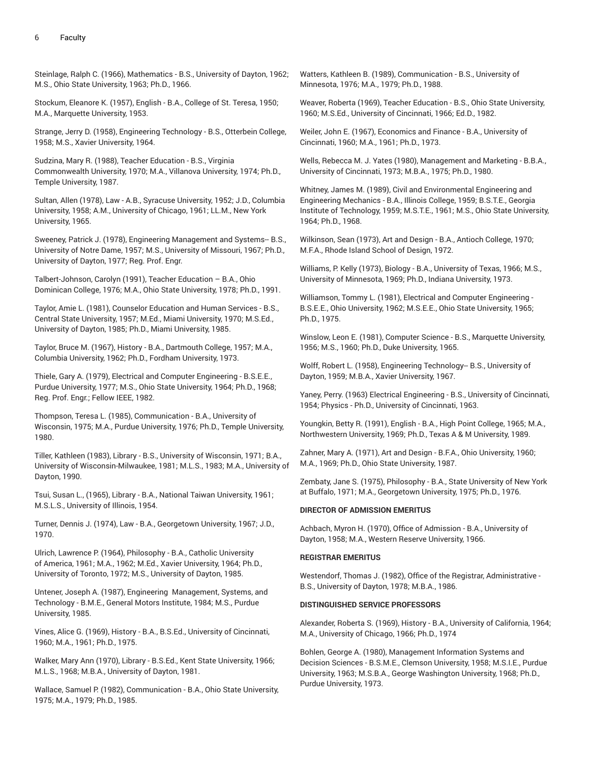Steinlage, Ralph C. (1966), Mathematics - B.S., University of Dayton, 1962; M.S., Ohio State University, 1963; Ph.D., 1966.

Stockum, Eleanore K. (1957), English - B.A., College of St. Teresa, 1950; M.A., Marquette University, 1953.

Strange, Jerry D. (1958), Engineering Technology - B.S., Otterbein College, 1958; M.S., Xavier University, 1964.

Sudzina, Mary R. (1988), Teacher Education - B.S., Virginia Commonwealth University, 1970; M.A., Villanova University, 1974; Ph.D., Temple University, 1987.

Sultan, Allen (1978), Law - A.B., Syracuse University, 1952; J.D., Columbia University, 1958; A.M., University of Chicago, 1961; LL.M., New York University, 1965.

Sweeney, Patrick J. (1978), Engineering Management and Systems-- B.S., University of Notre Dame, 1957; M.S., University of Missouri, 1967; Ph.D., University of Dayton, 1977; Reg. Prof. Engr.

Talbert-Johnson, Carolyn (1991), Teacher Education — B.A., Ohio Dominican College, 1976; M.A., Ohio State University, 1978; Ph.D., 1991.

Taylor, Amie L. (1981), Counselor Education and Human Services - B.S., Central State University, 1957; M.Ed., Miami University, 1970; M.S.Ed., University of Dayton, 1985; Ph.D., Miami University, 1985.

Taylor, Bruce M. (1967), History - B.A., Dartmouth College, 1957; M.A., Columbia University, 1962; Ph.D., Fordham University, 1973.

Thiele, Gary A. (1979), Electrical and Computer Engineering - B.S.E.E., Purdue University, 1977; M.S., Ohio State University, 1964; Ph.D., 1968; Reg. Prof. Engr.; Fellow IEEE, 1982.

Thompson, Teresa L. (1985), Communication - B.A., University of Wisconsin, 1975; M.A., Purdue University, 1976; Ph.D., Temple University, 1980.

Tiller, Kathleen (1983), Library - B.S., University of Wisconsin, 1971; B.A., University of Wisconsin-Milwaukee, 1981; M.L.S., 1983; M.A., University of Dayton, 1990.

Tsui, Susan L., (1965), Library - B.A., National Taiwan University, 1961; M.S.L.S., University of Illinois, 1954.

Turner, Dennis J. (1974), Law - B.A., Georgetown University, 1967; J.D., 1970.

Ulrich, Lawrence P. (1964), Philosophy - B.A., Catholic University of America, 1961; M.A., 1962; M.Ed., Xavier University, 1964; Ph.D., University of Toronto, 1972; M.S., University of Dayton, 1985.

Untener, Joseph A. (1987), Engineering Management, Systems, and Technology - B.M.E., General Motors Institute, 1984; M.S., Purdue University, 1985.

Vines, Alice G. (1969), History - B.A., B.S.Ed., University of Cincinnati, 1960; M.A., 1961; Ph.D., 1975.

Walker, Mary Ann (1970), Library - B.S.Ed., Kent State University, 1966; M.L.S., 1968; M.B.A., University of Dayton, 1981.

Wallace, Samuel P. (1982), Communication - B.A., Ohio State University, 1975; M.A., 1979; Ph.D., 1985.

Watters, Kathleen B. (1989), Communication - B.S., University of Minnesota, 1976; M.A., 1979; Ph.D., 1988.

Weaver, Roberta (1969), Teacher Education - B.S., Ohio State University, 1960; M.S.Ed., University of Cincinnati, 1966; Ed.D., 1982.

Weiler, John E. (1967), Economics and Finance - B.A., University of Cincinnati, 1960; M.A., 1961; Ph.D., 1973.

Wells, Rebecca M. J. Yates (1980), Management and Marketing - B.B.A., University of Cincinnati, 1973; M.B.A., 1975; Ph.D., 1980.

Whitney, James M. (1989), Civil and Environmental Engineering and Engineering Mechanics - B.A., Illinois College, 1959; B.S.T.E., Georgia Institute of Technology, 1959; M.S.T.E., 1961; M.S., Ohio State University, 1964; Ph.D., 1968.

Wilkinson, Sean (1973), Art and Design - B.A., Antioch College, 1970; M.F.A., Rhode Island School of Design, 1972.

Williams, P. Kelly (1973), Biology - B.A., University of Texas, 1966; M.S., University of Minnesota, 1969; Ph.D., Indiana University, 1973.

Williamson, Tommy L. (1981), Electrical and Computer Engineering - B.S.E.E., Ohio University, 1962; M.S.E.E., Ohio State University, 1965; Ph.D., 1975.

Winslow, Leon E. (1981), Computer Science - B.S., Marquette University, 1956; M.S., 1960; Ph.D., Duke University, 1965.

Wolff, Robert L. (1958), Engineering Technology-- B.S., University of Dayton, 1959; M.B.A., Xavier University, 1967.

Yaney, Perry. (1963) Electrical Engineering - B.S., University of Cincinnati, 1954; Physics - Ph.D., University of Cincinnati, 1963.

Youngkin, Betty R. (1991), English - B.A., High Point College, 1965; M.A., Northwestern University, 1969; Ph.D., Texas A & M University, 1989.

Zahner, Mary A. (1971), Art and Design - B.F.A., Ohio University, 1960; M.A., 1969; Ph.D., Ohio State University, 1987.

Zembaty, Jane S. (1975), Philosophy - B.A., State University of New York at Buffalo, 1971; M.A., Georgetown University, 1975; Ph.D., 1976.

**DIRECTOR OF ADMISSION EMERITUS**

Achbach, Myron H. (1970), Office of Admission - B.A., University of Dayton, 1958; M.A., Western Reserve University, 1966.

**REGISTRAR EMERITUS**

Westendorf, Thomas J. (1982), Office of the Registrar, Administrative - B.S., University of Dayton, 1978; M.B.A., 1986.

**DISTINGUISHED SERVICE PROFESSORS**

Alexander, Roberta S. (1969), History - B.A., University of California, 1964; M.A., University of Chicago, 1966; Ph.D., 1974

Bohlen, George A. (1980), Management Information Systems and Decision Sciences - B.S.M.E., Clemson University, 1958; M.S.I.E., Purdue University, 1963; M.S.B.A., George Washington University, 1968; Ph.D., Purdue University, 1973.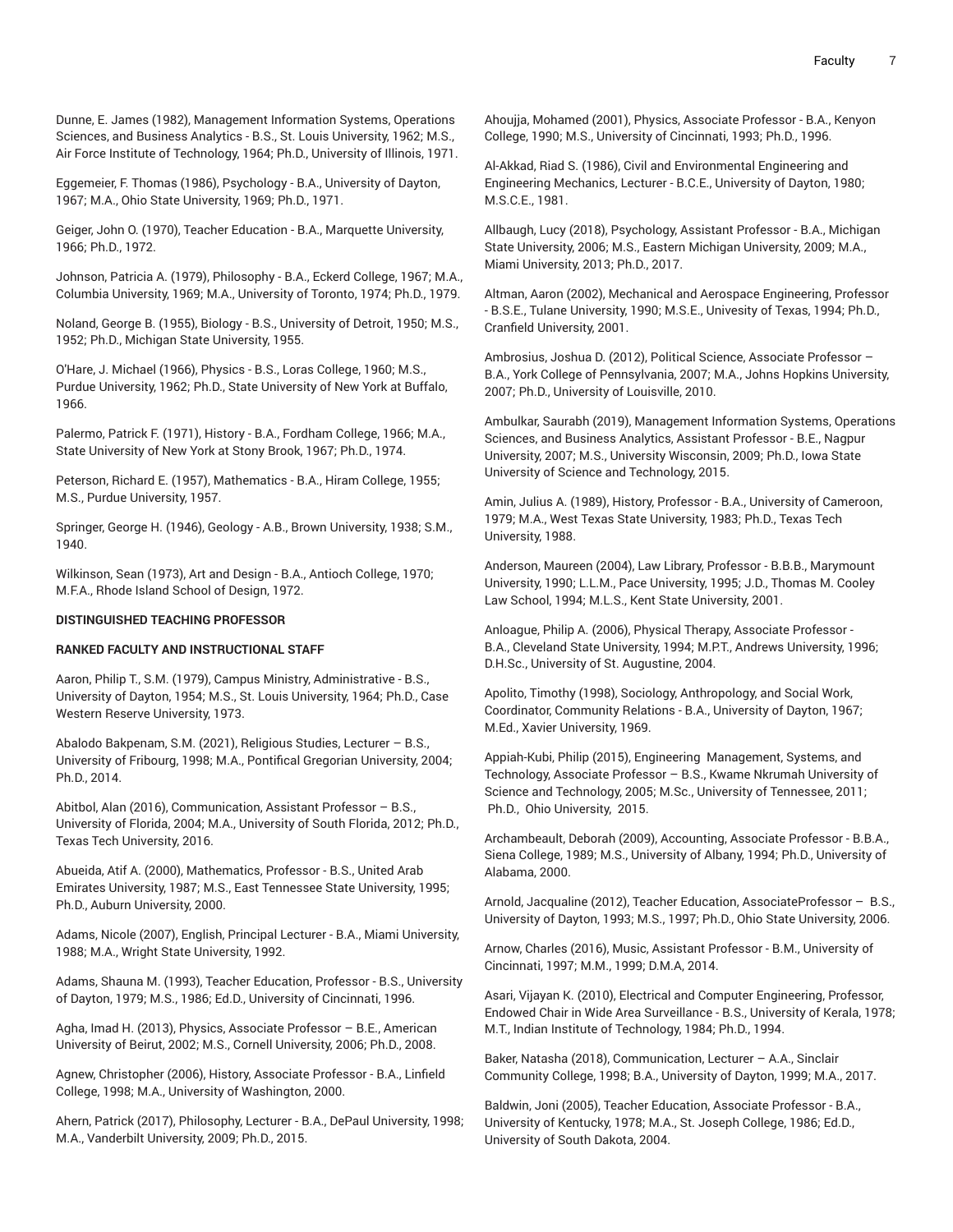Dunne, E. James (1982), Management Information Systems, Operations Sciences, and Business Analytics - B.S., St. Louis University, 1962; M.S., Air Force Institute of Technology, 1964; Ph.D., University of Illinois, 1971.

Eggemeier, F. Thomas (1986), Psychology - B.A., University of Dayton, 1967; M.A., Ohio State University, 1969; Ph.D., 1971.

Geiger, John O. (1970), Teacher Education - B.A., Marquette University, 1966; Ph.D., 1972.

Johnson, Patricia A. (1979), Philosophy - B.A., Eckerd College, 1967; M.A., Columbia University, 1969; M.A., University of Toronto, 1974; Ph.D., 1979.

Noland, George B. (1955), Biology - B.S., University of Detroit, 1950; M.S., 1952; Ph.D., Michigan State University, 1955.

O'Hare, J. Michael (1966), Physics - B.S., Loras College, 1960; M.S., Purdue University, 1962; Ph.D., State University of New York at Buffalo, 1966.

Palermo, Patrick F. (1971), History - B.A., Fordham College, 1966; M.A., State University of New York at Stony Brook, 1967; Ph.D., 1974.

Peterson, Richard E. (1957), Mathematics - B.A., Hiram College, 1955; M.S., Purdue University, 1957.

Springer, George H. (1946), Geology - A.B., Brown University, 1938; S.M., 1940.

Wilkinson, Sean (1973), Art and Design - B.A., Antioch College, 1970; M.F.A., Rhode Island School of Design, 1972.

**DISTINGUISHED TEACHING PROFESSOR**

**RANKED FACULTY AND INSTRUCTIONAL STAFF**

Aaron, Philip T., S.M. (1979), Campus Ministry, Administrative - B.S., University of Dayton, 1954; M.S., St. Louis University, 1964; Ph.D., Case Western Reserve University, 1973.

Abalodo Bakpenam, S.M. (2021), Religious Studies, Lecturer – B.S., University of Fribourg, 1998; M.A., Pontifical Gregorian University, 2004; Ph.D., 2014.

Abitbol, Alan (2016), Communication, Assistant Professor – B.S., University of Florida, 2004; M.A., University of South Florida, 2012; Ph.D., Texas Tech University, 2016.

Abueida, Atif A. (2000), Mathematics, Professor - B.S., United Arab Emirates University, 1987; M.S., East Tennessee State University, 1995; Ph.D., Auburn University, 2000.

Adams, Nicole (2007), English, Principal Lecturer - B.A., Miami University, 1988; M.A., Wright State University, 1992.

Adams, Shauna M. (1993), Teacher Education, Professor - B.S., University of Dayton, 1979; M.S., 1986; Ed.D., University of Cincinnati, 1996.

Agha, Imad H. (2013), Physics, Associate Professor – B.E., American University of Beirut, 2002; M.S., Cornell University, 2006; Ph.D., 2008.

Agnew, Christopher (2006), History, Associate Professor - B.A., Linfield College, 1998; M.A., University of Washington, 2000.

Ahern, Patrick (2017), Philosophy, Lecturer - B.A., DePaul University, 1998; M.A., Vanderbilt University, 2009; Ph.D., 2015.

Ahoujja, Mohamed (2001), Physics, Associate Professor - B.A., Kenyon College, 1990; M.S., University of Cincinnati, 1993; Ph.D., 1996.

Al-Akkad, Riad S. (1986), Civil and Environmental Engineering and Engineering Mechanics, Lecturer - B.C.E., University of Dayton, 1980; M.S.C.E., 1981.

Allbaugh, Lucy (2018), Psychology, Assistant Professor - B.A., Michigan State University, 2006; M.S., Eastern Michigan University, 2009; M.A., Miami University, 2013; Ph.D., 2017.

Altman, Aaron (2002), Mechanical and Aerospace Engineering, Professor - B.S.E., Tulane University, 1990; M.S.E., Univesity of Texas, 1994; Ph.D., Cranfield University, 2001.

Ambrosius, Joshua D. (2012), Political Science, Associate Professor – B.A., York College of Pennsylvania, 2007; M.A., Johns Hopkins University, 2007; Ph.D., University of Louisville, 2010.

Ambulkar, Saurabh (2019), Management Information Systems, Operations Sciences, and Business Analytics, Assistant Professor - B.E., Nagpur University, 2007; M.S., University Wisconsin, 2009; Ph.D., Iowa State University of Science and Technology, 2015.

Amin, Julius A. (1989), History, Professor - B.A., University of Cameroon, 1979; M.A., West Texas State University, 1983; Ph.D., Texas Tech University, 1988.

Anderson, Maureen (2004), Law Library, Professor - B.B.B., Marymount University, 1990; L.L.M., Pace University, 1995; J.D., Thomas M. Cooley Law School, 1994; M.L.S., Kent State University, 2001.

Anloague, Philip A. (2006), Physical Therapy, Associate Professor - B.A., Cleveland State University, 1994; M.P.T., Andrews University, 1996; D.H.Sc., University of St. Augustine, 2004.

Apolito, Timothy (1998), Sociology, Anthropology, and Social Work, Coordinator, Community Relations - B.A., University of Dayton, 1967; M.Ed., Xavier University, 1969.

Appiah-Kubi, Philip (2015), Engineering Management, Systems, and Technology, Associate Professor – B.S., Kwame Nkrumah University of Science and Technology, 2005; M.Sc., University of Tennessee, 2011; Ph.D., Ohio University, 2015.

Archambeault, Deborah (2009), Accounting, Associate Professor - B.B.A., Siena College, 1989; M.S., University of Albany, 1994; Ph.D., University of Alabama, 2000.

Arnold, Jacqualine (2012), Teacher Education, AssociateProfessor – B.S., University of Dayton, 1993; M.S., 1997; Ph.D., Ohio State University, 2006.

Arnow, Charles (2016), Music, Assistant Professor - B.M., University of Cincinnati, 1997; M.M., 1999; D.M.A, 2014.

Asari, Vijayan K. (2010), Electrical and Computer Engineering, Professor, Endowed Chair in Wide Area Surveillance - B.S., University of Kerala, 1978; M.T., Indian Institute of Technology, 1984; Ph.D., 1994.

Baker, Natasha (2018), Communication, Lecturer – A.A., Sinclair Community College, 1998; B.A., University of Dayton, 1999; M.A., 2017.

Baldwin, Joni (2005), Teacher Education, Associate Professor - B.A., University of Kentucky, 1978; M.A., St. Joseph College, 1986; Ed.D., University of South Dakota, 2004.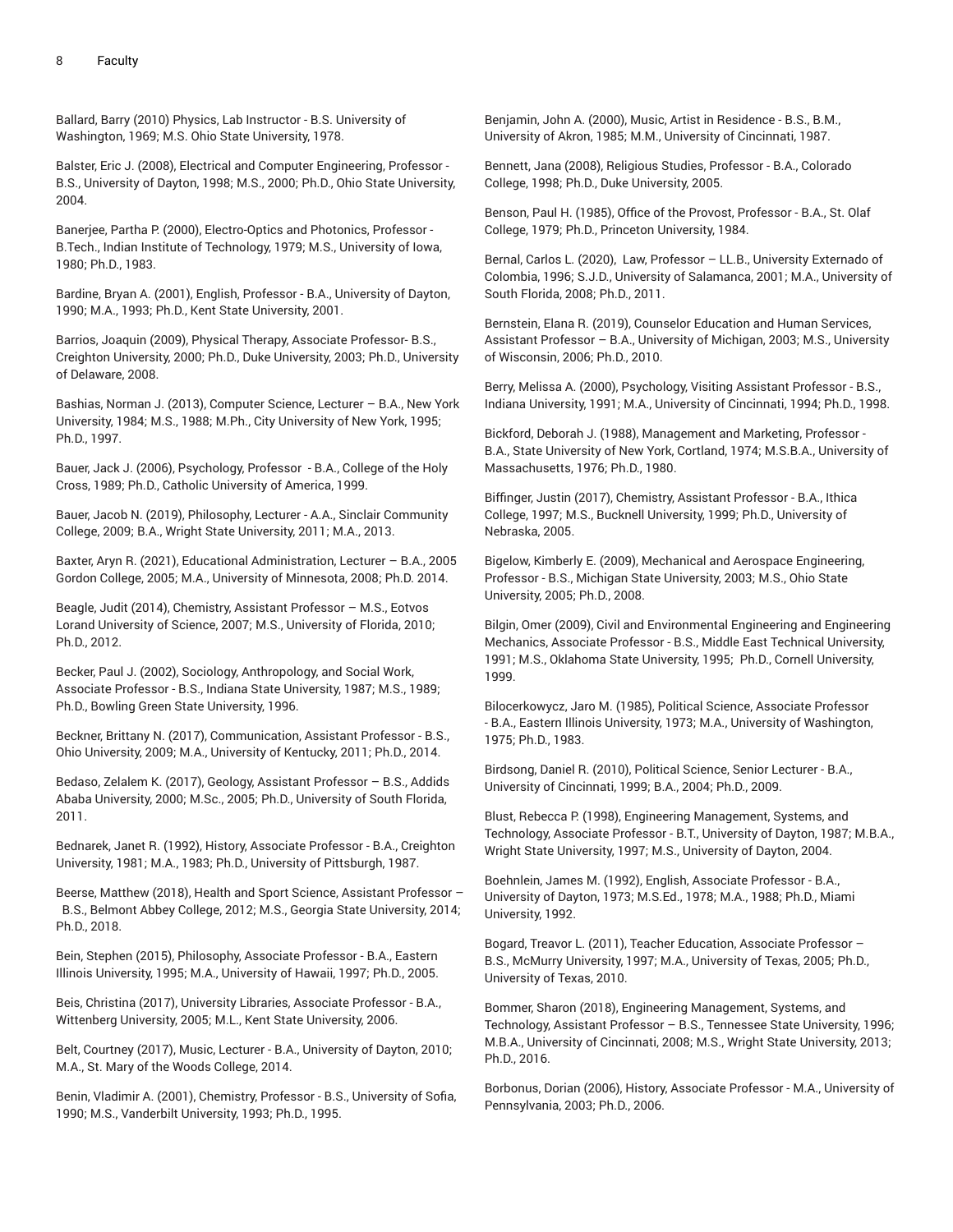Ballard, Barry (2010) Physics, Lab Instructor - B.S. University of Washington, 1969; M.S. Ohio State University, 1978.

Balster, Eric J. (2008), Electrical and Computer Engineering, Professor - B.S., University of Dayton, 1998; M.S., 2000; Ph.D., Ohio State University, 2004.

Banerjee, Partha P. (2000), Electro-Optics and Photonics, Professor - B.Tech., Indian Institute of Technology, 1979; M.S., University of Iowa, 1980; Ph.D., 1983.

Bardine, Bryan A. (2001), English, Professor - B.A., University of Dayton, 1990; M.A., 1993; Ph.D., Kent State University, 2001.

Barrios, Joaquin (2009), Physical Therapy, Associate Professor- B.S., Creighton University, 2000; Ph.D., Duke University, 2003; Ph.D., University of Delaware, 2008.

Bashias, Norman J. (2013), Computer Science, Lecturer – B.A., New York University, 1984; M.S., 1988; M.Ph., City University of New York, 1995; Ph.D., 1997.

Bauer, Jack J. (2006), Psychology, Professor - B.A., College of the Holy Cross, 1989; Ph.D., Catholic University of America, 1999.

Bauer, Jacob N. (2019), Philosophy, Lecturer - A.A., Sinclair Community College, 2009; B.A., Wright State University, 2011; M.A., 2013.

Baxter, Aryn R. (2021), Educational Administration, Lecturer – B.A., 2005 Gordon College, 2005; M.A., University of Minnesota, 2008; Ph.D. 2014.

Beagle, Judit (2014), Chemistry, Assistant Professor – M.S., Eotvos Lorand University of Science, 2007; M.S., University of Florida, 2010; Ph.D., 2012.

Becker, Paul J. (2002), Sociology, Anthropology, and Social Work, Associate Professor - B.S., Indiana State University, 1987; M.S., 1989; Ph.D., Bowling Green State University, 1996.

Beckner, Brittany N. (2017), Communication, Assistant Professor - B.S., Ohio University, 2009; M.A., University of Kentucky, 2011; Ph.D., 2014.

Bedaso, Zelalem K. (2017), Geology, Assistant Professor – B.S., Addids Ababa University, 2000; M.Sc., 2005; Ph.D., University of South Florida, 2011.

Bednarek, Janet R. (1992), History, Associate Professor - B.A., Creighton University, 1981; M.A., 1983; Ph.D., University of Pittsburgh, 1987.

Beerse, Matthew (2018), Health and Sport Science, Assistant Professor – B.S., Belmont Abbey College, 2012; M.S., Georgia State University, 2014; Ph.D., 2018.

Bein, Stephen (2015), Philosophy, Associate Professor - B.A., Eastern Illinois University, 1995; M.A., University of Hawaii, 1997; Ph.D., 2005.

Beis, Christina (2017), University Libraries, Associate Professor - B.A., Wittenberg University, 2005; M.L., Kent State University, 2006.

Belt, Courtney (2017), Music, Lecturer - B.A., University of Dayton, 2010; M.A., St. Mary of the Woods College, 2014.

Benin, Vladimir A. (2001), Chemistry, Professor - B.S., University of Sofia, 1990; M.S., Vanderbilt University, 1993; Ph.D., 1995.

Benjamin, John A. (2000), Music, Artist in Residence - B.S., B.M., University of Akron, 1985; M.M., University of Cincinnati, 1987.

Bennett, Jana (2008), Religious Studies, Professor - B.A., Colorado College, 1998; Ph.D., Duke University, 2005.

Benson, Paul H. (1985), Office of the Provost, Professor - B.A., St. Olaf College, 1979; Ph.D., Princeton University, 1984.

Bernal, Carlos L. (2020), Law, Professor – LL.B., University Externado of Colombia, 1996; S.J.D., University of Salamanca, 2001; M.A., University of South Florida, 2008; Ph.D., 2011.

Bernstein, Elana R. (2019), Counselor Education and Human Services, Assistant Professor – B.A., University of Michigan, 2003; M.S., University of Wisconsin, 2006; Ph.D., 2010.

Berry, Melissa A. (2000), Psychology, Visiting Assistant Professor - B.S., Indiana University, 1991; M.A., University of Cincinnati, 1994; Ph.D., 1998.

Bickford, Deborah J. (1988), Management and Marketing, Professor - B.A., State University of New York, Cortland, 1974; M.S.B.A., University of Massachusetts, 1976; Ph.D., 1980.

Biffinger, Justin (2017), Chemistry, Assistant Professor - B.A., Ithica College, 1997; M.S., Bucknell University, 1999; Ph.D., University of Nebraska, 2005.

Bigelow, Kimberly E. (2009), Mechanical and Aerospace Engineering, Professor - B.S., Michigan State University, 2003; M.S., Ohio State University, 2005; Ph.D., 2008.

Bilgin, Omer (2009), Civil and Environmental Engineering and Engineering Mechanics, Associate Professor - B.S., Middle East Technical University, 1991; M.S., Oklahoma State University, 1995; Ph.D., Cornell University, 1999.

Bilocerkowycz, Jaro M. (1985), Political Science, Associate Professor - B.A., Eastern Illinois University, 1973; M.A., University of Washington, 1975; Ph.D., 1983.

Birdsong, Daniel R. (2010), Political Science, Senior Lecturer - B.A., University of Cincinnati, 1999; B.A., 2004; Ph.D., 2009.

Blust, Rebecca P. (1998), Engineering Management, Systems, and Technology, Associate Professor - B.T., University of Dayton, 1987; M.B.A., Wright State University, 1997; M.S., University of Dayton, 2004.

Boehnlein, James M. (1992), English, Associate Professor - B.A., University of Dayton, 1973; M.S.Ed., 1978; M.A., 1988; Ph.D., Miami University, 1992.

Bogard, Treavor L. (2011), Teacher Education, Associate Professor – B.S., McMurry University, 1997; M.A., University of Texas, 2005; Ph.D., University of Texas, 2010.

Bommer, Sharon (2018), Engineering Management, Systems, and Technology, Assistant Professor – B.S., Tennessee State University, 1996; M.B.A., University of Cincinnati, 2008; M.S., Wright State University, 2013; Ph.D., 2016.

Borbonus, Dorian (2006), History, Associate Professor - M.A., University of Pennsylvania, 2003; Ph.D., 2006.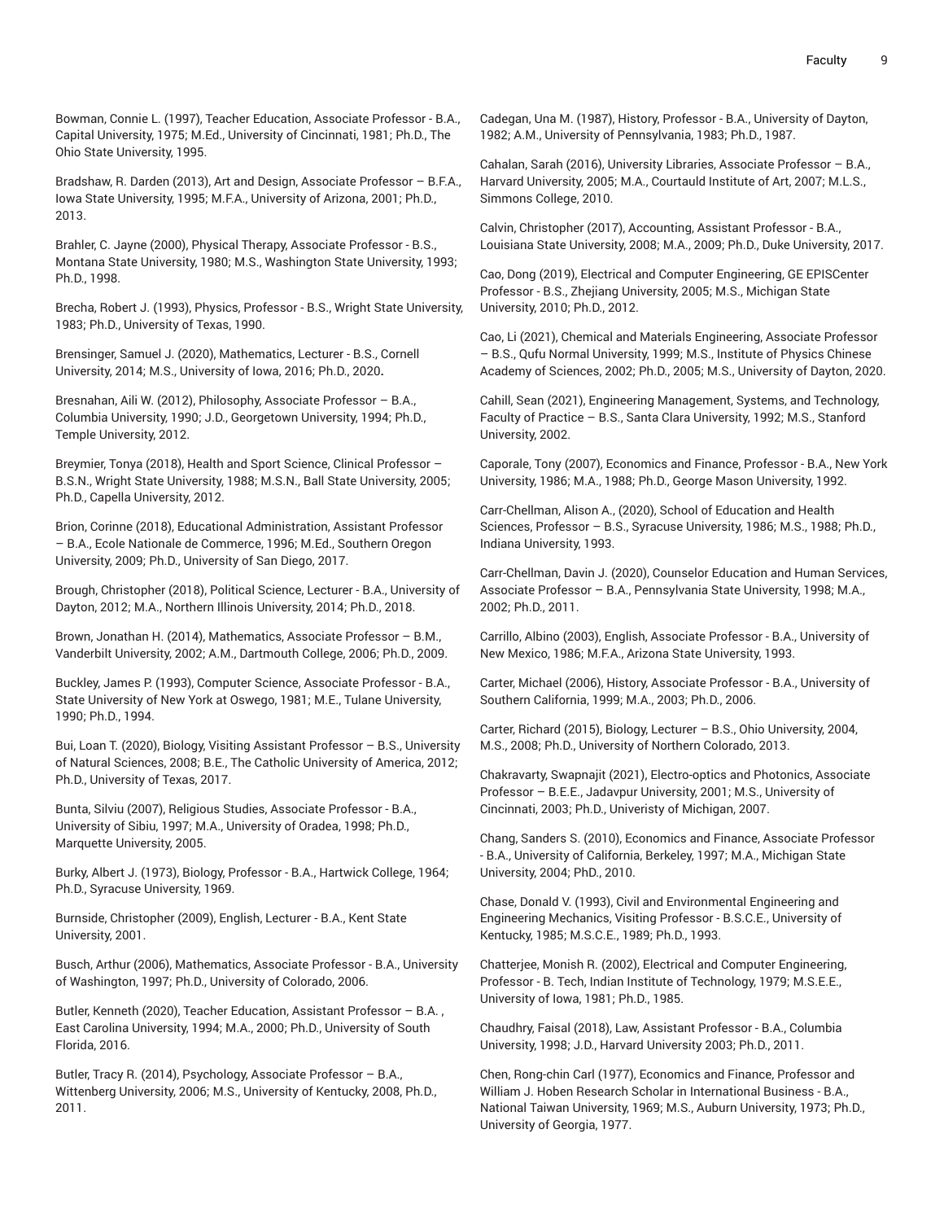Bowman, Connie L. (1997), Teacher Education, Associate Professor - B.A., Capital University, 1975; M.Ed., University of Cincinnati, 1981; Ph.D., The Ohio State University, 1995.

Bradshaw, R. Darden (2013), Art and Design, Associate Professor – B.F.A., Iowa State University, 1995; M.F.A., University of Arizona, 2001; Ph.D., 2013.

Brahler, C. Jayne (2000), Physical Therapy, Associate Professor - B.S., Montana State University, 1980; M.S., Washington State University, 1993; Ph.D., 1998.

Brecha, Robert J. (1993), Physics, Professor - B.S., Wright State University, 1983; Ph.D., University of Texas, 1990.

Brensinger, Samuel J. (2020), Mathematics, Lecturer - B.S., Cornell University, 2014; M.S., University of Iowa, 2016; Ph.D., 2020**.**

Bresnahan, Aili W. (2012), Philosophy, Associate Professor – B.A., Columbia University, 1990; J.D., Georgetown University, 1994; Ph.D., Temple University, 2012.

Breymier, Tonya (2018), Health and Sport Science, Clinical Professor – B.S.N., Wright State University, 1988; M.S.N., Ball State University, 2005; Ph.D., Capella University, 2012.

Brion, Corinne (2018), Educational Administration, Assistant Professor – B.A., Ecole Nationale de Commerce, 1996; M.Ed., Southern Oregon University, 2009; Ph.D., University of San Diego, 2017.

Brough, Christopher (2018), Political Science, Lecturer - B.A., University of Dayton, 2012; M.A., Northern Illinois University, 2014; Ph.D., 2018.

Brown, Jonathan H. (2014), Mathematics, Associate Professor – B.M., Vanderbilt University, 2002; A.M., Dartmouth College, 2006; Ph.D., 2009.

Buckley, James P. (1993), Computer Science, Associate Professor - B.A., State University of New York at Oswego, 1981; M.E., Tulane University, 1990; Ph.D., 1994.

Bui, Loan T. (2020), Biology, Visiting Assistant Professor – B.S., University of Natural Sciences, 2008; B.E., The Catholic University of America, 2012; Ph.D., University of Texas, 2017.

Bunta, Silviu (2007), Religious Studies, Associate Professor - B.A., University of Sibiu, 1997; M.A., University of Oradea, 1998; Ph.D., Marquette University, 2005.

Burky, Albert J. (1973), Biology, Professor - B.A., Hartwick College, 1964; Ph.D., Syracuse University, 1969.

Burnside, Christopher (2009), English, Lecturer - B.A., Kent State University, 2001.

Busch, Arthur (2006), Mathematics, Associate Professor - B.A., University of Washington, 1997; Ph.D., University of Colorado, 2006.

Butler, Kenneth (2020), Teacher Education, Assistant Professor – B.A. , East Carolina University, 1994; M.A., 2000; Ph.D., University of South Florida, 2016.

Butler, Tracy R. (2014), Psychology, Associate Professor – B.A., Wittenberg University, 2006; M.S., University of Kentucky, 2008, Ph.D., 2011.

Cadegan, Una M. (1987), History, Professor - B.A., University of Dayton, 1982; A.M., University of Pennsylvania, 1983; Ph.D., 1987.

Cahalan, Sarah (2016), University Libraries, Associate Professor – B.A., Harvard University, 2005; M.A., Courtauld Institute of Art, 2007; M.L.S., Simmons College, 2010.

Calvin, Christopher (2017), Accounting, Assistant Professor - B.A., Louisiana State University, 2008; M.A., 2009; Ph.D., Duke University, 2017.

Cao, Dong (2019), Electrical and Computer Engineering, GE EPISCenter Professor - B.S., Zhejiang University, 2005; M.S., Michigan State University, 2010; Ph.D., 2012.

Cao, Li (2021), Chemical and Materials Engineering, Associate Professor – B.S., Qufu Normal University, 1999; M.S., Institute of Physics Chinese Academy of Sciences, 2002; Ph.D., 2005; M.S., University of Dayton, 2020.

Cahill, Sean (2021), Engineering Management, Systems, and Technology, Faculty of Practice – B.S., Santa Clara University, 1992; M.S., Stanford University, 2002.

Caporale, Tony (2007), Economics and Finance, Professor - B.A., New York University, 1986; M.A., 1988; Ph.D., George Mason University, 1992.

Carr-Chellman, Alison A., (2020), School of Education and Health Sciences, Professor – B.S., Syracuse University, 1986; M.S., 1988; Ph.D., Indiana University, 1993.

Carr-Chellman, Davin J. (2020), Counselor Education and Human Services, Associate Professor – B.A., Pennsylvania State University, 1998; M.A., 2002; Ph.D., 2011.

Carrillo, Albino (2003), English, Associate Professor - B.A., University of New Mexico, 1986; M.F.A., Arizona State University, 1993.

Carter, Michael (2006), History, Associate Professor - B.A., University of Southern California, 1999; M.A., 2003; Ph.D., 2006.

Carter, Richard (2015), Biology, Lecturer – B.S., Ohio University, 2004, M.S., 2008; Ph.D., University of Northern Colorado, 2013.

Chakravarty, Swapnajit (2021), Electro-optics and Photonics, Associate Professor – B.E.E., Jadavpur University, 2001; M.S., University of Cincinnati, 2003; Ph.D., Univeristy of Michigan, 2007.

Chang, Sanders S. (2010), Economics and Finance, Associate Professor - B.A., University of California, Berkeley, 1997; M.A., Michigan State University, 2004; PhD., 2010.

Chase, Donald V. (1993), Civil and Environmental Engineering and Engineering Mechanics, Visiting Professor - B.S.C.E., University of Kentucky, 1985; M.S.C.E., 1989; Ph.D., 1993.

Chatterjee, Monish R. (2002), Electrical and Computer Engineering, Professor - B. Tech, Indian Institute of Technology, 1979; M.S.E.E., University of Iowa, 1981; Ph.D., 1985.

Chaudhry, Faisal (2018), Law, Assistant Professor - B.A., Columbia University, 1998; J.D., Harvard University 2003; Ph.D., 2011.

Chen, Rong-chin Carl (1977), Economics and Finance, Professor and William J. Hoben Research Scholar in International Business - B.A., National Taiwan University, 1969; M.S., Auburn University, 1973; Ph.D., University of Georgia, 1977.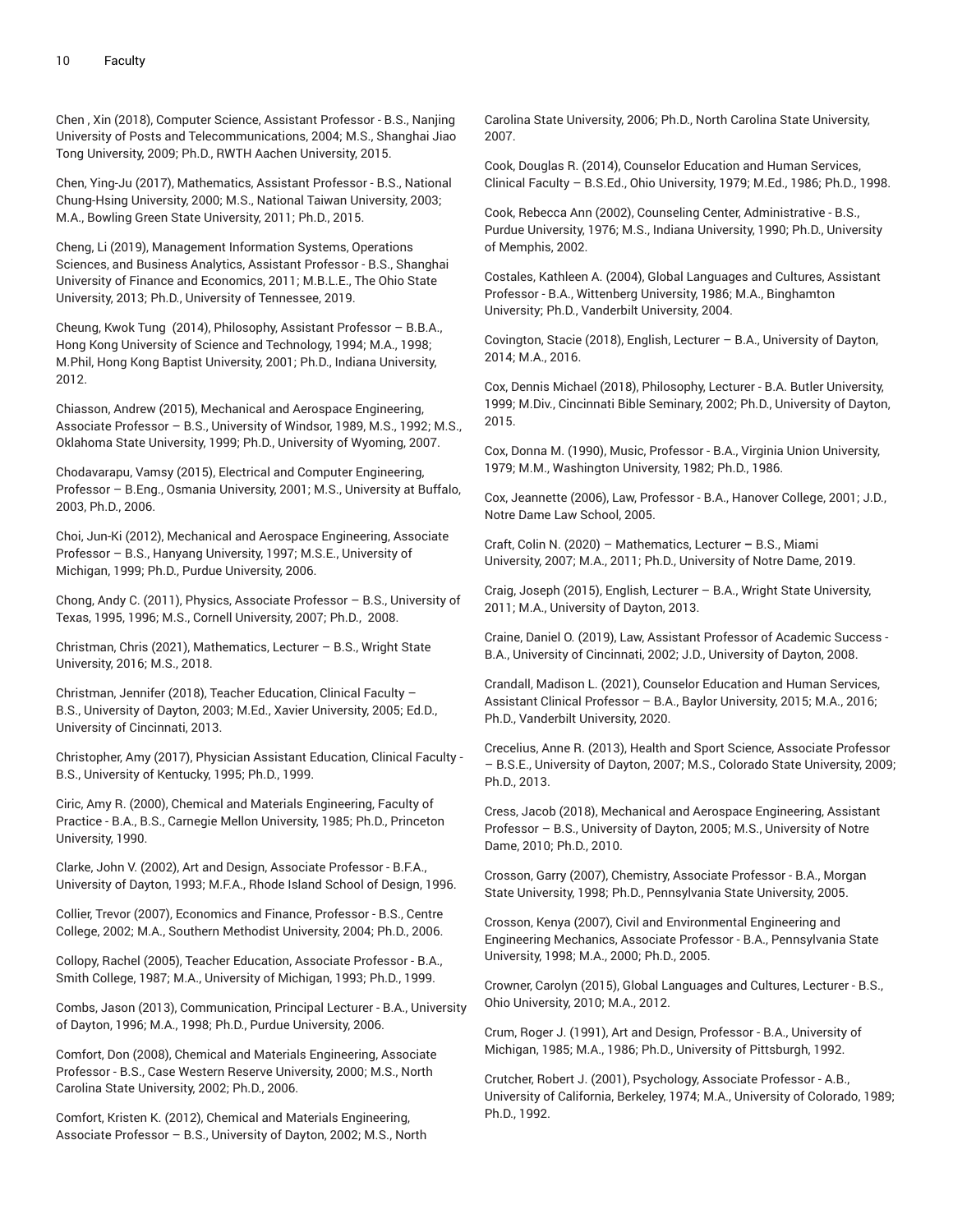Chen , Xin (2018), Computer Science, Assistant Professor - B.S., Nanjing University of Posts and Telecommunications, 2004; M.S., Shanghai Jiao Tong University, 2009; Ph.D., RWTH Aachen University, 2015.

Chen, Ying-Ju (2017), Mathematics, Assistant Professor - B.S., National Chung-Hsing University, 2000; M.S., National Taiwan University, 2003; M.A., Bowling Green State University, 2011; Ph.D., 2015.

Cheng, Li (2019), Management Information Systems, Operations Sciences, and Business Analytics, Assistant Professor - B.S., Shanghai University of Finance and Economics, 2011; M.B.L.E., The Ohio State University, 2013; Ph.D., University of Tennessee, 2019.

Cheung, Kwok Tung (2014), Philosophy, Assistant Professor – B.B.A., Hong Kong University of Science and Technology, 1994; M.A., 1998; M.Phil, Hong Kong Baptist University, 2001; Ph.D., Indiana University, 2012.

Chiasson, Andrew (2015), Mechanical and Aerospace Engineering, Associate Professor – B.S., University of Windsor, 1989, M.S., 1992; M.S., Oklahoma State University, 1999; Ph.D., University of Wyoming, 2007.

Chodavarapu, Vamsy (2015), Electrical and Computer Engineering, Professor – B.Eng., Osmania University, 2001; M.S., University at Buffalo, 2003, Ph.D., 2006.

Choi, Jun-Ki (2012), Mechanical and Aerospace Engineering, Associate Professor – B.S., Hanyang University, 1997; M.S.E., University of Michigan, 1999; Ph.D., Purdue University, 2006.

Chong, Andy C. (2011), Physics, Associate Professor – B.S., University of Texas, 1995, 1996; M.S., Cornell University, 2007; Ph.D., 2008.

Christman, Chris (2021), Mathematics, Lecturer – B.S., Wright State University, 2016; M.S., 2018.

Christman, Jennifer (2018), Teacher Education, Clinical Faculty – B.S., University of Dayton, 2003; M.Ed., Xavier University, 2005; Ed.D., University of Cincinnati, 2013.

Christopher, Amy (2017), Physician Assistant Education, Clinical Faculty - B.S., University of Kentucky, 1995; Ph.D., 1999.

Ciric, Amy R. (2000), Chemical and Materials Engineering, Faculty of Practice - B.A., B.S., Carnegie Mellon University, 1985; Ph.D., Princeton University, 1990.

Clarke, John V. (2002), Art and Design, Associate Professor - B.F.A., University of Dayton, 1993; M.F.A., Rhode Island School of Design, 1996.

Collier, Trevor (2007), Economics and Finance, Professor - B.S., Centre College, 2002; M.A., Southern Methodist University, 2004; Ph.D., 2006.

Collopy, Rachel (2005), Teacher Education, Associate Professor - B.A., Smith College, 1987; M.A., University of Michigan, 1993; Ph.D., 1999.

Combs, Jason (2013), Communication, Principal Lecturer - B.A., University of Dayton, 1996; M.A., 1998; Ph.D., Purdue University, 2006.

Comfort, Don (2008), Chemical and Materials Engineering, Associate Professor - B.S., Case Western Reserve University, 2000; M.S., North Carolina State University, 2002; Ph.D., 2006.

Comfort, Kristen K. (2012), Chemical and Materials Engineering, Associate Professor – B.S., University of Dayton, 2002; M.S., North Carolina State University, 2006; Ph.D., North Carolina State University, 2007.

Cook, Douglas R. (2014), Counselor Education and Human Services, Clinical Faculty – B.S.Ed., Ohio University, 1979; M.Ed., 1986; Ph.D., 1998.

Cook, Rebecca Ann (2002), Counseling Center, Administrative - B.S., Purdue University, 1976; M.S., Indiana University, 1990; Ph.D., University of Memphis, 2002.

Costales, Kathleen A. (2004), Global Languages and Cultures, Assistant Professor - B.A., Wittenberg University, 1986; M.A., Binghamton University; Ph.D., Vanderbilt University, 2004.

Covington, Stacie (2018), English, Lecturer – B.A., University of Dayton, 2014; M.A., 2016.

Cox, Dennis Michael (2018), Philosophy, Lecturer - B.A. Butler University, 1999; M.Div., Cincinnati Bible Seminary, 2002; Ph.D., University of Dayton, 2015.

Cox, Donna M. (1990), Music, Professor - B.A., Virginia Union University, 1979; M.M., Washington University, 1982; Ph.D., 1986.

Cox, Jeannette (2006), Law, Professor - B.A., Hanover College, 2001; J.D., Notre Dame Law School, 2005.

Craft, Colin N. (2020) – Mathematics, Lecturer – B.S., Miami University, 2007; M.A., 2011; Ph.D., University of Notre Dame, 2019.

Craig, Joseph (2015), English, Lecturer – B.A., Wright State University, 2011; M.A., University of Dayton, 2013.

Craine, Daniel O. (2019), Law, Assistant Professor of Academic Success - B.A., University of Cincinnati, 2002; J.D., University of Dayton, 2008.

Crandall, Madison L. (2021), Counselor Education and Human Services, Assistant Clinical Professor – B.A., Baylor University, 2015; M.A., 2016; Ph.D., Vanderbilt University, 2020.

Crecelius, Anne R. (2013), Health and Sport Science, Associate Professor – B.S.E., University of Dayton, 2007; M.S., Colorado State University, 2009; Ph.D., 2013.

Cress, Jacob (2018), Mechanical and Aerospace Engineering, Assistant Professor – B.S., University of Dayton, 2005; M.S., University of Notre Dame, 2010; Ph.D., 2010.

Crosson, Garry (2007), Chemistry, Associate Professor - B.A., Morgan State University, 1998; Ph.D., Pennsylvania State University, 2005.

Crosson, Kenya (2007), Civil and Environmental Engineering and Engineering Mechanics, Associate Professor - B.A., Pennsylvania State University, 1998; M.A., 2000; Ph.D., 2005.

Crowner, Carolyn (2015), Global Languages and Cultures, Lecturer - B.S., Ohio University, 2010; M.A., 2012.

Crum, Roger J. (1991), Art and Design, Professor - B.A., University of Michigan, 1985; M.A., 1986; Ph.D., University of Pittsburgh, 1992.

Crutcher, Robert J. (2001), Psychology, Associate Professor - A.B., University of California, Berkeley, 1974; M.A., University of Colorado, 1989; Ph.D., 1992.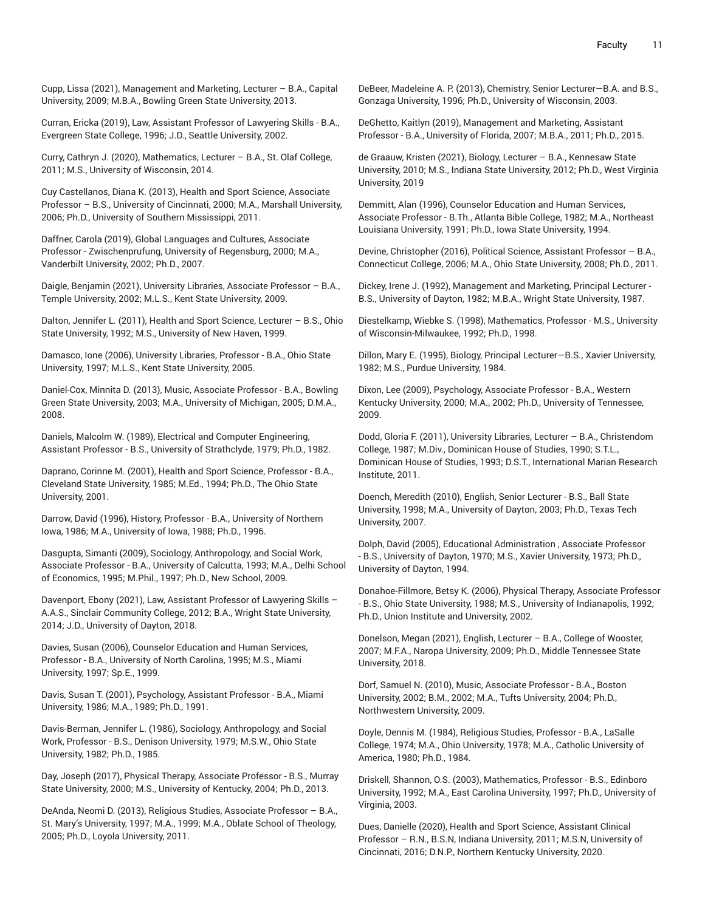Cupp, Lissa (2021), Management and Marketing, Lecturer – B.A., Capital University, 2009; M.B.A., Bowling Green State University, 2013.

Curran, Ericka (2019), Law, Assistant Professor of Lawyering Skills - B.A., Evergreen State College, 1996; J.D., Seattle University, 2002.

Curry, Cathryn J. (2020), Mathematics, Lecturer – B.A., St. Olaf College, 2011; M.S., University of Wisconsin, 2014.

Cuy Castellanos, Diana K. (2013), Health and Sport Science, Associate Professor – B.S., University of Cincinnati, 2000; M.A., Marshall University, 2006; Ph.D., University of Southern Mississippi, 2011.

Daffner, Carola (2019), Global Languages and Cultures, Associate Professor - Zwischenprufung, University of Regensburg, 2000; M.A., Vanderbilt University, 2002; Ph.D., 2007.

Daigle, Benjamin (2021), University Libraries, Associate Professor – B.A., Temple University, 2002; M.L.S., Kent State University, 2009.

Dalton, Jennifer L. (2011), Health and Sport Science, Lecturer – B.S., Ohio State University, 1992; M.S., University of New Haven, 1999.

Damasco, Ione (2006), University Libraries, Professor - B.A., Ohio State University, 1997; M.L.S., Kent State University, 2005.

Daniel-Cox, Minnita D. (2013), Music, Associate Professor - B.A., Bowling Green State University, 2003; M.A., University of Michigan, 2005; D.M.A., 2008.

Daniels, Malcolm W. (1989), Electrical and Computer Engineering, Assistant Professor - B.S., University of Strathclyde, 1979; Ph.D., 1982.

Daprano, Corinne M. (2001), Health and Sport Science, Professor - B.A., Cleveland State University, 1985; M.Ed., 1994; Ph.D., The Ohio State University, 2001.

Darrow, David (1996), History, Professor - B.A., University of Northern Iowa, 1986; M.A., University of Iowa, 1988; Ph.D., 1996.

Dasgupta, Simanti (2009), Sociology, Anthropology, and Social Work, Associate Professor - B.A., University of Calcutta, 1993; M.A., Delhi School of Economics, 1995; M.Phil., 1997; Ph.D., New School, 2009.

Davenport, Ebony (2021), Law, Assistant Professor of Lawyering Skills – A.A.S., Sinclair Community College, 2012; B.A., Wright State University, 2014; J.D., University of Dayton, 2018.

Davies, Susan (2006), Counselor Education and Human Services, Professor - B.A., University of North Carolina, 1995; M.S., Miami University, 1997; Sp.E., 1999.

Davis, Susan T. (2001), Psychology, Assistant Professor - B.A., Miami University, 1986; M.A., 1989; Ph.D., 1991.

Davis-Berman, Jennifer L. (1986), Sociology, Anthropology, and Social Work, Professor - B.S., Denison University, 1979; M.S.W., Ohio State University, 1982; Ph.D., 1985.

Day, Joseph (2017), Physical Therapy, Associate Professor - B.S., Murray State University, 2000; M.S., University of Kentucky, 2004; Ph.D., 2013.

DeAnda, Neomi D. (2013), Religious Studies, Associate Professor – B.A., St. Mary's University, 1997; M.A., 1999; M.A., Oblate School of Theology, 2005; Ph.D., Loyola University, 2011.

DeBeer, Madeleine A. P. (2013), Chemistry, Senior Lecturer—B.A. and B.S., Gonzaga University, 1996; Ph.D., University of Wisconsin, 2003.

DeGhetto, Kaitlyn (2019), Management and Marketing, Assistant Professor - B.A., University of Florida, 2007; M.B.A., 2011; Ph.D., 2015.

de Graauw, Kristen (2021), Biology, Lecturer – B.A., Kennesaw State University, 2010; M.S., Indiana State University, 2012; Ph.D., West Virginia University, 2019

Demmitt, Alan (1996), Counselor Education and Human Services, Associate Professor - B.Th., Atlanta Bible College, 1982; M.A., Northeast Louisiana University, 1991; Ph.D., Iowa State University, 1994.

Devine, Christopher (2016), Political Science, Assistant Professor – B.A., Connecticut College, 2006; M.A., Ohio State University, 2008; Ph.D., 2011.

Dickey, Irene J. (1992), Management and Marketing, Principal Lecturer - B.S., University of Dayton, 1982; M.B.A., Wright State University, 1987.

Diestelkamp, Wiebke S. (1998), Mathematics, Professor - M.S., University of Wisconsin-Milwaukee, 1992; Ph.D., 1998.

Dillon, Mary E. (1995), Biology, Principal Lecturer—B.S., Xavier University, 1982; M.S., Purdue University, 1984.

Dixon, Lee (2009), Psychology, Associate Professor - B.A., Western Kentucky University, 2000; M.A., 2002; Ph.D., University of Tennessee, 2009.

Dodd, Gloria F. (2011), University Libraries, Lecturer – B.A., Christendom College, 1987; M.Div., Dominican House of Studies, 1990; S.T.L., Dominican House of Studies, 1993; D.S.T., International Marian Research Institute, 2011.

Doench, Meredith (2010), English, Senior Lecturer - B.S., Ball State University, 1998; M.A., University of Dayton, 2003; Ph.D., Texas Tech University, 2007.

Dolph, David (2005), Educational Administration , Associate Professor - B.S., University of Dayton, 1970; M.S., Xavier University, 1973; Ph.D., University of Dayton, 1994.

Donahoe-Fillmore, Betsy K. (2006), Physical Therapy, Associate Professor - B.S., Ohio State University, 1988; M.S., University of Indianapolis, 1992; Ph.D., Union Institute and University, 2002.

Donelson, Megan (2021), English, Lecturer – B.A., College of Wooster, 2007; M.F.A., Naropa University, 2009; Ph.D., Middle Tennessee State University, 2018.

Dorf, Samuel N. (2010), Music, Associate Professor - B.A., Boston University, 2002; B.M., 2002; M.A., Tufts University, 2004; Ph.D., Northwestern University, 2009.

Doyle, Dennis M. (1984), Religious Studies, Professor - B.A., LaSalle College, 1974; M.A., Ohio University, 1978; M.A., Catholic University of America, 1980; Ph.D., 1984.

Driskell, Shannon, O.S. (2003), Mathematics, Professor - B.S., Edinboro University, 1992; M.A., East Carolina University, 1997; Ph.D., University of Virginia, 2003.

Dues, Danielle (2020), Health and Sport Science, Assistant Clinical Professor – R.N., B.S.N, Indiana University, 2011; M.S.N, University of Cincinnati, 2016; D.N.P., Northern Kentucky University, 2020.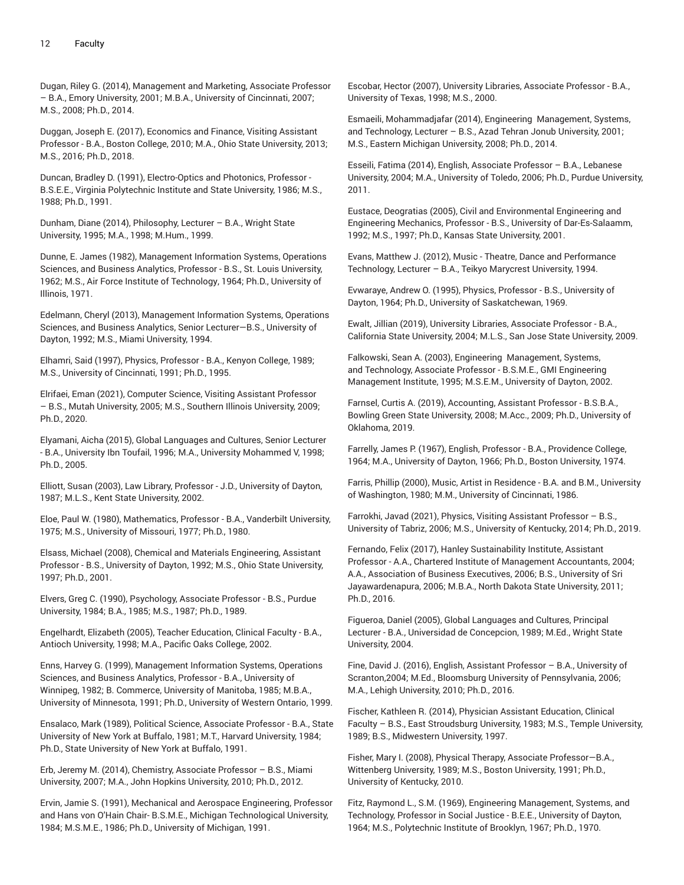Dugan, Riley G. (2014), Management and Marketing, Associate Professor – B.A., Emory University, 2001; M.B.A., University of Cincinnati, 2007; M.S., 2008; Ph.D., 2014.

Duggan, Joseph E. (2017), Economics and Finance, Visiting Assistant Professor - B.A., Boston College, 2010; M.A., Ohio State University, 2013; M.S., 2016; Ph.D., 2018.

Duncan, Bradley D. (1991), Electro-Optics and Photonics, Professor - B.S.E.E., Virginia Polytechnic Institute and State University, 1986; M.S., 1988; Ph.D., 1991.

Dunham, Diane (2014), Philosophy, Lecturer – B.A., Wright State University, 1995; M.A., 1998; M.Hum., 1999.

Dunne, E. James (1982), Management Information Systems, Operations Sciences, and Business Analytics, Professor - B.S., St. Louis University, 1962; M.S., Air Force Institute of Technology, 1964; Ph.D., University of Illinois, 1971.

Edelmann, Cheryl (2013), Management Information Systems, Operations Sciences, and Business Analytics, Senior Lecturer—B.S., University of Dayton, 1992; M.S., Miami University, 1994.

Elhamri, Said (1997), Physics, Professor - B.A., Kenyon College, 1989; M.S., University of Cincinnati, 1991; Ph.D., 1995.

Elrifaei, Eman (2021), Computer Science, Visiting Assistant Professor – B.S., Mutah University, 2005; M.S., Southern Illinois University, 2009; Ph.D., 2020.

Elyamani, Aicha (2015), Global Languages and Cultures, Senior Lecturer - B.A., University Ibn Toufail, 1996; M.A., University Mohammed V, 1998; Ph.D., 2005.

Elliott, Susan (2003), Law Library, Professor - J.D., University of Dayton, 1987; M.L.S., Kent State University, 2002.

Eloe, Paul W. (1980), Mathematics, Professor - B.A., Vanderbilt University, 1975; M.S., University of Missouri, 1977; Ph.D., 1980.

Elsass, Michael (2008), Chemical and Materials Engineering, Assistant Professor - B.S., University of Dayton, 1992; M.S., Ohio State University, 1997; Ph.D., 2001.

Elvers, Greg C. (1990), Psychology, Associate Professor - B.S., Purdue University, 1984; B.A., 1985; M.S., 1987; Ph.D., 1989.

Engelhardt, Elizabeth (2005), Teacher Education, Clinical Faculty - B.A., Antioch University, 1998; M.A., Pacific Oaks College, 2002.

Enns, Harvey G. (1999), Management Information Systems, Operations Sciences, and Business Analytics, Professor - B.A., University of Winnipeg, 1982; B. Commerce, University of Manitoba, 1985; M.B.A., University of Minnesota, 1991; Ph.D., University of Western Ontario, 1999.

Ensalaco, Mark (1989), Political Science, Associate Professor - B.A., State University of New York at Buffalo, 1981; M.T., Harvard University, 1984; Ph.D., State University of New York at Buffalo, 1991.

Erb, Jeremy M. (2014), Chemistry, Associate Professor – B.S., Miami University, 2007; M.A., John Hopkins University, 2010; Ph.D., 2012.

Ervin, Jamie S. (1991), Mechanical and Aerospace Engineering, Professor and Hans von O'Hain Chair- B.S.M.E., Michigan Technological University, 1984; M.S.M.E., 1986; Ph.D., University of Michigan, 1991.

Escobar, Hector (2007), University Libraries, Associate Professor - B.A., University of Texas, 1998; M.S., 2000.

Esmaeili, Mohammadjafar (2014), Engineering Management, Systems, and Technology, Lecturer – B.S., Azad Tehran Jonub University, 2001; M.S., Eastern Michigan University, 2008; Ph.D., 2014.

Esseili, Fatima (2014), English, Associate Professor – B.A., Lebanese University, 2004; M.A., University of Toledo, 2006; Ph.D., Purdue University, 2011.

Eustace, Deogratias (2005), Civil and Environmental Engineering and Engineering Mechanics, Professor - B.S., University of Dar-Es-Salaamm, 1992; M.S., 1997; Ph.D., Kansas State University, 2001.

Evans, Matthew J. (2012), Music - Theatre, Dance and Performance Technology, Lecturer – B.A., Teikyo Marycrest University, 1994.

Evwaraye, Andrew O. (1995), Physics, Professor - B.S., University of Dayton, 1964; Ph.D., University of Saskatchewan, 1969.

Ewalt, Jillian (2019), University Libraries, Associate Professor - B.A., California State University, 2004; M.L.S., San Jose State University, 2009.

Falkowski, Sean A. (2003), Engineering Management, Systems, and Technology, Associate Professor - B.S.M.E., GMI Engineering Management Institute, 1995; M.S.E.M., University of Dayton, 2002.

Farnsel, Curtis A. (2019), Accounting, Assistant Professor - B.S.B.A., Bowling Green State University, 2008; M.Acc., 2009; Ph.D., University of Oklahoma, 2019.

Farrelly, James P. (1967), English, Professor - B.A., Providence College, 1964; M.A., University of Dayton, 1966; Ph.D., Boston University, 1974.

Farris, Phillip (2000), Music, Artist in Residence - B.A. and B.M., University of Washington, 1980; M.M., University of Cincinnati, 1986.

Farrokhi, Javad (2021), Physics, Visiting Assistant Professor – B.S., University of Tabriz, 2006; M.S., University of Kentucky, 2014; Ph.D., 2019.

Fernando, Felix (2017), Hanley Sustainability Institute, Assistant Professor - A.A., Chartered Institute of Management Accountants, 2004; A.A., Association of Business Executives, 2006; B.S., University of Sri Jayawardenapura, 2006; M.B.A., North Dakota State University, 2011; Ph.D., 2016.

Figueroa, Daniel (2005), Global Languages and Cultures, Principal Lecturer - B.A., Universidad de Concepcion, 1989; M.Ed., Wright State University, 2004.

Fine, David J. (2016), English, Assistant Professor – B.A., University of Scranton,2004; M.Ed., Bloomsburg University of Pennsylvania, 2006; M.A., Lehigh University, 2010; Ph.D., 2016.

Fischer, Kathleen R. (2014), Physician Assistant Education, Clinical Faculty – B.S., East Stroudsburg University, 1983; M.S., Temple University, 1989; B.S., Midwestern University, 1997.

Fisher, Mary I. (2008), Physical Therapy, Associate Professor—B.A., Wittenberg University, 1989; M.S., Boston University, 1991; Ph.D., University of Kentucky, 2010.

Fitz, Raymond L., S.M. (1969), Engineering Management, Systems, and Technology, Professor in Social Justice - B.E.E., University of Dayton, 1964; M.S., Polytechnic Institute of Brooklyn, 1967; Ph.D., 1970.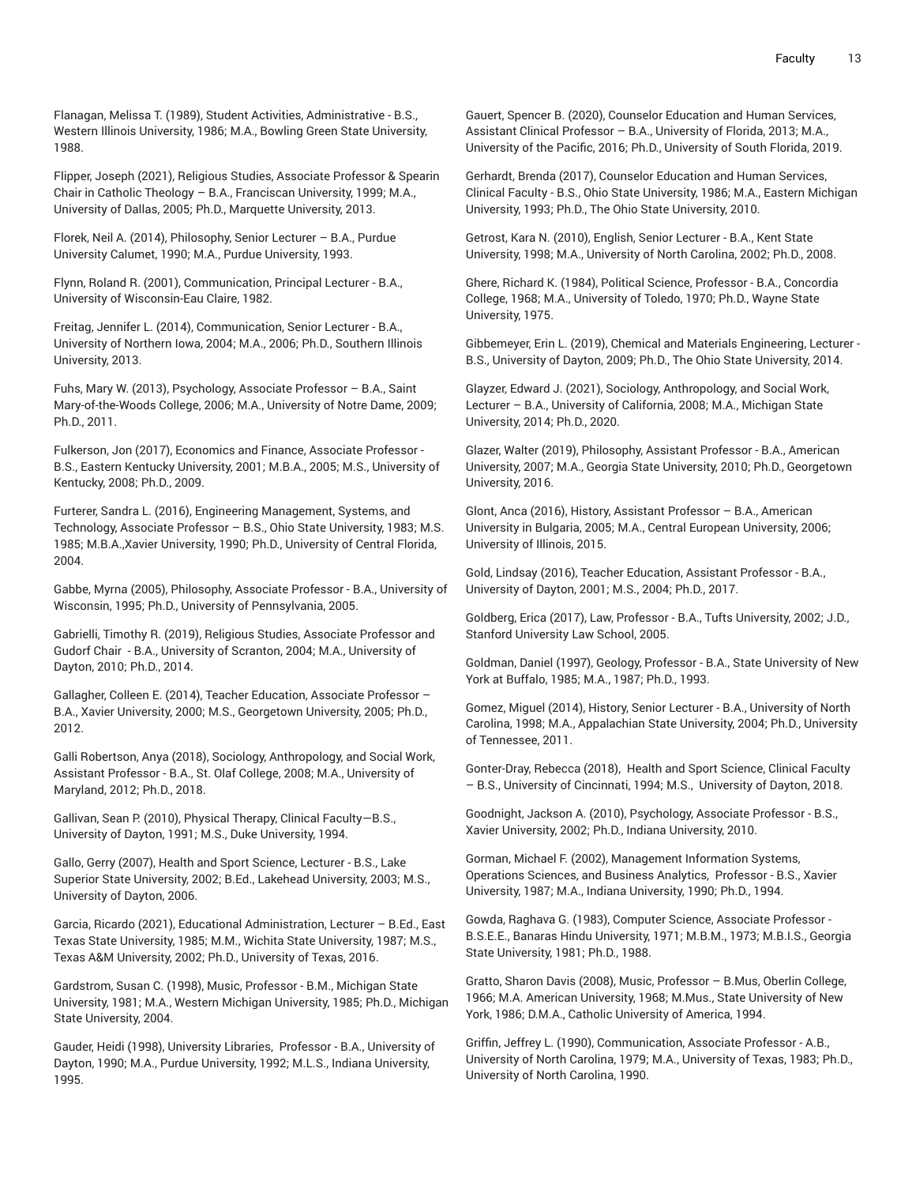Flanagan, Melissa T. (1989), Student Activities, Administrative - B.S., Western Illinois University, 1986; M.A., Bowling Green State University, 1988.

Flipper, Joseph (2021), Religious Studies, Associate Professor & Spearin Chair in Catholic Theology – B.A., Franciscan University, 1999; M.A., University of Dallas, 2005; Ph.D., Marquette University, 2013.

Florek, Neil A. (2014), Philosophy, Senior Lecturer – B.A., Purdue University Calumet, 1990; M.A., Purdue University, 1993.

Flynn, Roland R. (2001), Communication, Principal Lecturer - B.A., University of Wisconsin-Eau Claire, 1982.

Freitag, Jennifer L. (2014), Communication, Senior Lecturer - B.A., University of Northern Iowa, 2004; M.A., 2006; Ph.D., Southern Illinois University, 2013.

Fuhs, Mary W. (2013), Psychology, Associate Professor – B.A., Saint Mary-of-the-Woods College, 2006; M.A., University of Notre Dame, 2009; Ph.D., 2011.

Fulkerson, Jon (2017), Economics and Finance, Associate Professor - B.S., Eastern Kentucky University, 2001; M.B.A., 2005; M.S., University of Kentucky, 2008; Ph.D., 2009.

Furterer, Sandra L. (2016), Engineering Management, Systems, and Technology, Associate Professor – B.S., Ohio State University, 1983; M.S. 1985; M.B.A.,Xavier University, 1990; Ph.D., University of Central Florida, 2004.

Gabbe, Myrna (2005), Philosophy, Associate Professor - B.A., University of Wisconsin, 1995; Ph.D., University of Pennsylvania, 2005.

Gabrielli, Timothy R. (2019), Religious Studies, Associate Professor and Gudorf Chair - B.A., University of Scranton, 2004; M.A., University of Dayton, 2010; Ph.D., 2014.

Gallagher, Colleen E. (2014), Teacher Education, Associate Professor – B.A., Xavier University, 2000; M.S., Georgetown University, 2005; Ph.D., 2012.

Galli Robertson, Anya (2018), Sociology, Anthropology, and Social Work, Assistant Professor - B.A., St. Olaf College, 2008; M.A., University of Maryland, 2012; Ph.D., 2018.

Gallivan, Sean P. (2010), Physical Therapy, Clinical Faculty—B.S., University of Dayton, 1991; M.S., Duke University, 1994.

Gallo, Gerry (2007), Health and Sport Science, Lecturer - B.S., Lake Superior State University, 2002; B.Ed., Lakehead University, 2003; M.S., University of Dayton, 2006.

Garcia, Ricardo (2021), Educational Administration, Lecturer – B.Ed., East Texas State University, 1985; M.M., Wichita State University, 1987; M.S., Texas A&M University, 2002; Ph.D., University of Texas, 2016.

Gardstrom, Susan C. (1998), Music, Professor - B.M., Michigan State University, 1981; M.A., Western Michigan University, 1985; Ph.D., Michigan State University, 2004.

Gauder, Heidi (1998), University Libraries, Professor - B.A., University of Dayton, 1990; M.A., Purdue University, 1992; M.L.S., Indiana University, 1995.

Gauert, Spencer B. (2020), Counselor Education and Human Services, Assistant Clinical Professor – B.A., University of Florida, 2013; M.A., University of the Pacific, 2016; Ph.D., University of South Florida, 2019.

Gerhardt, Brenda (2017), Counselor Education and Human Services, Clinical Faculty - B.S., Ohio State University, 1986; M.A., Eastern Michigan University, 1993; Ph.D., The Ohio State University, 2010.

Getrost, Kara N. (2010), English, Senior Lecturer - B.A., Kent State University, 1998; M.A., University of North Carolina, 2002; Ph.D., 2008.

Ghere, Richard K. (1984), Political Science, Professor - B.A., Concordia College, 1968; M.A., University of Toledo, 1970; Ph.D., Wayne State University, 1975.

Gibbemeyer, Erin L. (2019), Chemical and Materials Engineering, Lecturer - B.S., University of Dayton, 2009; Ph.D., The Ohio State University, 2014.

Glayzer, Edward J. (2021), Sociology, Anthropology, and Social Work, Lecturer – B.A., University of California, 2008; M.A., Michigan State University, 2014; Ph.D., 2020.

Glazer, Walter (2019), Philosophy, Assistant Professor - B.A., American University, 2007; M.A., Georgia State University, 2010; Ph.D., Georgetown University, 2016.

Glont, Anca (2016), History, Assistant Professor – B.A., American University in Bulgaria, 2005; M.A., Central European University, 2006; University of Illinois, 2015.

Gold, Lindsay (2016), Teacher Education, Assistant Professor - B.A., University of Dayton, 2001; M.S., 2004; Ph.D., 2017.

Goldberg, Erica (2017), Law, Professor - B.A., Tufts University, 2002; J.D., Stanford University Law School, 2005.

Goldman, Daniel (1997), Geology, Professor - B.A., State University of New York at Buffalo, 1985; M.A., 1987; Ph.D., 1993.

Gomez, Miguel (2014), History, Senior Lecturer - B.A., University of North Carolina, 1998; M.A., Appalachian State University, 2004; Ph.D., University of Tennessee, 2011.

Gonter-Dray, Rebecca (2018), Health and Sport Science, Clinical Faculty – B.S., University of Cincinnati, 1994; M.S., University of Dayton, 2018.

Goodnight, Jackson A. (2010), Psychology, Associate Professor - B.S., Xavier University, 2002; Ph.D., Indiana University, 2010.

Gorman, Michael F. (2002), Management Information Systems, Operations Sciences, and Business Analytics, Professor - B.S., Xavier University, 1987; M.A., Indiana University, 1990; Ph.D., 1994.

Gowda, Raghava G. (1983), Computer Science, Associate Professor - B.S.E.E., Banaras Hindu University, 1971; M.B.M., 1973; M.B.I.S., Georgia State University, 1981; Ph.D., 1988.

Gratto, Sharon Davis (2008), Music, Professor – B.Mus, Oberlin College, 1966; M.A. American University, 1968; M.Mus., State University of New York, 1986; D.M.A., Catholic University of America, 1994.

Griffin, Jeffrey L. (1990), Communication, Associate Professor - A.B., University of North Carolina, 1979; M.A., University of Texas, 1983; Ph.D., University of North Carolina, 1990.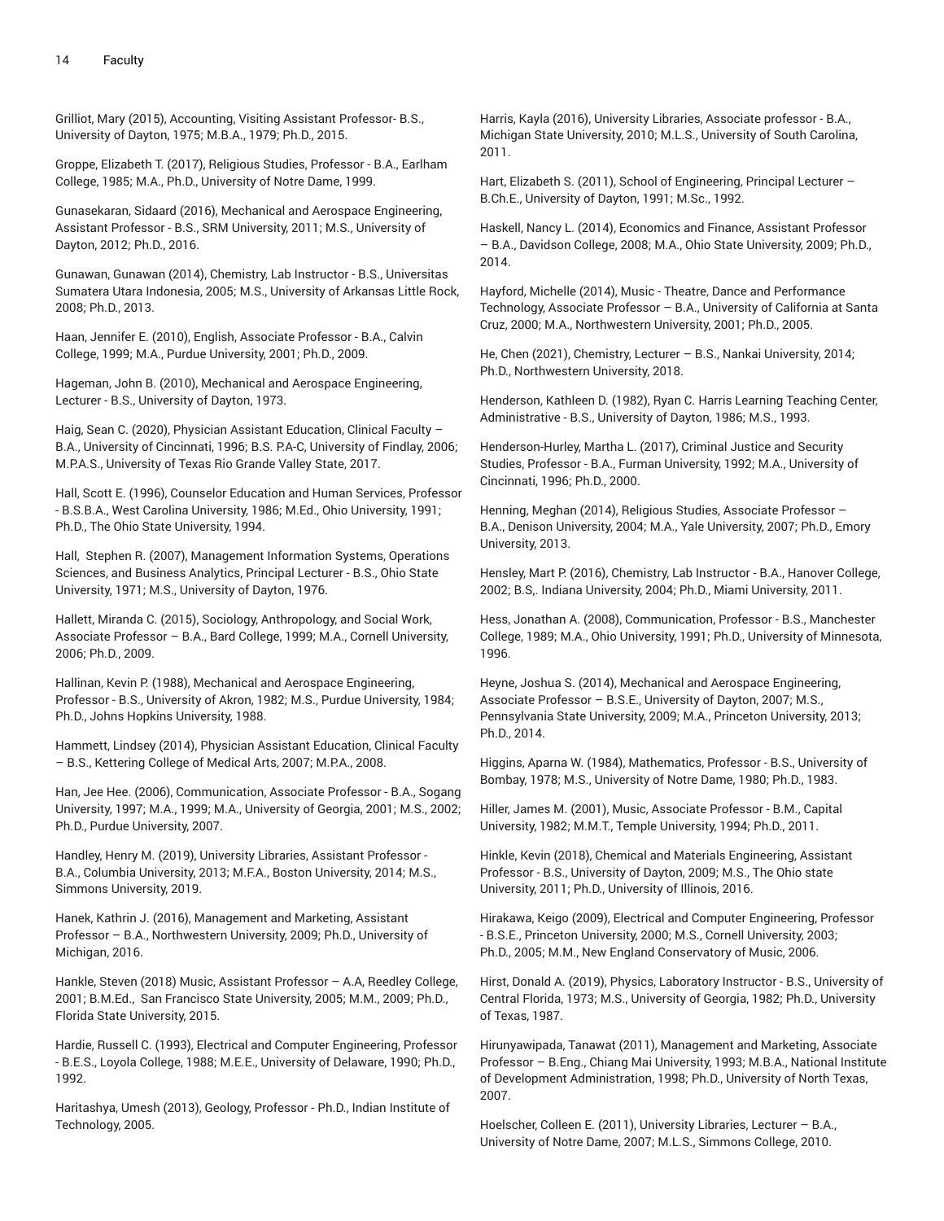Grilliot, Mary (2015), Accounting, Visiting Assistant Professor- B.S., University of Dayton, 1975; M.B.A., 1979; Ph.D., 2015.

Groppe, Elizabeth T. (2017), Religious Studies, Professor - B.A., Earlham College, 1985; M.A., Ph.D., University of Notre Dame, 1999.

Gunasekaran, Sidaard (2016), Mechanical and Aerospace Engineering, Assistant Professor - B.S., SRM University, 2011; M.S., University of Dayton, 2012; Ph.D., 2016.

Gunawan, Gunawan (2014), Chemistry, Lab Instructor - B.S., Universitas Sumatera Utara Indonesia, 2005; M.S., University of Arkansas Little Rock, 2008; Ph.D., 2013.

Haan, Jennifer E. (2010), English, Associate Professor - B.A., Calvin College, 1999; M.A., Purdue University, 2001; Ph.D., 2009.

Hageman, John B. (2010), Mechanical and Aerospace Engineering, Lecturer - B.S., University of Dayton, 1973.

Haig, Sean C. (2020), Physician Assistant Education, Clinical Faculty – B.A., University of Cincinnati, 1996; B.S. P.A-C, University of Findlay, 2006; M.P.A.S., University of Texas Rio Grande Valley State, 2017.

Hall, Scott E. (1996), Counselor Education and Human Services, Professor - B.S.B.A., West Carolina University, 1986; M.Ed., Ohio University, 1991; Ph.D., The Ohio State University, 1994.

Hall, Stephen R. (2007), Management Information Systems, Operations Sciences, and Business Analytics, Principal Lecturer - B.S., Ohio State University, 1971; M.S., University of Dayton, 1976.

Hallett, Miranda C. (2015), Sociology, Anthropology, and Social Work, Associate Professor – B.A., Bard College, 1999; M.A., Cornell University, 2006; Ph.D., 2009.

Hallinan, Kevin P. (1988), Mechanical and Aerospace Engineering, Professor - B.S., University of Akron, 1982; M.S., Purdue University, 1984; Ph.D., Johns Hopkins University, 1988.

Hammett, Lindsey (2014), Physician Assistant Education, Clinical Faculty – B.S., Kettering College of Medical Arts, 2007; M.P.A., 2008.

Han, Jee Hee. (2006), Communication, Associate Professor - B.A., Sogang University, 1997; M.A., 1999; M.A., University of Georgia, 2001; M.S., 2002; Ph.D., Purdue University, 2007.

Handley, Henry M. (2019), University Libraries, Assistant Professor - B.A., Columbia University, 2013; M.F.A., Boston University, 2014; M.S., Simmons University, 2019.

Hanek, Kathrin J. (2016), Management and Marketing, Assistant Professor – B.A., Northwestern University, 2009; Ph.D., University of Michigan, 2016.

Hankle, Steven (2018) Music, Assistant Professor – A.A, Reedley College, 2001; B.M.Ed., San Francisco State University, 2005; M.M., 2009; Ph.D., Florida State University, 2015.

Hardie, Russell C. (1993), Electrical and Computer Engineering, Professor - B.E.S., Loyola College, 1988; M.E.E., University of Delaware, 1990; Ph.D., 1992.

Haritashya, Umesh (2013), Geology, Professor - Ph.D., Indian Institute of Technology, 2005.

Harris, Kayla (2016), University Libraries, Associate professor - B.A., Michigan State University, 2010; M.L.S., University of South Carolina, 2011.

Hart, Elizabeth S. (2011), School of Engineering, Principal Lecturer – B.Ch.E., University of Dayton, 1991; M.Sc., 1992.

Haskell, Nancy L. (2014), Economics and Finance, Assistant Professor – B.A., Davidson College, 2008; M.A., Ohio State University, 2009; Ph.D., 2014.

Hayford, Michelle (2014), Music - Theatre, Dance and Performance Technology, Associate Professor – B.A., University of California at Santa Cruz, 2000; M.A., Northwestern University, 2001; Ph.D., 2005.

He, Chen (2021), Chemistry, Lecturer – B.S., Nankai University, 2014; Ph.D., Northwestern University, 2018.

Henderson, Kathleen D. (1982), Ryan C. Harris Learning Teaching Center, Administrative - B.S., University of Dayton, 1986; M.S., 1993.

Henderson-Hurley, Martha L. (2017), Criminal Justice and Security Studies, Professor - B.A., Furman University, 1992; M.A., University of Cincinnati, 1996; Ph.D., 2000.

Henning, Meghan (2014), Religious Studies, Associate Professor – B.A., Denison University, 2004; M.A., Yale University, 2007; Ph.D., Emory University, 2013.

Hensley, Mart P. (2016), Chemistry, Lab Instructor - B.A., Hanover College, 2002; B.S,. Indiana University, 2004; Ph.D., Miami University, 2011.

Hess, Jonathan A. (2008), Communication, Professor - B.S., Manchester College, 1989; M.A., Ohio University, 1991; Ph.D., University of Minnesota, 1996.

Heyne, Joshua S. (2014), Mechanical and Aerospace Engineering, Associate Professor – B.S.E., University of Dayton, 2007; M.S., Pennsylvania State University, 2009; M.A., Princeton University, 2013; Ph.D., 2014.

Higgins, Aparna W. (1984), Mathematics, Professor - B.S., University of Bombay, 1978; M.S., University of Notre Dame, 1980; Ph.D., 1983.

Hiller, James M. (2001), Music, Associate Professor - B.M., Capital University, 1982; M.M.T., Temple University, 1994; Ph.D., 2011.

Hinkle, Kevin (2018), Chemical and Materials Engineering, Assistant Professor - B.S., University of Dayton, 2009; M.S., The Ohio state University, 2011; Ph.D., University of Illinois, 2016.

Hirakawa, Keigo (2009), Electrical and Computer Engineering, Professor - B.S.E., Princeton University, 2000; M.S., Cornell University, 2003; Ph.D., 2005; M.M., New England Conservatory of Music, 2006.

Hirst, Donald A. (2019), Physics, Laboratory Instructor - B.S., University of Central Florida, 1973; M.S., University of Georgia, 1982; Ph.D., University of Texas, 1987.

Hirunyawipada, Tanawat (2011), Management and Marketing, Associate Professor – B.Eng., Chiang Mai University, 1993; M.B.A., National Institute of Development Administration, 1998; Ph.D., University of North Texas, 2007.

Hoelscher, Colleen E. (2011), University Libraries, Lecturer – B.A., University of Notre Dame, 2007; M.L.S., Simmons College, 2010.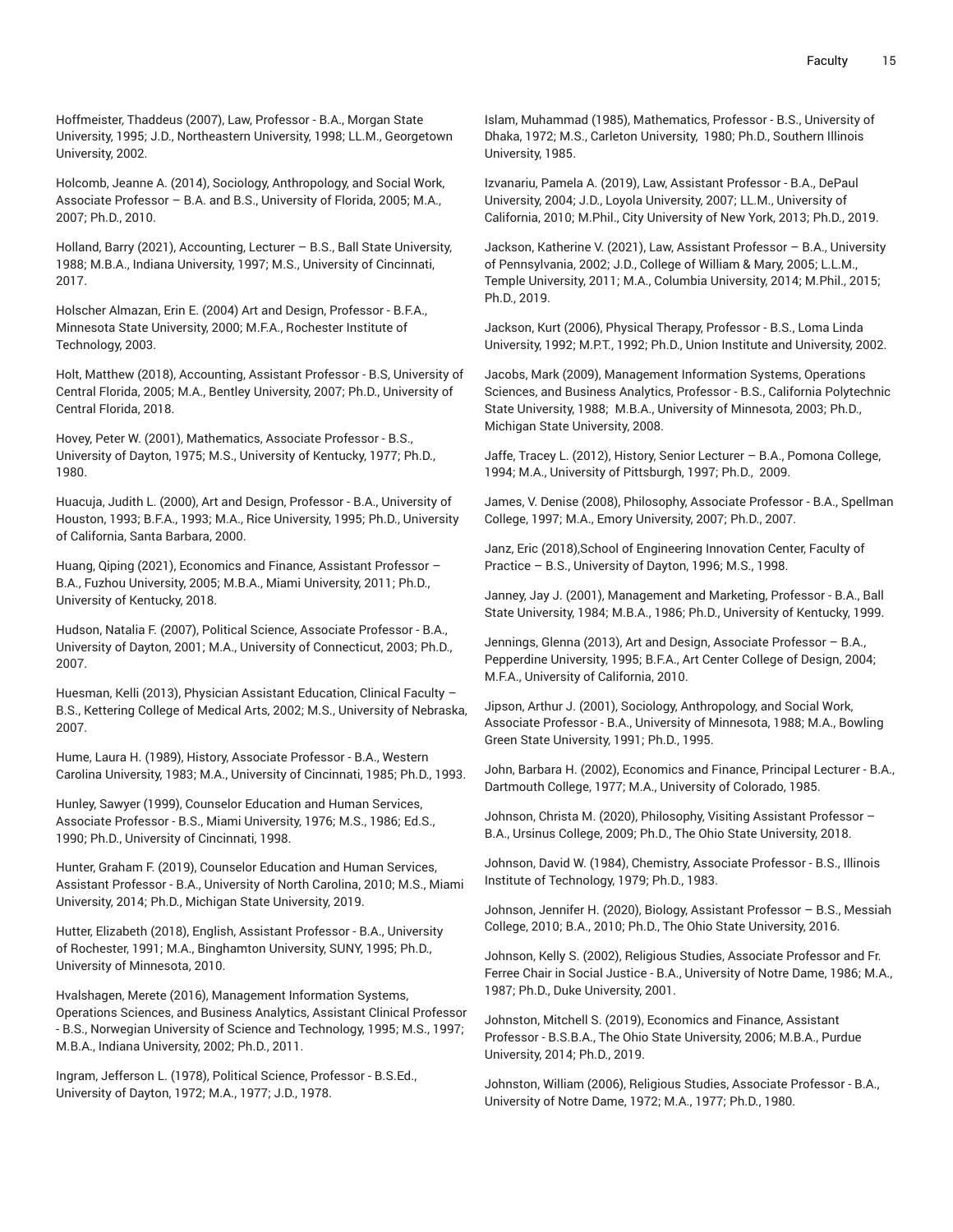Hoffmeister, Thaddeus (2007), Law, Professor - B.A., Morgan State University, 1995; J.D., Northeastern University, 1998; LL.M., Georgetown University, 2002.

Holcomb, Jeanne A. (2014), Sociology, Anthropology, and Social Work, Associate Professor – B.A. and B.S., University of Florida, 2005; M.A., 2007; Ph.D., 2010.

Holland, Barry (2021), Accounting, Lecturer – B.S., Ball State University, 1988; M.B.A., Indiana University, 1997; M.S., University of Cincinnati, 2017.

Holscher Almazan, Erin E. (2004) Art and Design, Professor - B.F.A., Minnesota State University, 2000; M.F.A., Rochester Institute of Technology, 2003.

Holt, Matthew (2018), Accounting, Assistant Professor - B.S, University of Central Florida, 2005; M.A., Bentley University, 2007; Ph.D., University of Central Florida, 2018.

Hovey, Peter W. (2001), Mathematics, Associate Professor - B.S., University of Dayton, 1975; M.S., University of Kentucky, 1977; Ph.D., 1980.

Huacuja, Judith L. (2000), Art and Design, Professor - B.A., University of Houston, 1993; B.F.A., 1993; M.A., Rice University, 1995; Ph.D., University of California, Santa Barbara, 2000.

Huang, Qiping (2021), Economics and Finance, Assistant Professor – B.A., Fuzhou University, 2005; M.B.A., Miami University, 2011; Ph.D., University of Kentucky, 2018.

Hudson, Natalia F. (2007), Political Science, Associate Professor - B.A., University of Dayton, 2001; M.A., University of Connecticut, 2003; Ph.D., 2007.

Huesman, Kelli (2013), Physician Assistant Education, Clinical Faculty – B.S., Kettering College of Medical Arts, 2002; M.S., University of Nebraska, 2007.

Hume, Laura H. (1989), History, Associate Professor - B.A., Western Carolina University, 1983; M.A., University of Cincinnati, 1985; Ph.D., 1993.

Hunley, Sawyer (1999), Counselor Education and Human Services, Associate Professor - B.S., Miami University, 1976; M.S., 1986; Ed.S., 1990; Ph.D., University of Cincinnati, 1998.

Hunter, Graham F. (2019), Counselor Education and Human Services, Assistant Professor - B.A., University of North Carolina, 2010; M.S., Miami University, 2014; Ph.D., Michigan State University, 2019.

Hutter, Elizabeth (2018), English, Assistant Professor - B.A., University of Rochester, 1991; M.A., Binghamton University, SUNY, 1995; Ph.D., University of Minnesota, 2010.

Hvalshagen, Merete (2016), Management Information Systems, Operations Sciences, and Business Analytics, Assistant Clinical Professor - B.S., Norwegian University of Science and Technology, 1995; M.S., 1997; M.B.A., Indiana University, 2002; Ph.D., 2011.

Ingram, Jefferson L. (1978), Political Science, Professor - B.S.Ed., University of Dayton, 1972; M.A., 1977; J.D., 1978.

Islam, Muhammad (1985), Mathematics, Professor - B.S., University of Dhaka, 1972; M.S., Carleton University, 1980; Ph.D., Southern Illinois University, 1985.

Izvanariu, Pamela A. (2019), Law, Assistant Professor - B.A., DePaul University, 2004; J.D., Loyola University, 2007; LL.M., University of California, 2010; M.Phil., City University of New York, 2013; Ph.D., 2019.

Jackson, Katherine V. (2021), Law, Assistant Professor – B.A., University of Pennsylvania, 2002; J.D., College of William & Mary, 2005; L.L.M., Temple University, 2011; M.A., Columbia University, 2014; M.Phil., 2015; Ph.D., 2019.

Jackson, Kurt (2006), Physical Therapy, Professor - B.S., Loma Linda University, 1992; M.P.T., 1992; Ph.D., Union Institute and University, 2002.

Jacobs, Mark (2009), Management Information Systems, Operations Sciences, and Business Analytics, Professor - B.S., California Polytechnic State University, 1988; M.B.A., University of Minnesota, 2003; Ph.D., Michigan State University, 2008.

Jaffe, Tracey L. (2012), History, Senior Lecturer – B.A., Pomona College, 1994; M.A., University of Pittsburgh, 1997; Ph.D., 2009.

James, V. Denise (2008), Philosophy, Associate Professor - B.A., Spellman College, 1997; M.A., Emory University, 2007; Ph.D., 2007.

Janz, Eric (2018),School of Engineering Innovation Center, Faculty of Practice – B.S., University of Dayton, 1996; M.S., 1998.

Janney, Jay J. (2001), Management and Marketing, Professor - B.A., Ball State University, 1984; M.B.A., 1986; Ph.D., University of Kentucky, 1999.

Jennings, Glenna (2013), Art and Design, Associate Professor – B.A., Pepperdine University, 1995; B.F.A., Art Center College of Design, 2004; M.F.A., University of California, 2010.

Jipson, Arthur J. (2001), Sociology, Anthropology, and Social Work, Associate Professor - B.A., University of Minnesota, 1988; M.A., Bowling Green State University, 1991; Ph.D., 1995.

John, Barbara H. (2002), Economics and Finance, Principal Lecturer - B.A., Dartmouth College, 1977; M.A., University of Colorado, 1985.

Johnson, Christa M. (2020), Philosophy, Visiting Assistant Professor – B.A., Ursinus College, 2009; Ph.D., The Ohio State University, 2018.

Johnson, David W. (1984), Chemistry, Associate Professor - B.S., Illinois Institute of Technology, 1979; Ph.D., 1983.

Johnson, Jennifer H. (2020), Biology, Assistant Professor – B.S., Messiah College, 2010; B.A., 2010; Ph.D., The Ohio State University, 2016.

Johnson, Kelly S. (2002), Religious Studies, Associate Professor and Fr. Ferree Chair in Social Justice - B.A., University of Notre Dame, 1986; M.A., 1987; Ph.D., Duke University, 2001.

Johnston, Mitchell S. (2019), Economics and Finance, Assistant Professor - B.S.B.A., The Ohio State University, 2006; M.B.A., Purdue University, 2014; Ph.D., 2019.

Johnston, William (2006), Religious Studies, Associate Professor - B.A., University of Notre Dame, 1972; M.A., 1977; Ph.D., 1980.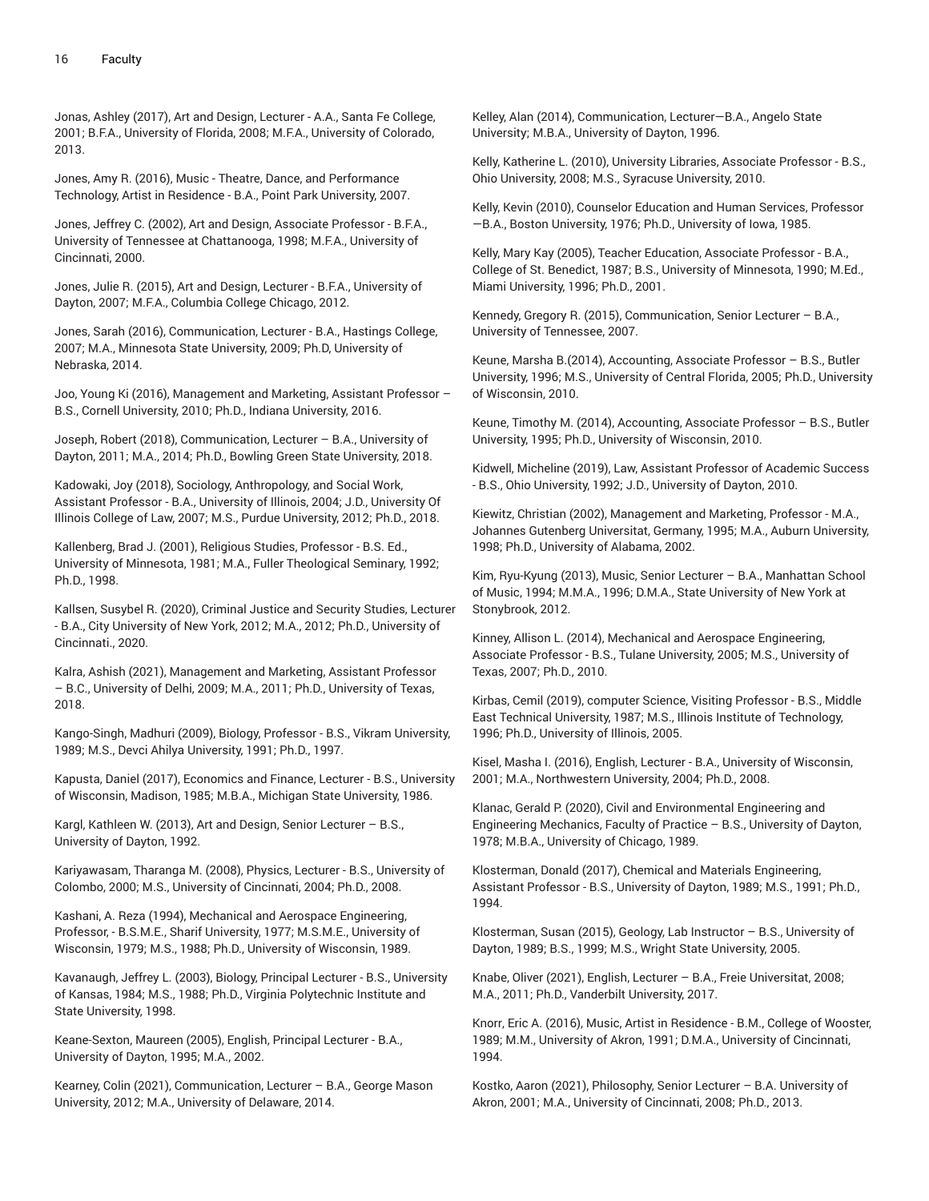Jonas, Ashley (2017), Art and Design, Lecturer - A.A., Santa Fe College, 2001; B.F.A., University of Florida, 2008; M.F.A., University of Colorado, 2013.

Jones, Amy R. (2016), Music - Theatre, Dance, and Performance Technology, Artist in Residence - B.A., Point Park University, 2007.

Jones, Jeffrey C. (2002), Art and Design, Associate Professor - B.F.A., University of Tennessee at Chattanooga, 1998; M.F.A., University of Cincinnati, 2000.

Jones, Julie R. (2015), Art and Design, Lecturer - B.F.A., University of Dayton, 2007; M.F.A., Columbia College Chicago, 2012.

Jones, Sarah (2016), Communication, Lecturer - B.A., Hastings College, 2007; M.A., Minnesota State University, 2009; Ph.D, University of Nebraska, 2014.

Joo, Young Ki (2016), Management and Marketing, Assistant Professor – B.S., Cornell University, 2010; Ph.D., Indiana University, 2016.

Joseph, Robert (2018), Communication, Lecturer – B.A., University of Dayton, 2011; M.A., 2014; Ph.D., Bowling Green State University, 2018.

Kadowaki, Joy (2018), Sociology, Anthropology, and Social Work, Assistant Professor - B.A., University of Illinois, 2004; J.D., University Of Illinois College of Law, 2007; M.S., Purdue University, 2012; Ph.D., 2018.

Kallenberg, Brad J. (2001), Religious Studies, Professor - B.S. Ed., University of Minnesota, 1981; M.A., Fuller Theological Seminary, 1992; Ph.D., 1998.

Kallsen, Susybel R. (2020), Criminal Justice and Security Studies, Lecturer - B.A., City University of New York, 2012; M.A., 2012; Ph.D., University of Cincinnati., 2020.

Kalra, Ashish (2021), Management and Marketing, Assistant Professor – B.C., University of Delhi, 2009; M.A., 2011; Ph.D., University of Texas, 2018.

Kango-Singh, Madhuri (2009), Biology, Professor - B.S., Vikram University, 1989; M.S., Devci Ahilya University, 1991; Ph.D., 1997.

Kapusta, Daniel (2017), Economics and Finance, Lecturer - B.S., University of Wisconsin, Madison, 1985; M.B.A., Michigan State University, 1986.

Kargl, Kathleen W. (2013), Art and Design, Senior Lecturer – B.S., University of Dayton, 1992.

Kariyawasam, Tharanga M. (2008), Physics, Lecturer - B.S., University of Colombo, 2000; M.S., University of Cincinnati, 2004; Ph.D., 2008.

Kashani, A. Reza (1994), Mechanical and Aerospace Engineering, Professor, - B.S.M.E., Sharif University, 1977; M.S.M.E., University of Wisconsin, 1979; M.S., 1988; Ph.D., University of Wisconsin, 1989.

Kavanaugh, Jeffrey L. (2003), Biology, Principal Lecturer - B.S., University of Kansas, 1984; M.S., 1988; Ph.D., Virginia Polytechnic Institute and State University, 1998.

Keane-Sexton, Maureen (2005), English, Principal Lecturer - B.A., University of Dayton, 1995; M.A., 2002.

Kearney, Colin (2021), Communication, Lecturer – B.A., George Mason University, 2012; M.A., University of Delaware, 2014.

Kelley, Alan (2014), Communication, Lecturer—B.A., Angelo State University; M.B.A., University of Dayton, 1996.

Kelly, Katherine L. (2010), University Libraries, Associate Professor - B.S., Ohio University, 2008; M.S., Syracuse University, 2010.

Kelly, Kevin (2010), Counselor Education and Human Services, Professor —B.A., Boston University, 1976; Ph.D., University of Iowa, 1985.

Kelly, Mary Kay (2005), Teacher Education, Associate Professor - B.A., College of St. Benedict, 1987; B.S., University of Minnesota, 1990; M.Ed., Miami University, 1996; Ph.D., 2001.

Kennedy, Gregory R. (2015), Communication, Senior Lecturer – B.A., University of Tennessee, 2007.

Keune, Marsha B.(2014), Accounting, Associate Professor – B.S., Butler University, 1996; M.S., University of Central Florida, 2005; Ph.D., University of Wisconsin, 2010.

Keune, Timothy M. (2014), Accounting, Associate Professor – B.S., Butler University, 1995; Ph.D., University of Wisconsin, 2010.

Kidwell, Micheline (2019), Law, Assistant Professor of Academic Success - B.S., Ohio University, 1992; J.D., University of Dayton, 2010.

Kiewitz, Christian (2002), Management and Marketing, Professor - M.A., Johannes Gutenberg Universitat, Germany, 1995; M.A., Auburn University, 1998; Ph.D., University of Alabama, 2002.

Kim, Ryu-Kyung (2013), Music, Senior Lecturer – B.A., Manhattan School of Music, 1994; M.M.A., 1996; D.M.A., State University of New York at Stonybrook, 2012.

Kinney, Allison L. (2014), Mechanical and Aerospace Engineering, Associate Professor - B.S., Tulane University, 2005; M.S., University of Texas, 2007; Ph.D., 2010.

Kirbas, Cemil (2019), computer Science, Visiting Professor - B.S., Middle East Technical University, 1987; M.S., Illinois Institute of Technology, 1996; Ph.D., University of Illinois, 2005.

Kisel, Masha I. (2016), English, Lecturer - B.A., University of Wisconsin, 2001; M.A., Northwestern University, 2004; Ph.D., 2008.

Klanac, Gerald P. (2020), Civil and Environmental Engineering and Engineering Mechanics, Faculty of Practice – B.S., University of Dayton, 1978; M.B.A., University of Chicago, 1989.

Klosterman, Donald (2017), Chemical and Materials Engineering, Assistant Professor - B.S., University of Dayton, 1989; M.S., 1991; Ph.D., 1994.

Klosterman, Susan (2015), Geology, Lab Instructor – B.S., University of Dayton, 1989; B.S., 1999; M.S., Wright State University, 2005.

Knabe, Oliver (2021), English, Lecturer – B.A., Freie Universitat, 2008; M.A., 2011; Ph.D., Vanderbilt University, 2017.

Knorr, Eric A. (2016), Music, Artist in Residence - B.M., College of Wooster, 1989; M.M., University of Akron, 1991; D.M.A., University of Cincinnati, 1994.

Kostko, Aaron (2021), Philosophy, Senior Lecturer – B.A. University of Akron, 2001; M.A., University of Cincinnati, 2008; Ph.D., 2013.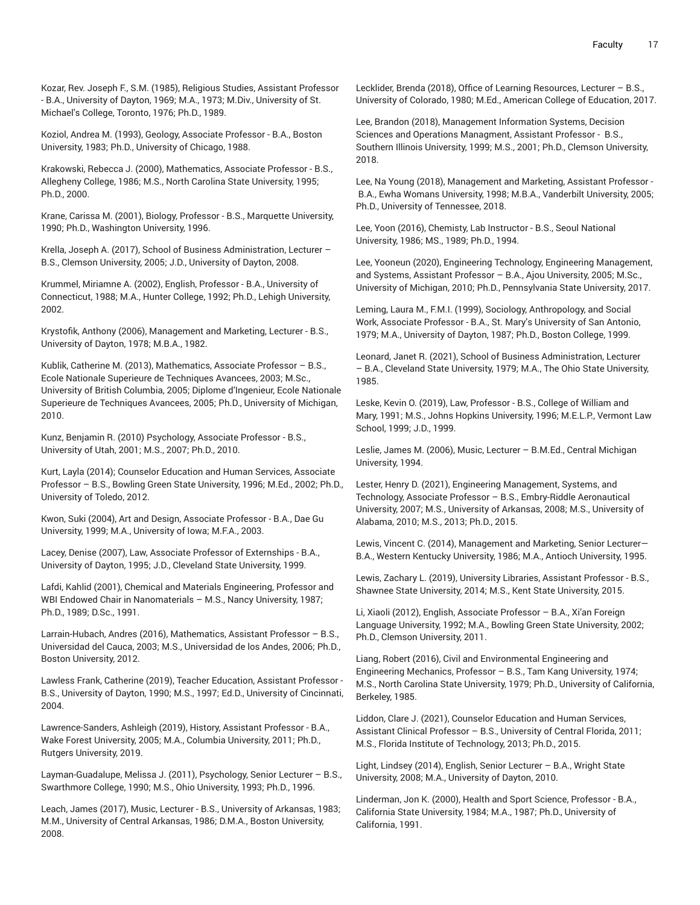Kozar, Rev. Joseph F., S.M. (1985), Religious Studies, Assistant Professor - B.A., University of Dayton, 1969; M.A., 1973; M.Div., University of St. Michael's College, Toronto, 1976; Ph.D., 1989.

Koziol, Andrea M. (1993), Geology, Associate Professor - B.A., Boston University, 1983; Ph.D., University of Chicago, 1988.

Krakowski, Rebecca J. (2000), Mathematics, Associate Professor - B.S., Allegheny College, 1986; M.S., North Carolina State University, 1995; Ph.D., 2000.

Krane, Carissa M. (2001), Biology, Professor - B.S., Marquette University, 1990; Ph.D., Washington University, 1996.

Krella, Joseph A. (2017), School of Business Administration, Lecturer – B.S., Clemson University, 2005; J.D., University of Dayton, 2008.

Krummel, Miriamne A. (2002), English, Professor - B.A., University of Connecticut, 1988; M.A., Hunter College, 1992; Ph.D., Lehigh University, 2002.

Krystofik, Anthony (2006), Management and Marketing, Lecturer - B.S., University of Dayton, 1978; M.B.A., 1982.

Kublik, Catherine M. (2013), Mathematics, Associate Professor – B.S., Ecole Nationale Superieure de Techniques Avancees, 2003; M.Sc., University of British Columbia, 2005; Diplome d'Ingenieur, Ecole Nationale Superieure de Techniques Avancees, 2005; Ph.D., University of Michigan, 2010.

Kunz, Benjamin R. (2010) Psychology, Associate Professor - B.S., University of Utah, 2001; M.S., 2007; Ph.D., 2010.

Kurt, Layla (2014); Counselor Education and Human Services, Associate Professor – B.S., Bowling Green State University, 1996; M.Ed., 2002; Ph.D., University of Toledo, 2012.

Kwon, Suki (2004), Art and Design, Associate Professor - B.A., Dae Gu University, 1999; M.A., University of Iowa; M.F.A., 2003.

Lacey, Denise (2007), Law, Associate Professor of Externships - B.A., University of Dayton, 1995; J.D., Cleveland State University, 1999.

Lafdi, Kahlid (2001), Chemical and Materials Engineering, Professor and WBI Endowed Chair in Nanomaterials – M.S., Nancy University, 1987; Ph.D., 1989; D.Sc., 1991.

Larrain-Hubach, Andres (2016), Mathematics, Assistant Professor – B.S., Universidad del Cauca, 2003; M.S., Universidad de los Andes, 2006; Ph.D., Boston University, 2012.

Lawless Frank, Catherine (2019), Teacher Education, Assistant Professor - B.S., University of Dayton, 1990; M.S., 1997; Ed.D., University of Cincinnati, 2004.

Lawrence-Sanders, Ashleigh (2019), History, Assistant Professor - B.A., Wake Forest University, 2005; M.A., Columbia University, 2011; Ph.D., Rutgers University, 2019.

Layman-Guadalupe, Melissa J. (2011), Psychology, Senior Lecturer – B.S., Swarthmore College, 1990; M.S., Ohio University, 1993; Ph.D., 1996.

Leach, James (2017), Music, Lecturer - B.S., University of Arkansas, 1983; M.M., University of Central Arkansas, 1986; D.M.A., Boston University, 2008.

Lecklider, Brenda (2018), Office of Learning Resources, Lecturer – B.S., University of Colorado, 1980; M.Ed., American College of Education, 2017.

Lee, Brandon (2018), Management Information Systems, Decision Sciences and Operations Managment, Assistant Professor - B.S., Southern Illinois University, 1999; M.S., 2001; Ph.D., Clemson University, 2018.

Lee, Na Young (2018), Management and Marketing, Assistant Professor - B.A., Ewha Womans University, 1998; M.B.A., Vanderbilt University, 2005; Ph.D., University of Tennessee, 2018.

Lee, Yoon (2016), Chemisty, Lab Instructor - B.S., Seoul National University, 1986; MS., 1989; Ph.D., 1994.

Lee, Yooneun (2020), Engineering Technology, Engineering Management, and Systems, Assistant Professor – B.A., Ajou University, 2005; M.Sc., University of Michigan, 2010; Ph.D., Pennsylvania State University, 2017.

Leming, Laura M., F.M.I. (1999), Sociology, Anthropology, and Social Work, Associate Professor - B.A., St. Mary's University of San Antonio, 1979; M.A., University of Dayton, 1987; Ph.D., Boston College, 1999.

Leonard, Janet R. (2021), School of Business Administration, Lecturer – B.A., Cleveland State University, 1979; M.A., The Ohio State University, 1985.

Leske, Kevin O. (2019), Law, Professor - B.S., College of William and Mary, 1991; M.S., Johns Hopkins University, 1996; M.E.L.P., Vermont Law School, 1999; J.D., 1999.

Leslie, James M. (2006), Music, Lecturer – B.M.Ed., Central Michigan University, 1994.

Lester, Henry D. (2021), Engineering Management, Systems, and Technology, Associate Professor – B.S., Embry-Riddle Aeronautical University, 2007; M.S., University of Arkansas, 2008; M.S., University of Alabama, 2010; M.S., 2013; Ph.D., 2015.

Lewis, Vincent C. (2014), Management and Marketing, Senior Lecturer— B.A., Western Kentucky University, 1986; M.A., Antioch University, 1995.

Lewis, Zachary L. (2019), University Libraries, Assistant Professor - B.S., Shawnee State University, 2014; M.S., Kent State University, 2015.

Li, Xiaoli (2012), English, Associate Professor – B.A., Xi'an Foreign Language University, 1992; M.A., Bowling Green State University, 2002; Ph.D., Clemson University, 2011.

Liang, Robert (2016), Civil and Environmental Engineering and Engineering Mechanics, Professor – B.S., Tam Kang University, 1974; M.S., North Carolina State University, 1979; Ph.D., University of California, Berkeley, 1985.

Liddon, Clare J. (2021), Counselor Education and Human Services, Assistant Clinical Professor – B.S., University of Central Florida, 2011; M.S., Florida Institute of Technology, 2013; Ph.D., 2015.

Light, Lindsey (2014), English, Senior Lecturer – B.A., Wright State University, 2008; M.A., University of Dayton, 2010.

Linderman, Jon K. (2000), Health and Sport Science, Professor - B.A., California State University, 1984; M.A., 1987; Ph.D., University of California, 1991.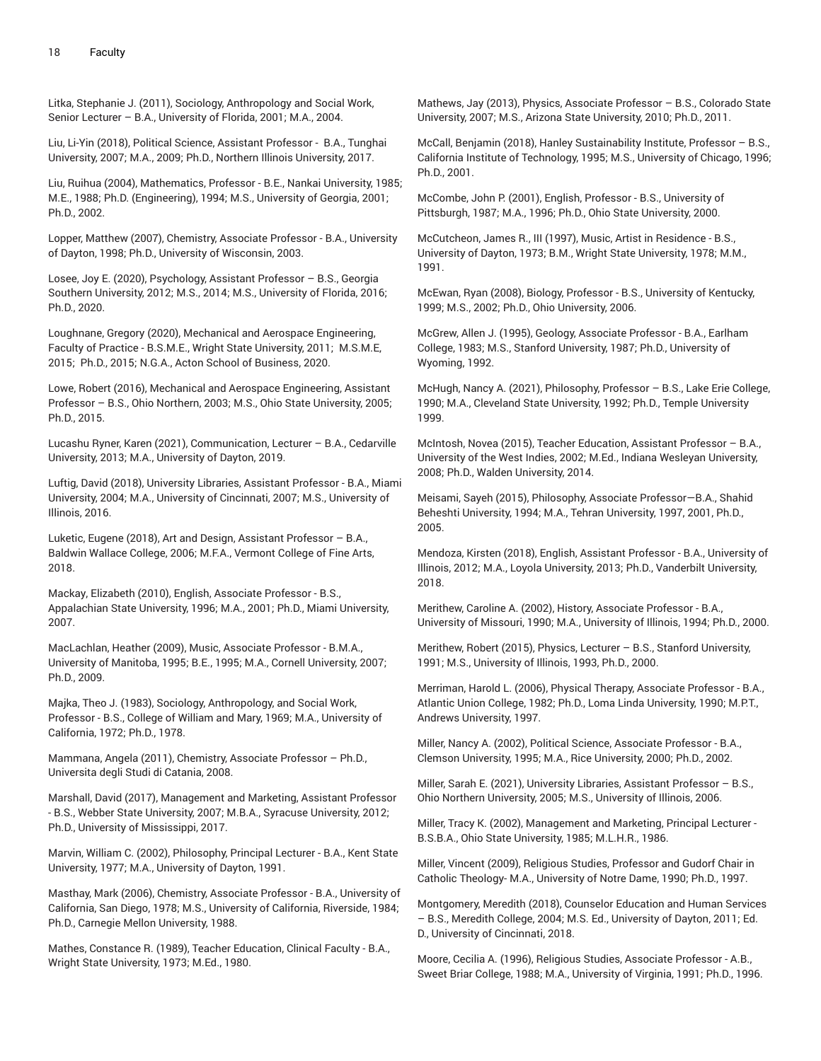Litka, Stephanie J. (2011), Sociology, Anthropology and Social Work, Senior Lecturer – B.A., University of Florida, 2001; M.A., 2004.

Liu, Li-Yin (2018), Political Science, Assistant Professor - B.A., Tunghai University, 2007; M.A., 2009; Ph.D., Northern Illinois University, 2017.

Liu, Ruihua (2004), Mathematics, Professor - B.E., Nankai University, 1985; M.E., 1988; Ph.D. (Engineering), 1994; M.S., University of Georgia, 2001; Ph.D., 2002.

Lopper, Matthew (2007), Chemistry, Associate Professor - B.A., University of Dayton, 1998; Ph.D., University of Wisconsin, 2003.

Losee, Joy E. (2020), Psychology, Assistant Professor – B.S., Georgia Southern University, 2012; M.S., 2014; M.S., University of Florida, 2016; Ph.D., 2020.

Loughnane, Gregory (2020), Mechanical and Aerospace Engineering, Faculty of Practice - B.S.M.E., Wright State University, 2011; M.S.M.E, 2015; Ph.D., 2015; N.G.A., Acton School of Business, 2020.

Lowe, Robert (2016), Mechanical and Aerospace Engineering, Assistant Professor – B.S., Ohio Northern, 2003; M.S., Ohio State University, 2005; Ph.D., 2015.

Lucashu Ryner, Karen (2021), Communication, Lecturer – B.A., Cedarville University, 2013; M.A., University of Dayton, 2019.

Luftig, David (2018), University Libraries, Assistant Professor - B.A., Miami University, 2004; M.A., University of Cincinnati, 2007; M.S., University of Illinois, 2016.

Luketic, Eugene (2018), Art and Design, Assistant Professor – B.A., Baldwin Wallace College, 2006; M.F.A., Vermont College of Fine Arts, 2018.

Mackay, Elizabeth (2010), English, Associate Professor - B.S., Appalachian State University, 1996; M.A., 2001; Ph.D., Miami University, 2007.

MacLachlan, Heather (2009), Music, Associate Professor - B.M.A., University of Manitoba, 1995; B.E., 1995; M.A., Cornell University, 2007; Ph.D., 2009.

Majka, Theo J. (1983), Sociology, Anthropology, and Social Work, Professor - B.S., College of William and Mary, 1969; M.A., University of California, 1972; Ph.D., 1978.

Mammana, Angela (2011), Chemistry, Associate Professor – Ph.D., Universita degli Studi di Catania, 2008.

Marshall, David (2017), Management and Marketing, Assistant Professor - B.S., Webber State University, 2007; M.B.A., Syracuse University, 2012; Ph.D., University of Mississippi, 2017.

Marvin, William C. (2002), Philosophy, Principal Lecturer - B.A., Kent State University, 1977; M.A., University of Dayton, 1991.

Masthay, Mark (2006), Chemistry, Associate Professor - B.A., University of California, San Diego, 1978; M.S., University of California, Riverside, 1984; Ph.D., Carnegie Mellon University, 1988.

Mathes, Constance R. (1989), Teacher Education, Clinical Faculty - B.A., Wright State University, 1973; M.Ed., 1980.

Mathews, Jay (2013), Physics, Associate Professor – B.S., Colorado State University, 2007; M.S., Arizona State University, 2010; Ph.D., 2011.

McCall, Benjamin (2018), Hanley Sustainability Institute, Professor – B.S., California Institute of Technology, 1995; M.S., University of Chicago, 1996; Ph.D., 2001.

McCombe, John P. (2001), English, Professor - B.S., University of Pittsburgh, 1987; M.A., 1996; Ph.D., Ohio State University, 2000.

McCutcheon, James R., III (1997), Music, Artist in Residence - B.S., University of Dayton, 1973; B.M., Wright State University, 1978; M.M., 1991.

McEwan, Ryan (2008), Biology, Professor - B.S., University of Kentucky, 1999; M.S., 2002; Ph.D., Ohio University, 2006.

McGrew, Allen J. (1995), Geology, Associate Professor - B.A., Earlham College, 1983; M.S., Stanford University, 1987; Ph.D., University of Wyoming, 1992.

McHugh, Nancy A. (2021), Philosophy, Professor – B.S., Lake Erie College, 1990; M.A., Cleveland State University, 1992; Ph.D., Temple University 1999.

McIntosh, Novea (2015), Teacher Education, Assistant Professor – B.A., University of the West Indies, 2002; M.Ed., Indiana Wesleyan University, 2008; Ph.D., Walden University, 2014.

Meisami, Sayeh (2015), Philosophy, Associate Professor—B.A., Shahid Beheshti University, 1994; M.A., Tehran University, 1997, 2001, Ph.D., 2005.

Mendoza, Kirsten (2018), English, Assistant Professor - B.A., University of Illinois, 2012; M.A., Loyola University, 2013; Ph.D., Vanderbilt University, 2018.

Merithew, Caroline A. (2002), History, Associate Professor - B.A., University of Missouri, 1990; M.A., University of Illinois, 1994; Ph.D., 2000.

Merithew, Robert (2015), Physics, Lecturer – B.S., Stanford University, 1991; M.S., University of Illinois, 1993, Ph.D., 2000.

Merriman, Harold L. (2006), Physical Therapy, Associate Professor - B.A., Atlantic Union College, 1982; Ph.D., Loma Linda University, 1990; M.P.T., Andrews University, 1997.

Miller, Nancy A. (2002), Political Science, Associate Professor - B.A., Clemson University, 1995; M.A., Rice University, 2000; Ph.D., 2002.

Miller, Sarah E. (2021), University Libraries, Assistant Professor – B.S., Ohio Northern University, 2005; M.S., University of Illinois, 2006.

Miller, Tracy K. (2002), Management and Marketing, Principal Lecturer - B.S.B.A., Ohio State University, 1985; M.L.H.R., 1986.

Miller, Vincent (2009), Religious Studies, Professor and Gudorf Chair in Catholic Theology- M.A., University of Notre Dame, 1990; Ph.D., 1997.

Montgomery, Meredith (2018), Counselor Education and Human Services – B.S., Meredith College, 2004; M.S. Ed., University of Dayton, 2011; Ed. D., University of Cincinnati, 2018.

Moore, Cecilia A. (1996), Religious Studies, Associate Professor - A.B., Sweet Briar College, 1988; M.A., University of Virginia, 1991; Ph.D., 1996.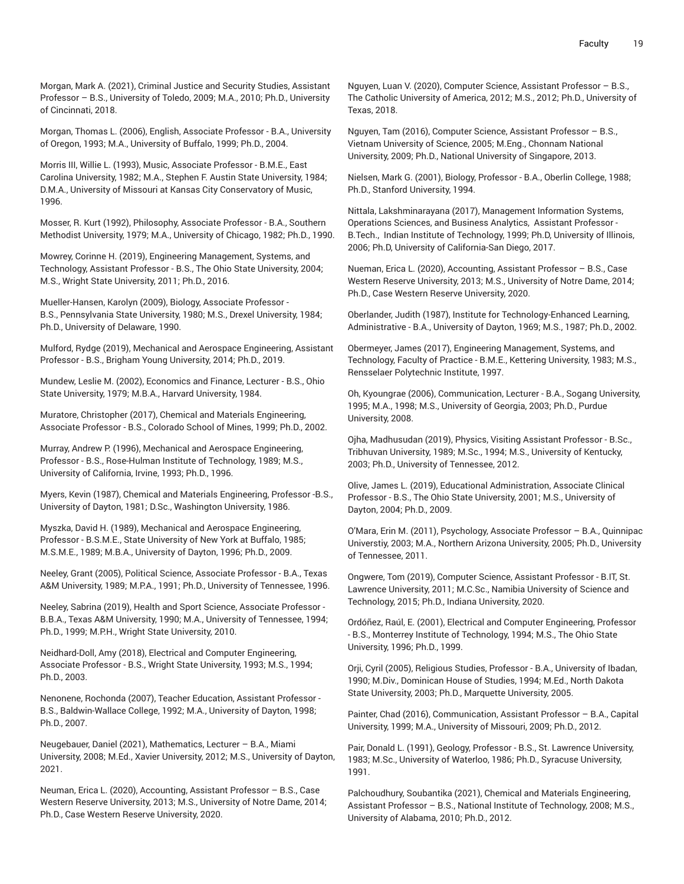Morgan, Mark A. (2021), Criminal Justice and Security Studies, Assistant Professor – B.S., University of Toledo, 2009; M.A., 2010; Ph.D., University of Cincinnati, 2018.

Morgan, Thomas L. (2006), English, Associate Professor - B.A., University of Oregon, 1993; M.A., University of Buffalo, 1999; Ph.D., 2004.

Morris III, Willie L. (1993), Music, Associate Professor - B.M.E., East Carolina University, 1982; M.A., Stephen F. Austin State University, 1984; D.M.A., University of Missouri at Kansas City Conservatory of Music, 1996.

Mosser, R. Kurt (1992), Philosophy, Associate Professor - B.A., Southern Methodist University, 1979; M.A., University of Chicago, 1982; Ph.D., 1990.

Mowrey, Corinne H. (2019), Engineering Management, Systems, and Technology, Assistant Professor - B.S., The Ohio State University, 2004; M.S., Wright State University, 2011; Ph.D., 2016.

Mueller-Hansen, Karolyn (2009), Biology, Associate Professor - B.S., Pennsylvania State University, 1980; M.S., Drexel University, 1984; Ph.D., University of Delaware, 1990.

Mulford, Rydge (2019), Mechanical and Aerospace Engineering, Assistant Professor - B.S., Brigham Young University, 2014; Ph.D., 2019.

Mundew, Leslie M. (2002), Economics and Finance, Lecturer - B.S., Ohio State University, 1979; M.B.A., Harvard University, 1984.

Muratore, Christopher (2017), Chemical and Materials Engineering, Associate Professor - B.S., Colorado School of Mines, 1999; Ph.D., 2002.

Murray, Andrew P. (1996), Mechanical and Aerospace Engineering, Professor - B.S., Rose-Hulman Institute of Technology, 1989; M.S., University of California, Irvine, 1993; Ph.D., 1996.

Myers, Kevin (1987), Chemical and Materials Engineering, Professor -B.S., University of Dayton, 1981; D.Sc., Washington University, 1986.

Myszka, David H. (1989), Mechanical and Aerospace Engineering, Professor - B.S.M.E., State University of New York at Buffalo, 1985; M.S.M.E., 1989; M.B.A., University of Dayton, 1996; Ph.D., 2009.

Neeley, Grant (2005), Political Science, Associate Professor - B.A., Texas A&M University, 1989; M.P.A., 1991; Ph.D., University of Tennessee, 1996.

Neeley, Sabrina (2019), Health and Sport Science, Associate Professor - B.B.A., Texas A&M University, 1990; M.A., University of Tennessee, 1994; Ph.D., 1999; M.P.H., Wright State University, 2010.

Neidhard-Doll, Amy (2018), Electrical and Computer Engineering, Associate Professor - B.S., Wright State University, 1993; M.S., 1994; Ph.D., 2003.

Nenonene, Rochonda (2007), Teacher Education, Assistant Professor - B.S., Baldwin-Wallace College, 1992; M.A., University of Dayton, 1998; Ph.D., 2007.

Neugebauer, Daniel (2021), Mathematics, Lecturer – B.A., Miami University, 2008; M.Ed., Xavier University, 2012; M.S., University of Dayton, 2021.

Neuman, Erica L. (2020), Accounting, Assistant Professor – B.S., Case Western Reserve University, 2013; M.S., University of Notre Dame, 2014; Ph.D., Case Western Reserve University, 2020.

Nguyen, Luan V. (2020), Computer Science, Assistant Professor – B.S., The Catholic University of America, 2012; M.S., 2012; Ph.D., University of Texas, 2018.

Nguyen, Tam (2016), Computer Science, Assistant Professor – B.S., Vietnam University of Science, 2005; M.Eng., Chonnam National University, 2009; Ph.D., National University of Singapore, 2013.

Nielsen, Mark G. (2001), Biology, Professor - B.A., Oberlin College, 1988; Ph.D., Stanford University, 1994.

Nittala, Lakshminarayana (2017), Management Information Systems, Operations Sciences, and Business Analytics, Assistant Professor - B.Tech., Indian Institute of Technology, 1999; Ph.D, University of Illinois, 2006; Ph.D, University of California-San Diego, 2017.

Nueman, Erica L. (2020), Accounting, Assistant Professor – B.S., Case Western Reserve University, 2013; M.S., University of Notre Dame, 2014; Ph.D., Case Western Reserve University, 2020.

Oberlander, Judith (1987), Institute for Technology-Enhanced Learning, Administrative - B.A., University of Dayton, 1969; M.S., 1987; Ph.D., 2002.

Obermeyer, James (2017), Engineering Management, Systems, and Technology, Faculty of Practice - B.M.E., Kettering University, 1983; M.S., Rensselaer Polytechnic Institute, 1997.

Oh, Kyoungrae (2006), Communication, Lecturer - B.A., Sogang University, 1995; M.A., 1998; M.S., University of Georgia, 2003; Ph.D., Purdue University, 2008.

Ojha, Madhusudan (2019), Physics, Visiting Assistant Professor - B.Sc., Tribhuvan University, 1989; M.Sc., 1994; M.S., University of Kentucky, 2003; Ph.D., University of Tennessee, 2012.

Olive, James L. (2019), Educational Administration, Associate Clinical Professor - B.S., The Ohio State University, 2001; M.S., University of Dayton, 2004; Ph.D., 2009.

O'Mara, Erin M. (2011), Psychology, Associate Professor – B.A., Quinnipac Universtiy, 2003; M.A., Northern Arizona University, 2005; Ph.D., University of Tennessee, 2011.

Ongwere, Tom (2019), Computer Science, Assistant Professor - B.IT, St. Lawrence University, 2011; M.C.Sc., Namibia University of Science and Technology, 2015; Ph.D., Indiana University, 2020.

Ordóñez, Raúl, E. (2001), Electrical and Computer Engineering, Professor - B.S., Monterrey Institute of Technology, 1994; M.S., The Ohio State University, 1996; Ph.D., 1999.

Orji, Cyril (2005), Religious Studies, Professor - B.A., University of Ibadan, 1990; M.Div., Dominican House of Studies, 1994; M.Ed., North Dakota State University, 2003; Ph.D., Marquette University, 2005.

Painter, Chad (2016), Communication, Assistant Professor – B.A., Capital University, 1999; M.A., University of Missouri, 2009; Ph.D., 2012.

Pair, Donald L. (1991), Geology, Professor - B.S., St. Lawrence University, 1983; M.Sc., University of Waterloo, 1986; Ph.D., Syracuse University, 1991.

Palchoudhury, Soubantika (2021), Chemical and Materials Engineering, Assistant Professor – B.S., National Institute of Technology, 2008; M.S., University of Alabama, 2010; Ph.D., 2012.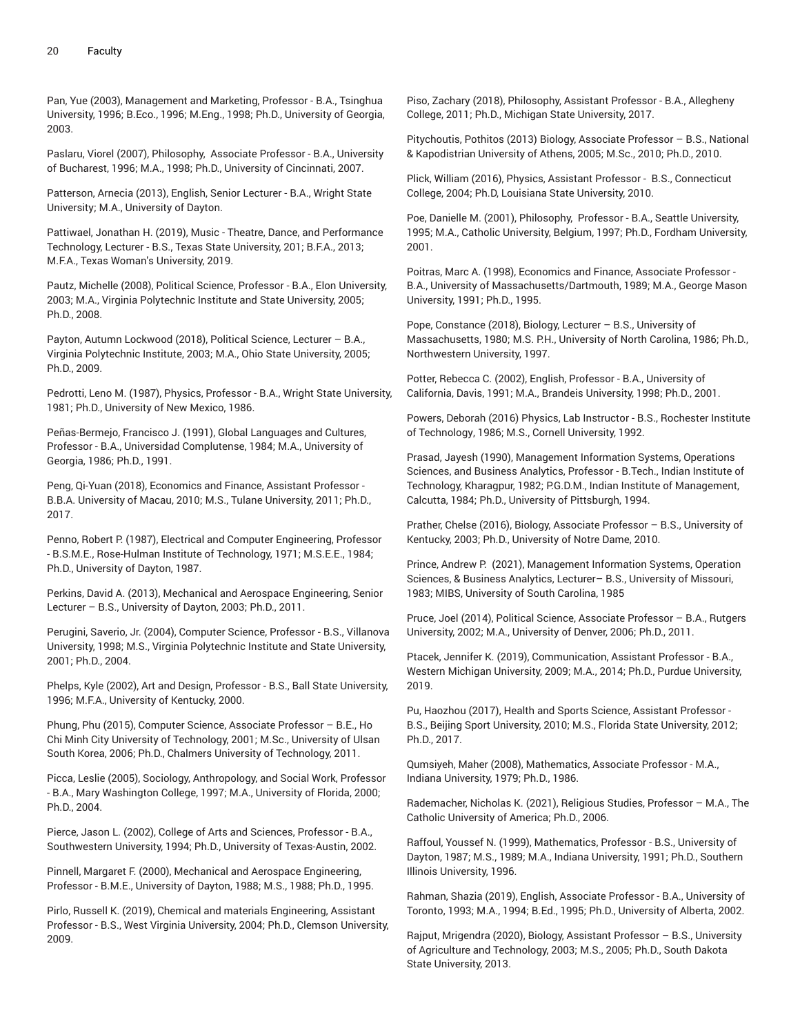Pan, Yue (2003), Management and Marketing, Professor - B.A., Tsinghua University, 1996; B.Eco., 1996; M.Eng., 1998; Ph.D., University of Georgia, 2003.

Paslaru, Viorel (2007), Philosophy, Associate Professor - B.A., University of Bucharest, 1996; M.A., 1998; Ph.D., University of Cincinnati, 2007.

Patterson, Arnecia (2013), English, Senior Lecturer - B.A., Wright State University; M.A., University of Dayton.

Pattiwael, Jonathan H. (2019), Music - Theatre, Dance, and Performance Technology, Lecturer - B.S., Texas State University, 201; B.F.A., 2013; M.F.A., Texas Woman's University, 2019.

Pautz, Michelle (2008), Political Science, Professor - B.A., Elon University, 2003; M.A., Virginia Polytechnic Institute and State University, 2005; Ph.D., 2008.

Payton, Autumn Lockwood (2018), Political Science, Lecturer – B.A., Virginia Polytechnic Institute, 2003; M.A., Ohio State University, 2005; Ph.D., 2009.

Pedrotti, Leno M. (1987), Physics, Professor - B.A., Wright State University, 1981; Ph.D., University of New Mexico, 1986.

Peñas-Bermejo, Francisco J. (1991), Global Languages and Cultures, Professor - B.A., Universidad Complutense, 1984; M.A., University of Georgia, 1986; Ph.D., 1991.

Peng, Qi-Yuan (2018), Economics and Finance, Assistant Professor - B.B.A. University of Macau, 2010; M.S., Tulane University, 2011; Ph.D., 2017.

Penno, Robert P. (1987), Electrical and Computer Engineering, Professor - B.S.M.E., Rose-Hulman Institute of Technology, 1971; M.S.E.E., 1984; Ph.D., University of Dayton, 1987.

Perkins, David A. (2013), Mechanical and Aerospace Engineering, Senior Lecturer – B.S., University of Dayton, 2003; Ph.D., 2011.

Perugini, Saverio, Jr. (2004), Computer Science, Professor - B.S., Villanova University, 1998; M.S., Virginia Polytechnic Institute and State University, 2001; Ph.D., 2004.

Phelps, Kyle (2002), Art and Design, Professor - B.S., Ball State University, 1996; M.F.A., University of Kentucky, 2000.

Phung, Phu (2015), Computer Science, Associate Professor – B.E., Ho Chi Minh City University of Technology, 2001; M.Sc., University of Ulsan South Korea, 2006; Ph.D., Chalmers University of Technology, 2011.

Picca, Leslie (2005), Sociology, Anthropology, and Social Work, Professor - B.A., Mary Washington College, 1997; M.A., University of Florida, 2000; Ph.D., 2004.

Pierce, Jason L. (2002), College of Arts and Sciences, Professor - B.A., Southwestern University, 1994; Ph.D., University of Texas-Austin, 2002.

Pinnell, Margaret F. (2000), Mechanical and Aerospace Engineering, Professor - B.M.E., University of Dayton, 1988; M.S., 1988; Ph.D., 1995.

Pirlo, Russell K. (2019), Chemical and materials Engineering, Assistant Professor - B.S., West Virginia University, 2004; Ph.D., Clemson University, 2009.

Piso, Zachary (2018), Philosophy, Assistant Professor - B.A., Allegheny College, 2011; Ph.D., Michigan State University, 2017.

Pitychoutis, Pothitos (2013) Biology, Associate Professor – B.S., National & Kapodistrian University of Athens, 2005; M.Sc., 2010; Ph.D., 2010.

Plick, William (2016), Physics, Assistant Professor - B.S., Connecticut College, 2004; Ph.D, Louisiana State University, 2010.

Poe, Danielle M. (2001), Philosophy, Professor - B.A., Seattle University, 1995; M.A., Catholic University, Belgium, 1997; Ph.D., Fordham University, 2001.

Poitras, Marc A. (1998), Economics and Finance, Associate Professor - B.A., University of Massachusetts/Dartmouth, 1989; M.A., George Mason University, 1991; Ph.D., 1995.

Pope, Constance (2018), Biology, Lecturer – B.S., University of Massachusetts, 1980; M.S. P.H., University of North Carolina, 1986; Ph.D., Northwestern University, 1997.

Potter, Rebecca C. (2002), English, Professor - B.A., University of California, Davis, 1991; M.A., Brandeis University, 1998; Ph.D., 2001.

Powers, Deborah (2016) Physics, Lab Instructor - B.S., Rochester Institute of Technology, 1986; M.S., Cornell University, 1992.

Prasad, Jayesh (1990), Management Information Systems, Operations Sciences, and Business Analytics, Professor - B.Tech., Indian Institute of Technology, Kharagpur, 1982; P.G.D.M., Indian Institute of Management, Calcutta, 1984; Ph.D., University of Pittsburgh, 1994.

Prather, Chelse (2016), Biology, Associate Professor – B.S., University of Kentucky, 2003; Ph.D., University of Notre Dame, 2010.

Prince, Andrew P. (2021), Management Information Systems, Operation Sciences, & Business Analytics, Lecturer– B.S., University of Missouri, 1983; MIBS, University of South Carolina, 1985

Pruce, Joel (2014), Political Science, Associate Professor – B.A., Rutgers University, 2002; M.A., University of Denver, 2006; Ph.D., 2011.

Ptacek, Jennifer K. (2019), Communication, Assistant Professor - B.A., Western Michigan University, 2009; M.A., 2014; Ph.D., Purdue University, 2019.

Pu, Haozhou (2017), Health and Sports Science, Assistant Professor - B.S., Beijing Sport University, 2010; M.S., Florida State University, 2012; Ph.D., 2017.

Qumsiyeh, Maher (2008), Mathematics, Associate Professor - M.A., Indiana University, 1979; Ph.D., 1986.

Rademacher, Nicholas K. (2021), Religious Studies, Professor – M.A., The Catholic University of America; Ph.D., 2006.

Raffoul, Youssef N. (1999), Mathematics, Professor - B.S., University of Dayton, 1987; M.S., 1989; M.A., Indiana University, 1991; Ph.D., Southern Illinois University, 1996.

Rahman, Shazia (2019), English, Associate Professor - B.A., University of Toronto, 1993; M.A., 1994; B.Ed., 1995; Ph.D., University of Alberta, 2002.

Rajput, Mrigendra (2020), Biology, Assistant Professor – B.S., University of Agriculture and Technology, 2003; M.S., 2005; Ph.D., South Dakota State University, 2013.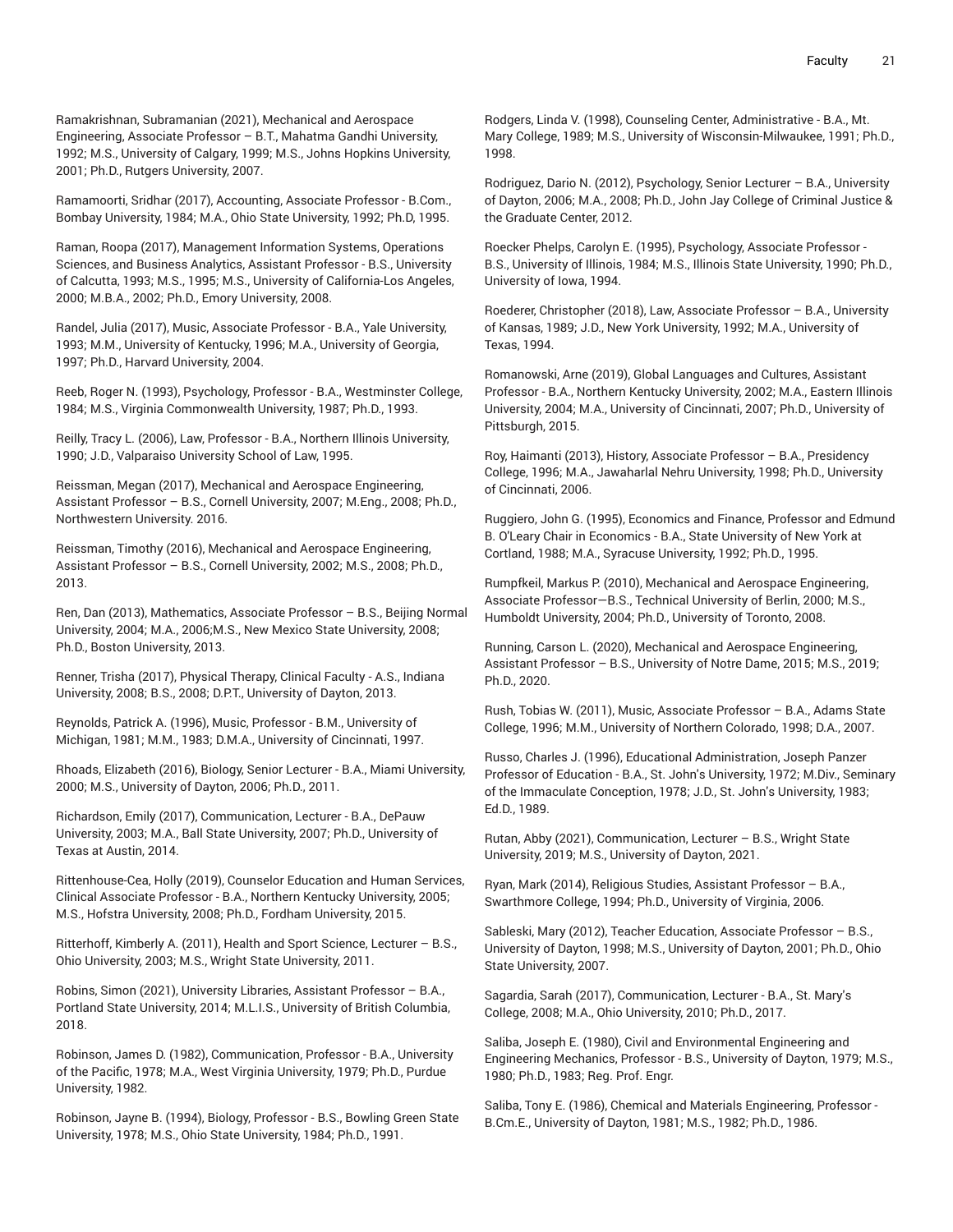Ramakrishnan, Subramanian (2021), Mechanical and Aerospace Engineering, Associate Professor – B.T., Mahatma Gandhi University, 1992; M.S., University of Calgary, 1999; M.S., Johns Hopkins University, 2001; Ph.D., Rutgers University, 2007.

Ramamoorti, Sridhar (2017), Accounting, Associate Professor - B.Com., Bombay University, 1984; M.A., Ohio State University, 1992; Ph.D, 1995.

Raman, Roopa (2017), Management Information Systems, Operations Sciences, and Business Analytics, Assistant Professor - B.S., University of Calcutta, 1993; M.S., 1995; M.S., University of California-Los Angeles, 2000; M.B.A., 2002; Ph.D., Emory University, 2008.

Randel, Julia (2017), Music, Associate Professor - B.A., Yale University, 1993; M.M., University of Kentucky, 1996; M.A., University of Georgia, 1997; Ph.D., Harvard University, 2004.

Reeb, Roger N. (1993), Psychology, Professor - B.A., Westminster College, 1984; M.S., Virginia Commonwealth University, 1987; Ph.D., 1993.

Reilly, Tracy L. (2006), Law, Professor - B.A., Northern Illinois University, 1990; J.D., Valparaiso University School of Law, 1995.

Reissman, Megan (2017), Mechanical and Aerospace Engineering, Assistant Professor – B.S., Cornell University, 2007; M.Eng., 2008; Ph.D., Northwestern University. 2016.

Reissman, Timothy (2016), Mechanical and Aerospace Engineering, Assistant Professor – B.S., Cornell University, 2002; M.S., 2008; Ph.D., 2013.

Ren, Dan (2013), Mathematics, Associate Professor – B.S., Beijing Normal University, 2004; M.A., 2006;M.S., New Mexico State University, 2008; Ph.D., Boston University, 2013.

Renner, Trisha (2017), Physical Therapy, Clinical Faculty - A.S., Indiana University, 2008; B.S., 2008; D.P.T., University of Dayton, 2013.

Reynolds, Patrick A. (1996), Music, Professor - B.M., University of Michigan, 1981; M.M., 1983; D.M.A., University of Cincinnati, 1997.

Rhoads, Elizabeth (2016), Biology, Senior Lecturer - B.A., Miami University, 2000; M.S., University of Dayton, 2006; Ph.D., 2011.

Richardson, Emily (2017), Communication, Lecturer - B.A., DePauw University, 2003; M.A., Ball State University, 2007; Ph.D., University of Texas at Austin, 2014.

Rittenhouse-Cea, Holly (2019), Counselor Education and Human Services, Clinical Associate Professor - B.A., Northern Kentucky University, 2005; M.S., Hofstra University, 2008; Ph.D., Fordham University, 2015.

Ritterhoff, Kimberly A. (2011), Health and Sport Science, Lecturer – B.S., Ohio University, 2003; M.S., Wright State University, 2011.

Robins, Simon (2021), University Libraries, Assistant Professor – B.A., Portland State University, 2014; M.L.I.S., University of British Columbia, 2018.

Robinson, James D. (1982), Communication, Professor - B.A., University of the Pacific, 1978; M.A., West Virginia University, 1979; Ph.D., Purdue University, 1982.

Robinson, Jayne B. (1994), Biology, Professor - B.S., Bowling Green State University, 1978; M.S., Ohio State University, 1984; Ph.D., 1991.

Rodgers, Linda V. (1998), Counseling Center, Administrative - B.A., Mt. Mary College, 1989; M.S., University of Wisconsin-Milwaukee, 1991; Ph.D., 1998.

Rodriguez, Dario N. (2012), Psychology, Senior Lecturer – B.A., University of Dayton, 2006; M.A., 2008; Ph.D., John Jay College of Criminal Justice & the Graduate Center, 2012.

Roecker Phelps, Carolyn E. (1995), Psychology, Associate Professor - B.S., University of Illinois, 1984; M.S., Illinois State University, 1990; Ph.D., University of Iowa, 1994.

Roederer, Christopher (2018), Law, Associate Professor – B.A., University of Kansas, 1989; J.D., New York University, 1992; M.A., University of Texas, 1994.

Romanowski, Arne (2019), Global Languages and Cultures, Assistant Professor - B.A., Northern Kentucky University, 2002; M.A., Eastern Illinois University, 2004; M.A., University of Cincinnati, 2007; Ph.D., University of Pittsburgh, 2015.

Roy, Haimanti (2013), History, Associate Professor – B.A., Presidency College, 1996; M.A., Jawaharlal Nehru University, 1998; Ph.D., University of Cincinnati, 2006.

Ruggiero, John G. (1995), Economics and Finance, Professor and Edmund B. O'Leary Chair in Economics - B.A., State University of New York at Cortland, 1988; M.A., Syracuse University, 1992; Ph.D., 1995.

Rumpfkeil, Markus P. (2010), Mechanical and Aerospace Engineering, Associate Professor—B.S., Technical University of Berlin, 2000; M.S., Humboldt University, 2004; Ph.D., University of Toronto, 2008.

Running, Carson L. (2020), Mechanical and Aerospace Engineering, Assistant Professor – B.S., University of Notre Dame, 2015; M.S., 2019; Ph.D., 2020.

Rush, Tobias W. (2011), Music, Associate Professor – B.A., Adams State College, 1996; M.M., University of Northern Colorado, 1998; D.A., 2007.

Russo, Charles J. (1996), Educational Administration, Joseph Panzer Professor of Education - B.A., St. John's University, 1972; M.Div., Seminary of the Immaculate Conception, 1978; J.D., St. John's University, 1983; Ed.D., 1989.

Rutan, Abby (2021), Communication, Lecturer – B.S., Wright State University, 2019; M.S., University of Dayton, 2021.

Ryan, Mark (2014), Religious Studies, Assistant Professor – B.A., Swarthmore College, 1994; Ph.D., University of Virginia, 2006.

Sableski, Mary (2012), Teacher Education, Associate Professor – B.S., University of Dayton, 1998; M.S., University of Dayton, 2001; Ph.D., Ohio State University, 2007.

Sagardia, Sarah (2017), Communication, Lecturer - B.A., St. Mary's College, 2008; M.A., Ohio University, 2010; Ph.D., 2017.

Saliba, Joseph E. (1980), Civil and Environmental Engineering and Engineering Mechanics, Professor - B.S., University of Dayton, 1979; M.S., 1980; Ph.D., 1983; Reg. Prof. Engr.

Saliba, Tony E. (1986), Chemical and Materials Engineering, Professor - B.Cm.E., University of Dayton, 1981; M.S., 1982; Ph.D., 1986.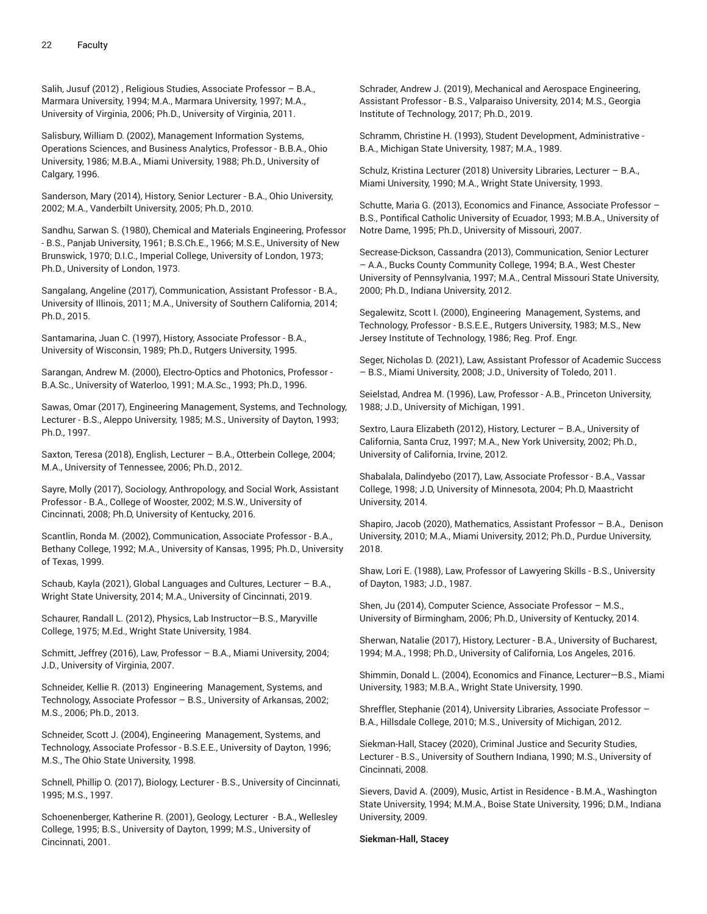Salih, Jusuf (2012) , Religious Studies, Associate Professor – B.A., Marmara University, 1994; M.A., Marmara University, 1997; M.A., University of Virginia, 2006; Ph.D., University of Virginia, 2011.

Salisbury, William D. (2002), Management Information Systems, Operations Sciences, and Business Analytics, Professor - B.B.A., Ohio University, 1986; M.B.A., Miami University, 1988; Ph.D., University of Calgary, 1996.

Sanderson, Mary (2014), History, Senior Lecturer - B.A., Ohio University, 2002; M.A., Vanderbilt University, 2005; Ph.D., 2010.

Sandhu, Sarwan S. (1980), Chemical and Materials Engineering, Professor - B.S., Panjab University, 1961; B.S.Ch.E., 1966; M.S.E., University of New Brunswick, 1970; D.I.C., Imperial College, University of London, 1973; Ph.D., University of London, 1973.

Sangalang, Angeline (2017), Communication, Assistant Professor - B.A., University of Illinois, 2011; M.A., University of Southern California, 2014; Ph.D., 2015.

Santamarina, Juan C. (1997), History, Associate Professor - B.A., University of Wisconsin, 1989; Ph.D., Rutgers University, 1995.

Sarangan, Andrew M. (2000), Electro-Optics and Photonics, Professor - B.A.Sc., University of Waterloo, 1991; M.A.Sc., 1993; Ph.D., 1996.

Sawas, Omar (2017), Engineering Management, Systems, and Technology, Lecturer - B.S., Aleppo University, 1985; M.S., University of Dayton, 1993; Ph.D., 1997.

Saxton, Teresa (2018), English, Lecturer – B.A., Otterbein College, 2004; M.A., University of Tennessee, 2006; Ph.D., 2012.

Sayre, Molly (2017), Sociology, Anthropology, and Social Work, Assistant Professor - B.A., College of Wooster, 2002; M.S.W., University of Cincinnati, 2008; Ph.D, University of Kentucky, 2016.

Scantlin, Ronda M. (2002), Communication, Associate Professor - B.A., Bethany College, 1992; M.A., University of Kansas, 1995; Ph.D., University of Texas, 1999.

Schaub, Kayla (2021), Global Languages and Cultures, Lecturer – B.A., Wright State University, 2014; M.A., University of Cincinnati, 2019.

Schaurer, Randall L. (2012), Physics, Lab Instructor—B.S., Maryville College, 1975; M.Ed., Wright State University, 1984.

Schmitt, Jeffrey (2016), Law, Professor – B.A., Miami University, 2004; J.D., University of Virginia, 2007.

Schneider, Kellie R. (2013) Engineering Management, Systems, and Technology, Associate Professor – B.S., University of Arkansas, 2002; M.S., 2006; Ph.D., 2013.

Schneider, Scott J. (2004), Engineering Management, Systems, and Technology, Associate Professor - B.S.E.E., University of Dayton, 1996; M.S., The Ohio State University, 1998.

Schnell, Phillip O. (2017), Biology, Lecturer - B.S., University of Cincinnati, 1995; M.S., 1997.

Schoenenberger, Katherine R. (2001), Geology, Lecturer - B.A., Wellesley College, 1995; B.S., University of Dayton, 1999; M.S., University of Cincinnati, 2001.

Schrader, Andrew J. (2019), Mechanical and Aerospace Engineering, Assistant Professor - B.S., Valparaiso University, 2014; M.S., Georgia Institute of Technology, 2017; Ph.D., 2019.

Schramm, Christine H. (1993), Student Development, Administrative - B.A., Michigan State University, 1987; M.A., 1989.

Schulz, Kristina Lecturer (2018) University Libraries, Lecturer – B.A., Miami University, 1990; M.A., Wright State University, 1993.

Schutte, Maria G. (2013), Economics and Finance, Associate Professor – B.S., Pontifical Catholic University of Ecuador, 1993; M.B.A., University of Notre Dame, 1995; Ph.D., University of Missouri, 2007.

Secrease-Dickson, Cassandra (2013), Communication, Senior Lecturer – A.A., Bucks County Community College, 1994; B.A., West Chester University of Pennsylvania, 1997; M.A., Central Missouri State University, 2000; Ph.D., Indiana University, 2012.

Segalewitz, Scott I. (2000), Engineering Management, Systems, and Technology, Professor - B.S.E.E., Rutgers University, 1983; M.S., New Jersey Institute of Technology, 1986; Reg. Prof. Engr.

Seger, Nicholas D. (2021), Law, Assistant Professor of Academic Success – B.S., Miami University, 2008; J.D., University of Toledo, 2011.

Seielstad, Andrea M. (1996), Law, Professor - A.B., Princeton University, 1988; J.D., University of Michigan, 1991.

Sextro, Laura Elizabeth (2012), History, Lecturer – B.A., University of California, Santa Cruz, 1997; M.A., New York University, 2002; Ph.D., University of California, Irvine, 2012.

Shabalala, Dalindyebo (2017), Law, Associate Professor - B.A., Vassar College, 1998; J.D, University of Minnesota, 2004; Ph.D, Maastricht University, 2014.

Shapiro, Jacob (2020), Mathematics, Assistant Professor – B.A., Denison University, 2010; M.A., Miami University, 2012; Ph.D., Purdue University, 2018.

Shaw, Lori E. (1988), Law, Professor of Lawyering Skills - B.S., University of Dayton, 1983; J.D., 1987.

Shen, Ju (2014), Computer Science, Associate Professor – M.S., University of Birmingham, 2006; Ph.D., University of Kentucky, 2014.

Sherwan, Natalie (2017), History, Lecturer - B.A., University of Bucharest, 1994; M.A., 1998; Ph.D., University of California, Los Angeles, 2016.

Shimmin, Donald L. (2004), Economics and Finance, Lecturer—B.S., Miami University, 1983; M.B.A., Wright State University, 1990.

Shreffler, Stephanie (2014), University Libraries, Associate Professor – B.A., Hillsdale College, 2010; M.S., University of Michigan, 2012.

Siekman-Hall, Stacey (2020), Criminal Justice and Security Studies, Lecturer - B.S., University of Southern Indiana, 1990; M.S., University of Cincinnati, 2008.

Sievers, David A. (2009), Music, Artist in Residence - B.M.A., Washington State University, 1994; M.M.A., Boise State University, 1996; D.M., Indiana University, 2009.

**Siekman-Hall, Stacey**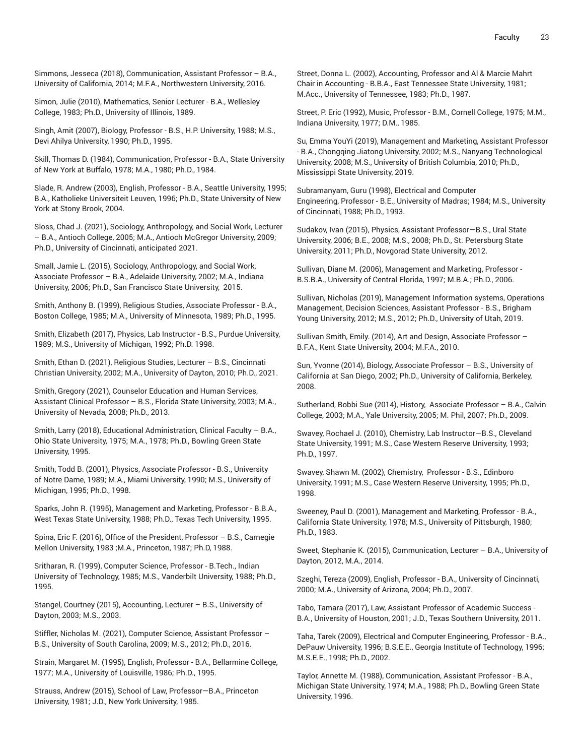Simmons, Jesseca (2018), Communication, Assistant Professor – B.A., University of California, 2014; M.F.A., Northwestern University, 2016.

Simon, Julie (2010), Mathematics, Senior Lecturer - B.A., Wellesley College, 1983; Ph.D., University of Illinois, 1989.

Singh, Amit (2007), Biology, Professor - B.S., H.P. University, 1988; M.S., Devi Ahilya University, 1990; Ph.D., 1995.

Skill, Thomas D. (1984), Communication, Professor - B.A., State University of New York at Buffalo, 1978; M.A., 1980; Ph.D., 1984.

Slade, R. Andrew (2003), English, Professor - B.A., Seattle University, 1995; B.A., Katholieke Universiteit Leuven, 1996; Ph.D., State University of New York at Stony Brook, 2004.

Sloss, Chad J. (2021), Sociology, Anthropology, and Social Work, Lecturer – B.A., Antioch College, 2005; M.A., Antioch McGregor University, 2009; Ph.D., University of Cincinnati, anticipated 2021.

Small, Jamie L. (2015), Sociology, Anthropology, and Social Work, Associate Professor – B.A., Adelaide University, 2002; M.A., Indiana University, 2006; Ph.D., San Francisco State University, 2015.

Smith, Anthony B. (1999), Religious Studies, Associate Professor - B.A., Boston College, 1985; M.A., University of Minnesota, 1989; Ph.D., 1995.

Smith, Elizabeth (2017), Physics, Lab Instructor - B.S., Purdue University, 1989; M.S., University of Michigan, 1992; Ph.D. 1998.

Smith, Ethan D. (2021), Religious Studies, Lecturer – B.S., Cincinnati Christian University, 2002; M.A., University of Dayton, 2010; Ph.D., 2021.

Smith, Gregory (2021), Counselor Education and Human Services, Assistant Clinical Professor – B.S., Florida State University, 2003; M.A., University of Nevada, 2008; Ph.D., 2013.

Smith, Larry (2018), Educational Administration, Clinical Faculty – B.A., Ohio State University, 1975; M.A., 1978; Ph.D., Bowling Green State University, 1995.

Smith, Todd B. (2001), Physics, Associate Professor - B.S., University of Notre Dame, 1989; M.A., Miami University, 1990; M.S., University of Michigan, 1995; Ph.D., 1998.

Sparks, John R. (1995), Management and Marketing, Professor - B.B.A., West Texas State University, 1988; Ph.D., Texas Tech University, 1995.

Spina, Eric F. (2016), Office of the President, Professor – B.S., Carnegie Mellon University, 1983 ;M.A., Princeton, 1987; Ph.D, 1988.

Sritharan, R. (1999), Computer Science, Professor - B.Tech., Indian University of Technology, 1985; M.S., Vanderbilt University, 1988; Ph.D., 1995.

Stangel, Courtney (2015), Accounting, Lecturer – B.S., University of Dayton, 2003; M.S., 2003.

Stiffler, Nicholas M. (2021), Computer Science, Assistant Professor – B.S., University of South Carolina, 2009; M.S., 2012; Ph.D., 2016.

Strain, Margaret M. (1995), English, Professor - B.A., Bellarmine College, 1977; M.A., University of Louisville, 1986; Ph.D., 1995.

Strauss, Andrew (2015), School of Law, Professor—B.A., Princeton University, 1981; J.D., New York University, 1985.

Street, Donna L. (2002), Accounting, Professor and Al & Marcie Mahrt Chair in Accounting - B.B.A., East Tennessee State University, 1981; M.Acc., University of Tennessee, 1983; Ph.D., 1987.

Street, P. Eric (1992), Music, Professor - B.M., Cornell College, 1975; M.M., Indiana University, 1977; D.M., 1985.

Su, Emma YouYi (2019), Management and Marketing, Assistant Professor - B.A., Chongqing Jiatong University, 2002; M.S., Nanyang Technological University, 2008; M.S., University of British Columbia, 2010; Ph.D., Mississippi State University, 2019.

Subramanyam, Guru (1998), Electrical and Computer Engineering, Professor - B.E., University of Madras; 1984; M.S., University of Cincinnati, 1988; Ph.D., 1993.

Sudakov, Ivan (2015), Physics, Assistant Professor—B.S., Ural State University, 2006; B.E., 2008; M.S., 2008; Ph.D., St. Petersburg State University, 2011; Ph.D., Novgorad State University, 2012.

Sullivan, Diane M. (2006), Management and Marketing, Professor - B.S.B.A., University of Central Florida, 1997; M.B.A.; Ph.D., 2006.

Sullivan, Nicholas (2019), Management Information systems, Operations Management, Decision Sciences, Assistant Professor - B.S., Brigham Young University, 2012; M.S., 2012; Ph.D., University of Utah, 2019.

Sullivan Smith, Emily. (2014), Art and Design, Associate Professor – B.F.A., Kent State University, 2004; M.F.A., 2010.

Sun, Yvonne (2014), Biology, Associate Professor – B.S., University of California at San Diego, 2002; Ph.D., University of California, Berkeley, 2008.

Sutherland, Bobbi Sue (2014), History, Associate Professor – B.A., Calvin College, 2003; M.A., Yale University, 2005; M. Phil, 2007; Ph.D., 2009.

Swavey, Rochael J. (2010), Chemistry, Lab Instructor—B.S., Cleveland State University, 1991; M.S., Case Western Reserve University, 1993; Ph.D., 1997.

Swavey, Shawn M. (2002), Chemistry, Professor - B.S., Edinboro University, 1991; M.S., Case Western Reserve University, 1995; Ph.D., 1998.

Sweeney, Paul D. (2001), Management and Marketing, Professor - B.A., California State University, 1978; M.S., University of Pittsburgh, 1980; Ph.D., 1983.

Sweet, Stephanie K. (2015), Communication, Lecturer – B.A., University of Dayton, 2012, M.A., 2014.

Szeghi, Tereza (2009), English, Professor - B.A., University of Cincinnati, 2000; M.A., University of Arizona, 2004; Ph.D., 2007.

Tabo, Tamara (2017), Law, Assistant Professor of Academic Success - B.A., University of Houston, 2001; J.D., Texas Southern University, 2011.

Taha, Tarek (2009), Electrical and Computer Engineering, Professor - B.A., DePauw University, 1996; B.S.E.E., Georgia Institute of Technology, 1996; M.S.E.E., 1998; Ph.D., 2002.

Taylor, Annette M. (1988), Communication, Assistant Professor - B.A., Michigan State University, 1974; M.A., 1988; Ph.D., Bowling Green State University, 1996.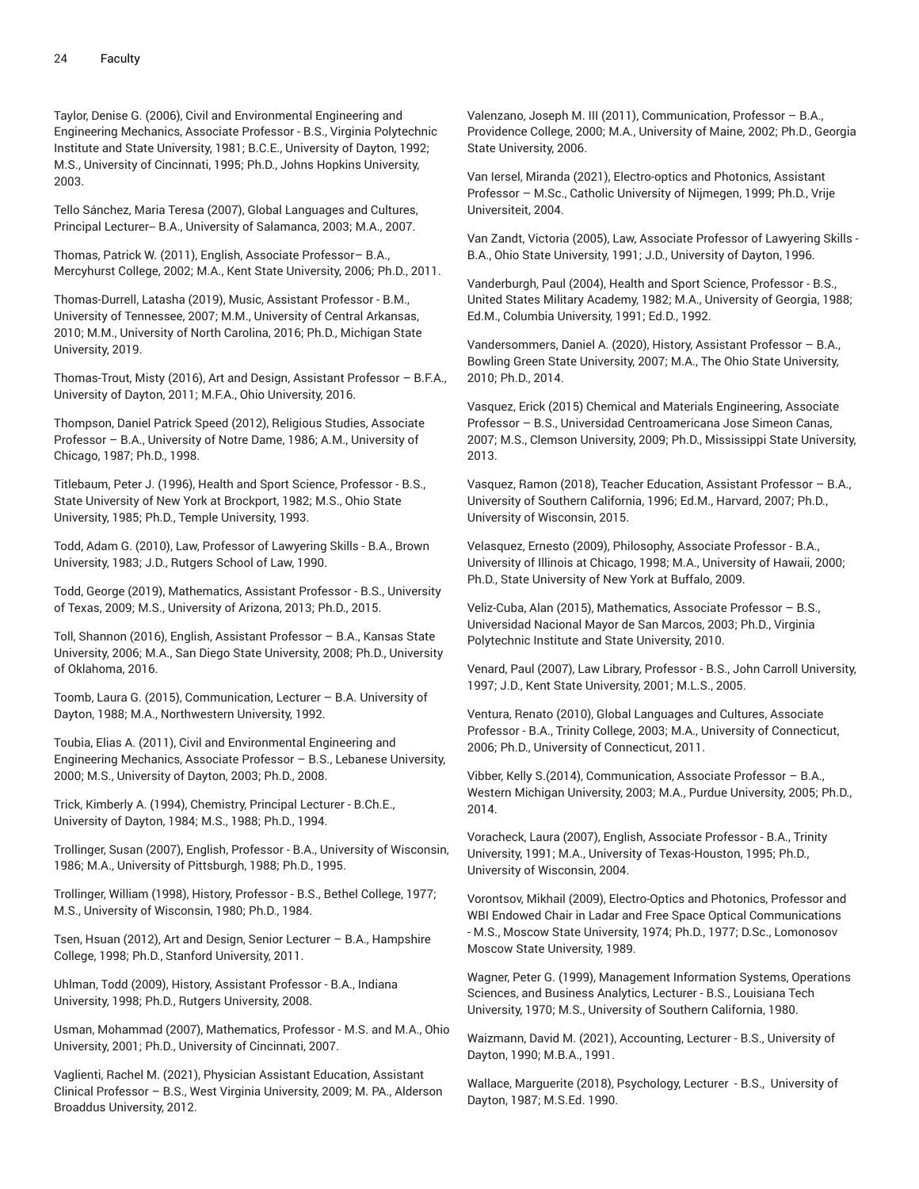Taylor, Denise G. (2006), Civil and Environmental Engineering and Engineering Mechanics, Associate Professor - B.S., Virginia Polytechnic Institute and State University, 1981; B.C.E., University of Dayton, 1992; M.S., University of Cincinnati, 1995; Ph.D., Johns Hopkins University, 2003.

Tello Sánchez, Maria Teresa (2007), Global Languages and Cultures, Principal Lecturer– B.A., University of Salamanca, 2003; M.A., 2007.

Thomas, Patrick W. (2011), English, Associate Professor– B.A., Mercyhurst College, 2002; M.A., Kent State University, 2006; Ph.D., 2011.

Thomas-Durrell, Latasha (2019), Music, Assistant Professor - B.M., University of Tennessee, 2007; M.M., University of Central Arkansas, 2010; M.M., University of North Carolina, 2016; Ph.D., Michigan State University, 2019.

Thomas-Trout, Misty (2016), Art and Design, Assistant Professor – B.F.A., University of Dayton, 2011; M.F.A., Ohio University, 2016.

Thompson, Daniel Patrick Speed (2012), Religious Studies, Associate Professor – B.A., University of Notre Dame, 1986; A.M., University of Chicago, 1987; Ph.D., 1998.

Titlebaum, Peter J. (1996), Health and Sport Science, Professor - B.S., State University of New York at Brockport, 1982; M.S., Ohio State University, 1985; Ph.D., Temple University, 1993.

Todd, Adam G. (2010), Law, Professor of Lawyering Skills - B.A., Brown University, 1983; J.D., Rutgers School of Law, 1990.

Todd, George (2019), Mathematics, Assistant Professor - B.S., University of Texas, 2009; M.S., University of Arizona, 2013; Ph.D., 2015.

Toll, Shannon (2016), English, Assistant Professor – B.A., Kansas State University, 2006; M.A., San Diego State University, 2008; Ph.D., University of Oklahoma, 2016.

Toomb, Laura G. (2015), Communication, Lecturer – B.A. University of Dayton, 1988; M.A., Northwestern University, 1992.

Toubia, Elias A. (2011), Civil and Environmental Engineering and Engineering Mechanics, Associate Professor – B.S., Lebanese University, 2000; M.S., University of Dayton, 2003; Ph.D., 2008.

Trick, Kimberly A. (1994), Chemistry, Principal Lecturer - B.Ch.E., University of Dayton, 1984; M.S., 1988; Ph.D., 1994.

Trollinger, Susan (2007), English, Professor - B.A., University of Wisconsin, 1986; M.A., University of Pittsburgh, 1988; Ph.D., 1995.

Trollinger, William (1998), History, Professor - B.S., Bethel College, 1977; M.S., University of Wisconsin, 1980; Ph.D., 1984.

Tsen, Hsuan (2012), Art and Design, Senior Lecturer – B.A., Hampshire College, 1998; Ph.D., Stanford University, 2011.

Uhlman, Todd (2009), History, Assistant Professor - B.A., Indiana University, 1998; Ph.D., Rutgers University, 2008.

Usman, Mohammad (2007), Mathematics, Professor - M.S. and M.A., Ohio University, 2001; Ph.D., University of Cincinnati, 2007.

Vaglienti, Rachel M. (2021), Physician Assistant Education, Assistant Clinical Professor – B.S., West Virginia University, 2009; M. PA., Alderson Broaddus University, 2012.

Valenzano, Joseph M. III (2011), Communication, Professor – B.A., Providence College, 2000; M.A., University of Maine, 2002; Ph.D., Georgia State University, 2006.

Van Iersel, Miranda (2021), Electro-optics and Photonics, Assistant Professor – M.Sc., Catholic University of Nijmegen, 1999; Ph.D., Vrije Universiteit, 2004.

Van Zandt, Victoria (2005), Law, Associate Professor of Lawyering Skills - B.A., Ohio State University, 1991; J.D., University of Dayton, 1996.

Vanderburgh, Paul (2004), Health and Sport Science, Professor - B.S., United States Military Academy, 1982; M.A., University of Georgia, 1988; Ed.M., Columbia University, 1991; Ed.D., 1992.

Vandersommers, Daniel A. (2020), History, Assistant Professor – B.A., Bowling Green State University, 2007; M.A., The Ohio State University, 2010; Ph.D., 2014.

Vasquez, Erick (2015) Chemical and Materials Engineering, Associate Professor – B.S., Universidad Centroamericana Jose Simeon Canas, 2007; M.S., Clemson University, 2009; Ph.D., Mississippi State University, 2013.

Vasquez, Ramon (2018), Teacher Education, Assistant Professor – B.A., University of Southern California, 1996; Ed.M., Harvard, 2007; Ph.D., University of Wisconsin, 2015.

Velasquez, Ernesto (2009), Philosophy, Associate Professor - B.A., University of Illinois at Chicago, 1998; M.A., University of Hawaii, 2000; Ph.D., State University of New York at Buffalo, 2009.

Veliz-Cuba, Alan (2015), Mathematics, Associate Professor – B.S., Universidad Nacional Mayor de San Marcos, 2003; Ph.D., Virginia Polytechnic Institute and State University, 2010.

Venard, Paul (2007), Law Library, Professor - B.S., John Carroll University, 1997; J.D., Kent State University, 2001; M.L.S., 2005.

Ventura, Renato (2010), Global Languages and Cultures, Associate Professor - B.A., Trinity College, 2003; M.A., University of Connecticut, 2006; Ph.D., University of Connecticut, 2011.

Vibber, Kelly S.(2014), Communication, Associate Professor – B.A., Western Michigan University, 2003; M.A., Purdue University, 2005; Ph.D., 2014.

Voracheck, Laura (2007), English, Associate Professor - B.A., Trinity University, 1991; M.A., University of Texas-Houston, 1995; Ph.D., University of Wisconsin, 2004.

Vorontsov, Mikhail (2009), Electro-Optics and Photonics, Professor and WBI Endowed Chair in Ladar and Free Space Optical Communications - M.S., Moscow State University, 1974; Ph.D., 1977; D.Sc., Lomonosov Moscow State University, 1989.

Wagner, Peter G. (1999), Management Information Systems, Operations Sciences, and Business Analytics, Lecturer - B.S., Louisiana Tech University, 1970; M.S., University of Southern California, 1980.

Waizmann, David M. (2021), Accounting, Lecturer - B.S., University of Dayton, 1990; M.B.A., 1991.

Wallace, Marguerite (2018), Psychology, Lecturer - B.S., University of Dayton, 1987; M.S.Ed. 1990.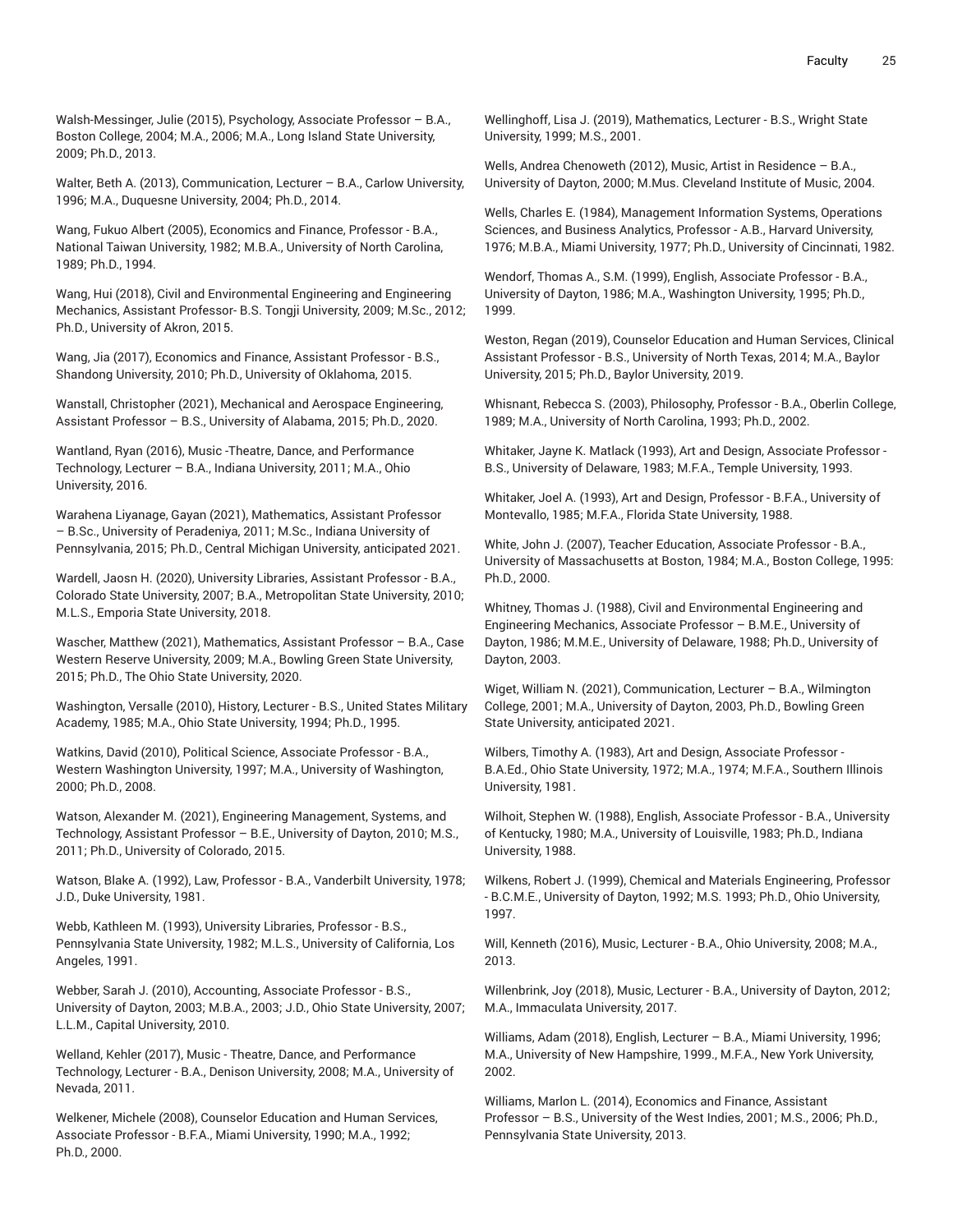Walsh-Messinger, Julie (2015), Psychology, Associate Professor – B.A., Boston College, 2004; M.A., 2006; M.A., Long Island State University, 2009; Ph.D., 2013.

Walter, Beth A. (2013), Communication, Lecturer – B.A., Carlow University, 1996; M.A., Duquesne University, 2004; Ph.D., 2014.

Wang, Fukuo Albert (2005), Economics and Finance, Professor - B.A., National Taiwan University, 1982; M.B.A., University of North Carolina, 1989; Ph.D., 1994.

Wang, Hui (2018), Civil and Environmental Engineering and Engineering Mechanics, Assistant Professor- B.S. Tongji University, 2009; M.Sc., 2012; Ph.D., University of Akron, 2015.

Wang, Jia (2017), Economics and Finance, Assistant Professor - B.S., Shandong University, 2010; Ph.D., University of Oklahoma, 2015.

Wanstall, Christopher (2021), Mechanical and Aerospace Engineering, Assistant Professor – B.S., University of Alabama, 2015; Ph.D., 2020.

Wantland, Ryan (2016), Music -Theatre, Dance, and Performance Technology, Lecturer – B.A., Indiana University, 2011; M.A., Ohio University, 2016.

Warahena Liyanage, Gayan (2021), Mathematics, Assistant Professor – B.Sc., University of Peradeniya, 2011; M.Sc., Indiana University of Pennsylvania, 2015; Ph.D., Central Michigan University, anticipated 2021.

Wardell, Jaosn H. (2020), University Libraries, Assistant Professor - B.A., Colorado State University, 2007; B.A., Metropolitan State University, 2010; M.L.S., Emporia State University, 2018.

Wascher, Matthew (2021), Mathematics, Assistant Professor – B.A., Case Western Reserve University, 2009; M.A., Bowling Green State University, 2015; Ph.D., The Ohio State University, 2020.

Washington, Versalle (2010), History, Lecturer - B.S., United States Military Academy, 1985; M.A., Ohio State University, 1994; Ph.D., 1995.

Watkins, David (2010), Political Science, Associate Professor - B.A., Western Washington University, 1997; M.A., University of Washington, 2000; Ph.D., 2008.

Watson, Alexander M. (2021), Engineering Management, Systems, and Technology, Assistant Professor – B.E., University of Dayton, 2010; M.S., 2011; Ph.D., University of Colorado, 2015.

Watson, Blake A. (1992), Law, Professor - B.A., Vanderbilt University, 1978; J.D., Duke University, 1981.

Webb, Kathleen M. (1993), University Libraries, Professor - B.S., Pennsylvania State University, 1982; M.L.S., University of California, Los Angeles, 1991.

Webber, Sarah J. (2010), Accounting, Associate Professor - B.S., University of Dayton, 2003; M.B.A., 2003; J.D., Ohio State University, 2007; L.L.M., Capital University, 2010.

Welland, Kehler (2017), Music - Theatre, Dance, and Performance Technology, Lecturer - B.A., Denison University, 2008; M.A., University of Nevada, 2011.

Welkener, Michele (2008), Counselor Education and Human Services, Associate Professor - B.F.A., Miami University, 1990; M.A., 1992; Ph.D., 2000.

Wellinghoff, Lisa J. (2019), Mathematics, Lecturer - B.S., Wright State University, 1999; M.S., 2001.

Wells, Andrea Chenoweth (2012), Music, Artist in Residence – B.A., University of Dayton, 2000; M.Mus. Cleveland Institute of Music, 2004.

Wells, Charles E. (1984), Management Information Systems, Operations Sciences, and Business Analytics, Professor - A.B., Harvard University, 1976; M.B.A., Miami University, 1977; Ph.D., University of Cincinnati, 1982.

Wendorf, Thomas A., S.M. (1999), English, Associate Professor - B.A., University of Dayton, 1986; M.A., Washington University, 1995; Ph.D., 1999.

Weston, Regan (2019), Counselor Education and Human Services, Clinical Assistant Professor - B.S., University of North Texas, 2014; M.A., Baylor University, 2015; Ph.D., Baylor University, 2019.

Whisnant, Rebecca S. (2003), Philosophy, Professor - B.A., Oberlin College, 1989; M.A., University of North Carolina, 1993; Ph.D., 2002.

Whitaker, Jayne K. Matlack (1993), Art and Design, Associate Professor - B.S., University of Delaware, 1983; M.F.A., Temple University, 1993.

Whitaker, Joel A. (1993), Art and Design, Professor - B.F.A., University of Montevallo, 1985; M.F.A., Florida State University, 1988.

White, John J. (2007), Teacher Education, Associate Professor - B.A., University of Massachusetts at Boston, 1984; M.A., Boston College, 1995: Ph.D., 2000.

Whitney, Thomas J. (1988), Civil and Environmental Engineering and Engineering Mechanics, Associate Professor – B.M.E., University of Dayton, 1986; M.M.E., University of Delaware, 1988; Ph.D., University of Dayton, 2003.

Wiget, William N. (2021), Communication, Lecturer – B.A., Wilmington College, 2001; M.A., University of Dayton, 2003, Ph.D., Bowling Green State University, anticipated 2021.

Wilbers, Timothy A. (1983), Art and Design, Associate Professor - B.A.Ed., Ohio State University, 1972; M.A., 1974; M.F.A., Southern Illinois University, 1981.

Wilhoit, Stephen W. (1988), English, Associate Professor - B.A., University of Kentucky, 1980; M.A., University of Louisville, 1983; Ph.D., Indiana University, 1988.

Wilkens, Robert J. (1999), Chemical and Materials Engineering, Professor - B.C.M.E., University of Dayton, 1992; M.S. 1993; Ph.D., Ohio University, 1997.

Will, Kenneth (2016), Music, Lecturer - B.A., Ohio University, 2008; M.A., 2013.

Willenbrink, Joy (2018), Music, Lecturer - B.A., University of Dayton, 2012; M.A., Immaculata University, 2017.

Williams, Adam (2018), English, Lecturer – B.A., Miami University, 1996; M.A., University of New Hampshire, 1999., M.F.A., New York University, 2002.

Williams, Marlon L. (2014), Economics and Finance, Assistant Professor – B.S., University of the West Indies, 2001; M.S., 2006; Ph.D., Pennsylvania State University, 2013.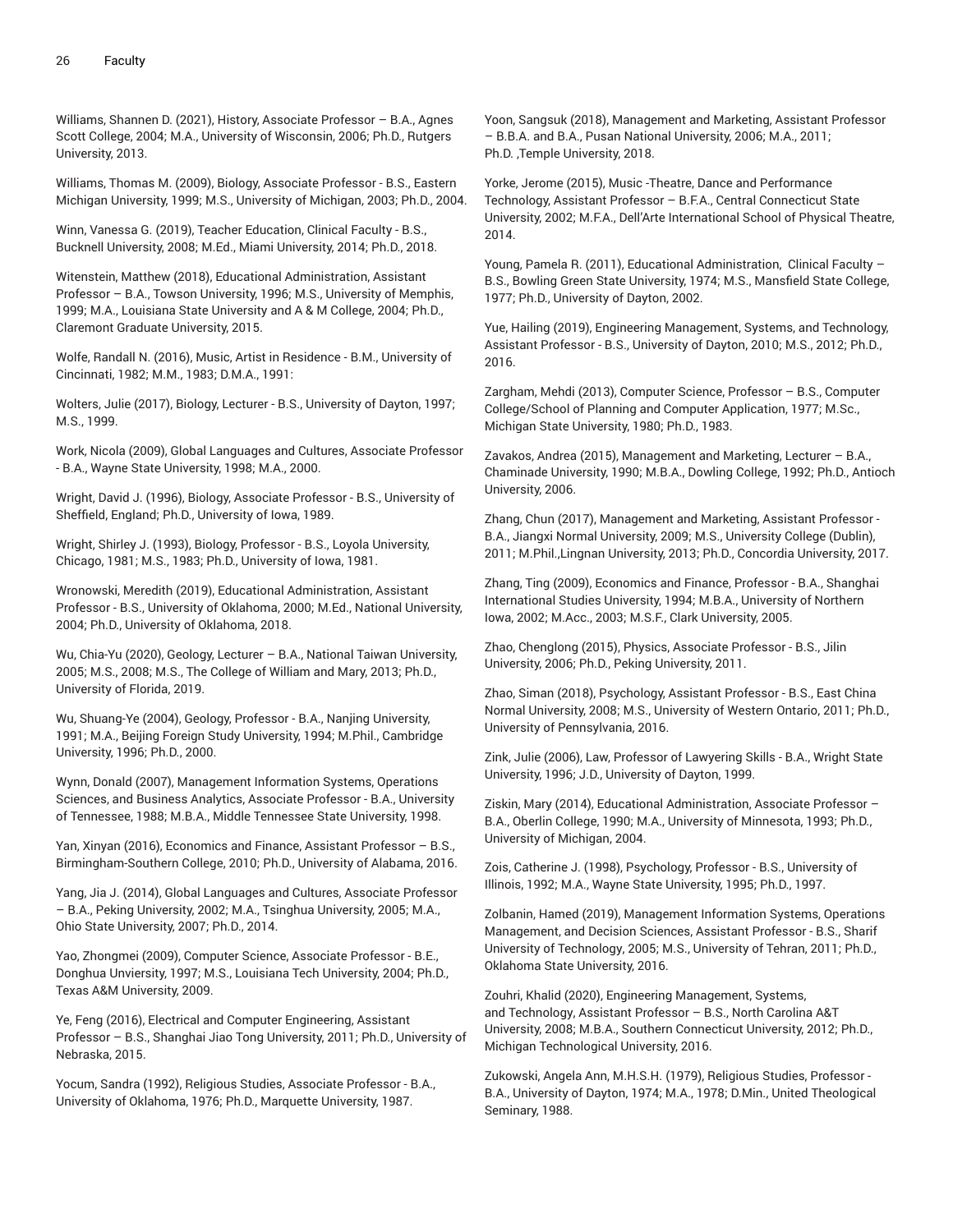Williams, Shannen D. (2021), History, Associate Professor – B.A., Agnes Scott College, 2004; M.A., University of Wisconsin, 2006; Ph.D., Rutgers University, 2013.

Williams, Thomas M. (2009), Biology, Associate Professor - B.S., Eastern Michigan University, 1999; M.S., University of Michigan, 2003; Ph.D., 2004.

Winn, Vanessa G. (2019), Teacher Education, Clinical Faculty - B.S., Bucknell University, 2008; M.Ed., Miami University, 2014; Ph.D., 2018.

Witenstein, Matthew (2018), Educational Administration, Assistant Professor – B.A., Towson University, 1996; M.S., University of Memphis, 1999; M.A., Louisiana State University and A & M College, 2004; Ph.D., Claremont Graduate University, 2015.

Wolfe, Randall N. (2016), Music, Artist in Residence - B.M., University of Cincinnati, 1982; M.M., 1983; D.M.A., 1991:

Wolters, Julie (2017), Biology, Lecturer - B.S., University of Dayton, 1997; M.S., 1999.

Work, Nicola (2009), Global Languages and Cultures, Associate Professor - B.A., Wayne State University, 1998; M.A., 2000.

Wright, David J. (1996), Biology, Associate Professor - B.S., University of Sheffield, England; Ph.D., University of Iowa, 1989.

Wright, Shirley J. (1993), Biology, Professor - B.S., Loyola University, Chicago, 1981; M.S., 1983; Ph.D., University of Iowa, 1981.

Wronowski, Meredith (2019), Educational Administration, Assistant Professor - B.S., University of Oklahoma, 2000; M.Ed., National University, 2004; Ph.D., University of Oklahoma, 2018.

Wu, Chia-Yu (2020), Geology, Lecturer – B.A., National Taiwan University, 2005; M.S., 2008; M.S., The College of William and Mary, 2013; Ph.D., University of Florida, 2019.

Wu, Shuang-Ye (2004), Geology, Professor - B.A., Nanjing University, 1991; M.A., Beijing Foreign Study University, 1994; M.Phil., Cambridge University, 1996; Ph.D., 2000.

Wynn, Donald (2007), Management Information Systems, Operations Sciences, and Business Analytics, Associate Professor - B.A., University of Tennessee, 1988; M.B.A., Middle Tennessee State University, 1998.

Yan, Xinyan (2016), Economics and Finance, Assistant Professor – B.S., Birmingham-Southern College, 2010; Ph.D., University of Alabama, 2016.

Yang, Jia J. (2014), Global Languages and Cultures, Associate Professor – B.A., Peking University, 2002; M.A., Tsinghua University, 2005; M.A., Ohio State University, 2007; Ph.D., 2014.

Yao, Zhongmei (2009), Computer Science, Associate Professor - B.E., Donghua Unviersity, 1997; M.S., Louisiana Tech University, 2004; Ph.D., Texas A&M University, 2009.

Ye, Feng (2016), Electrical and Computer Engineering, Assistant Professor – B.S., Shanghai Jiao Tong University, 2011; Ph.D., University of Nebraska, 2015.

Yocum, Sandra (1992), Religious Studies, Associate Professor - B.A., University of Oklahoma, 1976; Ph.D., Marquette University, 1987.

Yoon, Sangsuk (2018), Management and Marketing, Assistant Professor – B.B.A. and B.A., Pusan National University, 2006; M.A., 2011; Ph.D. ,Temple University, 2018.

Yorke, Jerome (2015), Music -Theatre, Dance and Performance Technology, Assistant Professor – B.F.A., Central Connecticut State University, 2002; M.F.A., Dell'Arte International School of Physical Theatre, 2014.

Young, Pamela R. (2011), Educational Administration, Clinical Faculty – B.S., Bowling Green State University, 1974; M.S., Mansfield State College, 1977; Ph.D., University of Dayton, 2002.

Yue, Hailing (2019), Engineering Management, Systems, and Technology, Assistant Professor - B.S., University of Dayton, 2010; M.S., 2012; Ph.D., 2016.

Zargham, Mehdi (2013), Computer Science, Professor – B.S., Computer College/School of Planning and Computer Application, 1977; M.Sc., Michigan State University, 1980; Ph.D., 1983.

Zavakos, Andrea (2015), Management and Marketing, Lecturer – B.A., Chaminade University, 1990; M.B.A., Dowling College, 1992; Ph.D., Antioch University, 2006.

Zhang, Chun (2017), Management and Marketing, Assistant Professor - B.A., Jiangxi Normal University, 2009; M.S., University College (Dublin), 2011; M.Phil.,Lingnan University, 2013; Ph.D., Concordia University, 2017.

Zhang, Ting (2009), Economics and Finance, Professor - B.A., Shanghai International Studies University, 1994; M.B.A., University of Northern Iowa, 2002; M.Acc., 2003; M.S.F., Clark University, 2005.

Zhao, Chenglong (2015), Physics, Associate Professor - B.S., Jilin University, 2006; Ph.D., Peking University, 2011.

Zhao, Siman (2018), Psychology, Assistant Professor - B.S., East China Normal University, 2008; M.S., University of Western Ontario, 2011; Ph.D., University of Pennsylvania, 2016.

Zink, Julie (2006), Law, Professor of Lawyering Skills - B.A., Wright State University, 1996; J.D., University of Dayton, 1999.

Ziskin, Mary (2014), Educational Administration, Associate Professor – B.A., Oberlin College, 1990; M.A., University of Minnesota, 1993; Ph.D., University of Michigan, 2004.

Zois, Catherine J. (1998), Psychology, Professor - B.S., University of Illinois, 1992; M.A., Wayne State University, 1995; Ph.D., 1997.

Zolbanin, Hamed (2019), Management Information Systems, Operations Management, and Decision Sciences, Assistant Professor - B.S., Sharif University of Technology, 2005; M.S., University of Tehran, 2011; Ph.D., Oklahoma State University, 2016.

Zouhri, Khalid (2020), Engineering Management, Systems, and Technology, Assistant Professor – B.S., North Carolina A&T University, 2008; M.B.A., Southern Connecticut University, 2012; Ph.D., Michigan Technological University, 2016.

Zukowski, Angela Ann, M.H.S.H. (1979), Religious Studies, Professor - B.A., University of Dayton, 1974; M.A., 1978; D.Min., United Theological Seminary, 1988.